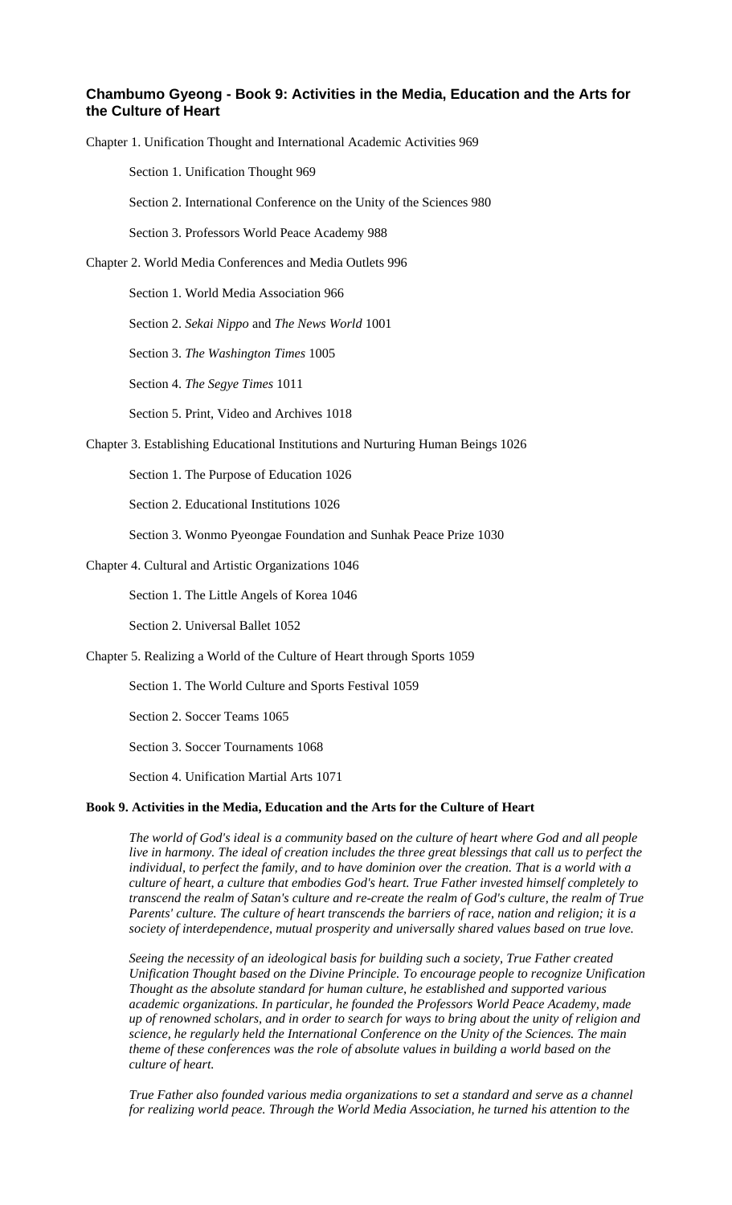## Chambumo Gyeong - Book 9: Activities in the Media, Education and the Arts for the Culture of Heart

Chapter 1. Unification Thought and International Academic Activities 969

Section 1. Unification Thought 969

Section 2. International Conference on the Unity of the Sciences 980

Section 3. Professors World Peace Academy 988

Chapter 2. World Media Conferences and Media Outlets 996

Section 1. World Media Association 966

Section 2. *Sekai Nippo* and *The News World* 1001

Section 3. *The Washington Times* 1005

Section 4. *The Segye Times* 1011

Section 5. Print, Video and Archives 1018

Chapter 3. Establishing Educational Institutions and Nurturing Human Beings 1026

Section 1. The Purpose of Education 1026

Section 2. Educational Institutions 1026

Section 3. Wonmo Pyeongae Foundation and Sunhak Peace Prize 1030

Chapter 4. Cultural and Artistic Organizations 1046

Section 1. The Little Angels of Korea 1046

Section 2. Universal Ballet 1052

Chapter 5. Realizing a World of the Culture of Heart through Sports 1059

Section 1. The World Culture and Sports Festival 1059

Section 2. Soccer Teams 1065

Section 3. Soccer Tournaments 1068

Section 4. Unification Martial Arts 1071

**Book 9. Activities in the Media, Education and the Arts for the Culture of Heart**

*The world of God's ideal is a community based on the culture of heart where God and all people live in harmony. The ideal of creation includes the three great blessings that call us to perfect the individual, to perfect the family, and to have dominion over the creation. That is a world with a culture of heart, a culture that embodies God's heart. True Father invested himself completely to transcend the realm of Satan's culture and re-create the realm of God's culture, the realm of True Parents' culture. The culture of heart transcends the barriers of race, nation and religion; it is a society of interdependence, mutual prosperity and universally shared values based on true love.*

*Seeing the necessity of an ideological basis for building such a society, True Father created Unification Thought based on the Divine Principle. To encourage people to recognize Unification Thought as the absolute standard for human culture, he established and supported various academic organizations. In particular, he founded the Professors World Peace Academy, made up of renowned scholars, and in order to search for ways to bring about the unity of religion and science, he regularly held the International Conference on the Unity of the Sciences. The main theme of these conferences was the role of absolute values in building a world based on the culture of heart.*

*True Father also founded various media organizations to set a standard and serve as a channel for realizing world peace. Through the World Media Association, he turned his attention to the*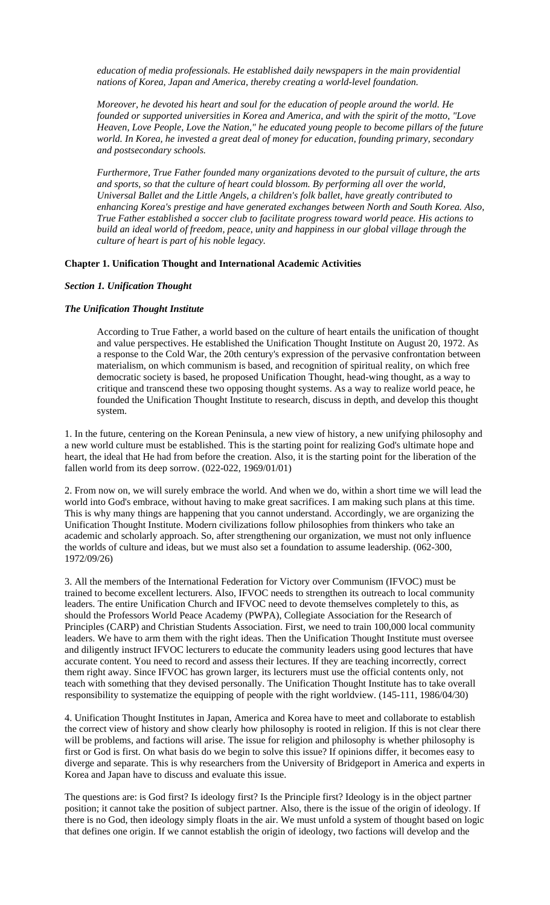*education of media professionals. He established daily newspapers in the main providential nations of Korea, Japan and America, thereby creating a world-level foundation.*

*Moreover, he devoted his heart and soul for the education of people around the world. He founded or supported universities in Korea and America, and with the spirit of the motto, "Love Heaven, Love People, Love the Nation," he educated young people to become pillars of the future world. In Korea, he invested a great deal of money for education, founding primary, secondary and postsecondary schools.*

*Furthermore, True Father founded many organizations devoted to the pursuit of culture, the arts and sports, so that the culture of heart could blossom. By performing all over the world, Universal Ballet and the Little Angels, a children's folk ballet, have greatly contributed to enhancing Korea's prestige and have generated exchanges between North and South Korea. Also, True Father established a soccer club to facilitate progress toward world peace. His actions to build an ideal world of freedom, peace, unity and happiness in our global village through the culture of heart is part of his noble legacy.*

## Chapter 1. Unification Thought and International Academic Activities

### *Section 1. Unification Thought*

#### *The Unification Thought Institute*

According to True Father, a world based on the culture of heart entails the unification of thought and value perspectives. He established the Unification Thought Institute on August 20, 1972. As a response to the Cold War, the 20th century's expression of the pervasive confrontation between materialism, on which communism is based, and recognition of spiritual reality, on which free democratic society is based, he proposed Unification Thought, head-wing thought, as a way to critique and transcend these two opposing thought systems. As a way to realize world peace, he founded the Unification Thought Institute to research, discuss in depth, and develop this thought system.

1. In the future, centering on the Korean Peninsula, a new view of history, a new unifying philosophy and a new world culture must be established. This is the starting point for realizing God's ultimate hope and heart, the ideal that He had from before the creation. Also, it is the starting point for the liberation of the fallen world from its deep sorrow. (022-022, 1969/01/01)

2. From now on, we will surely embrace the world. And when we do, within a short time we will lead the world into God's embrace, without having to make great sacrifices. I am making such plans at this time. This is why many things are happening that you cannot understand. Accordingly, we are organizing the Unification Thought Institute. Modern civilizations follow philosophies from thinkers who take an academic and scholarly approach. So, after strengthening our organization, we must not only influence the worlds of culture and ideas, but we must also set a foundation to assume leadership. (062-300, 1972/09/26)

3. All the members of the International Federation for Victory over Communism (IFVOC) must be trained to become excellent lecturers. Also, IFVOC needs to strengthen its outreach to local community leaders. The entire Unification Church and IFVOC need to devote themselves completely to this, as should the Professors World Peace Academy (PWPA), Collegiate Association for the Research of Principles (CARP) and Christian Students Association. First, we need to train 100,000 local community leaders. We have to arm them with the right ideas. Then the Unification Thought Institute must oversee and diligently instruct IFVOC lecturers to educate the community leaders using good lectures that have accurate content. You need to record and assess their lectures. If they are teaching incorrectly, correct them right away. Since IFVOC has grown larger, its lecturers must use the official contents only, not teach with something that they devised personally. The Unification Thought Institute has to take overall responsibility to systematize the equipping of people with the right worldview. (145-111, 1986/04/30)

4. Unification Thought Institutes in Japan, America and Korea have to meet and collaborate to establish the correct view of history and show clearly how philosophy is rooted in religion. If this is not clear there will be problems, and factions will arise. The issue for religion and philosophy is whether philosophy is first or God is first. On what basis do we begin to solve this issue? If opinions differ, it becomes easy to diverge and separate. This is why researchers from the University of Bridgeport in America and experts in Korea and Japan have to discuss and evaluate this issue.

The questions are: is God first? Is ideology first? Is the Principle first? Ideology is in the object partner position; it cannot take the position of subject partner. Also, there is the issue of the origin of ideology. If there is no God, then ideology simply floats in the air. We must unfold a system of thought based on logic that defines one origin. If we cannot establish the origin of ideology, two factions will develop and the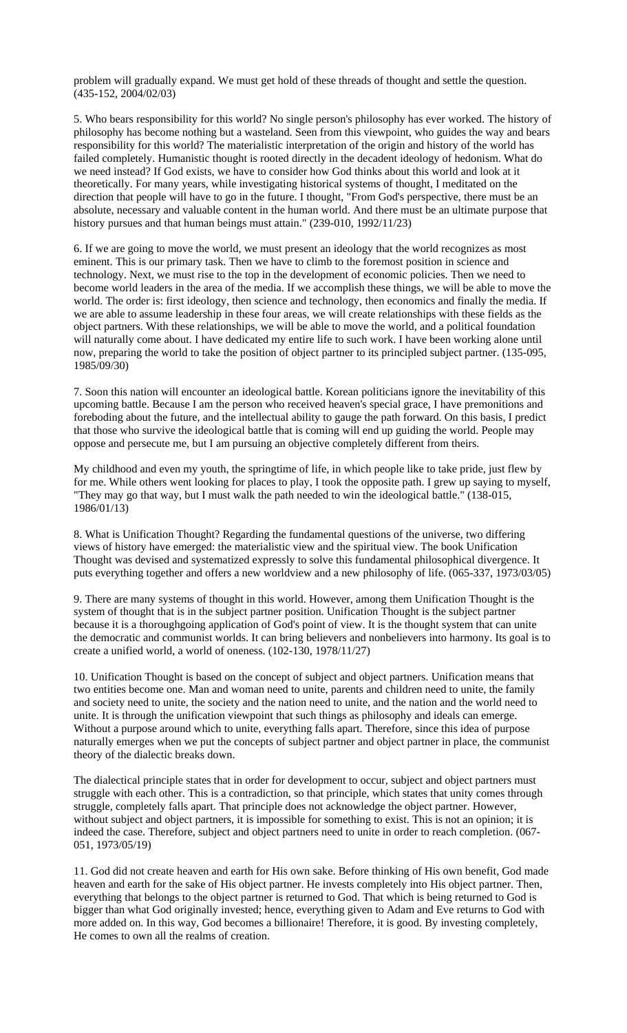problem will gradually expand. We must get hold of these threads of thought and settle the question. (435-152, 2004/02/03)

5. Who bears responsibility for this world? No single person's philosophy has ever worked. The history of philosophy has become nothing but a wasteland. Seen from this viewpoint, who guides the way and bears responsibility for this world? The materialistic interpretation of the origin and history of the world has failed completely. Humanistic thought is rooted directly in the decadent ideology of hedonism. What do we need instead? If God exists, we have to consider how God thinks about this world and look at it theoretically. For many years, while investigating historical systems of thought, I meditated on the direction that people will have to go in the future. I thought, "From God's perspective, there must be an absolute, necessary and valuable content in the human world. And there must be an ultimate purpose that history pursues and that human beings must attain." (239-010, 1992/11/23)

6. If we are going to move the world, we must present an ideology that the world recognizes as most eminent. This is our primary task. Then we have to climb to the foremost position in science and technology. Next, we must rise to the top in the development of economic policies. Then we need to become world leaders in the area of the media. If we accomplish these things, we will be able to move the world. The order is: first ideology, then science and technology, then economics and finally the media. If we are able to assume leadership in these four areas, we will create relationships with these fields as the object partners. With these relationships, we will be able to move the world, and a political foundation will naturally come about. I have dedicated my entire life to such work. I have been working alone until now, preparing the world to take the position of object partner to its principled subject partner. (135-095, 1985/09/30)

7. Soon this nation will encounter an ideological battle. Korean politicians ignore the inevitability of this upcoming battle. Because I am the person who received heaven's special grace, I have premonitions and foreboding about the future, and the intellectual ability to gauge the path forward. On this basis, I predict that those who survive the ideological battle that is coming will end up guiding the world. People may oppose and persecute me, but I am pursuing an objective completely different from theirs.

My childhood and even my youth, the springtime of life, in which people like to take pride, just flew by for me. While others went looking for places to play, I took the opposite path. I grew up saying to myself, "They may go that way, but I must walk the path needed to win the ideological battle." (138-015, 1986/01/13)

8. What is Unification Thought? Regarding the fundamental questions of the universe, two differing views of history have emerged: the materialistic view and the spiritual view. The book Unification Thought was devised and systematized expressly to solve this fundamental philosophical divergence. It puts everything together and offers a new worldview and a new philosophy of life. (065-337, 1973/03/05)

9. There are many systems of thought in this world. However, among them Unification Thought is the system of thought that is in the subject partner position. Unification Thought is the subject partner because it is a thoroughgoing application of God's point of view. It is the thought system that can unite the democratic and communist worlds. It can bring believers and nonbelievers into harmony. Its goal is to create a unified world, a world of oneness. (102-130, 1978/11/27)

10. Unification Thought is based on the concept of subject and object partners. Unification means that two entities become one. Man and woman need to unite, parents and children need to unite, the family and society need to unite, the society and the nation need to unite, and the nation and the world need to unite. It is through the unification viewpoint that such things as philosophy and ideals can emerge. Without a purpose around which to unite, everything falls apart. Therefore, since this idea of purpose naturally emerges when we put the concepts of subject partner and object partner in place, the communist theory of the dialectic breaks down.

The dialectical principle states that in order for development to occur, subject and object partners must struggle with each other. This is a contradiction, so that principle, which states that unity comes through struggle, completely falls apart. That principle does not acknowledge the object partner. However, without subject and object partners, it is impossible for something to exist. This is not an opinion; it is indeed the case. Therefore, subject and object partners need to unite in order to reach completion. (067-051, 1973/05/19)

11. God did not create heaven and earth for His own sake. Before thinking of His own benefit, God made heaven and earth for the sake of His object partner. He invests completely into His object partner. Then, everything that belongs to the object partner is returned to God. That which is being returned to God is bigger than what God originally invested; hence, everything given to Adam and Eve returns to God with more added on. In this way, God becomes a billionaire! Therefore, it is good. By investing completely, He comes to own all the realms of creation.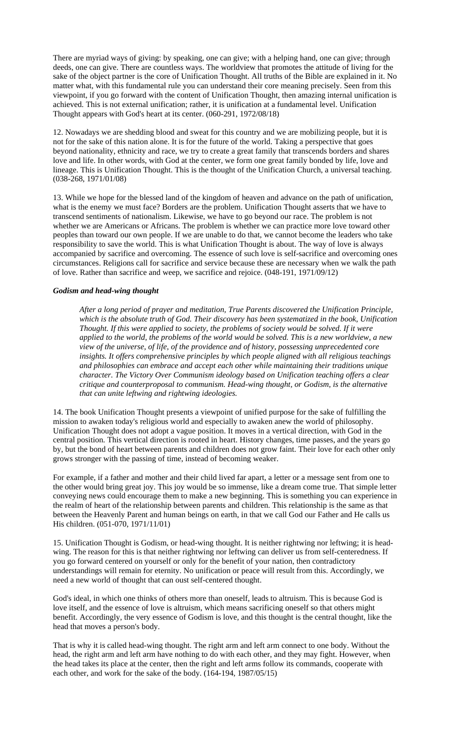There are myriad ways of giving: by speaking, one can give; with a helping hand, one can give; through deeds, one can give. There are countless ways. The worldview that promotes the attitude of living for the sake of the object partner is the core of Unification Thought. All truths of the Bible are explained in it. No matter what, with this fundamental rule you can understand their core meaning precisely. Seen from this viewpoint, if you go forward with the content of Unification Thought, then amazing internal unification is achieved. This is not external unification; rather, it is unification at a fundamental level. Unification Thought appears with God's heart at its center. (060-291, 1972/08/18)

12. Nowadays we are shedding blood and sweat for this country and we are mobilizing people, but it is not for the sake of this nation alone. It is for the future of the world. Taking a perspective that goes beyond nationality, ethnicity and race, we try to create a great family that transcends borders and shares love and life. In other words, with God at the center, we form one great family bonded by life, love and lineage. This is Unification Thought. This is the thought of the Unification Church, a universal teaching. (038-268, 1971/01/08)

13. While we hope for the blessed land of the kingdom of heaven and advance on the path of unification, what is the enemy we must face? Borders are the problem. Unification Thought asserts that we have to transcend sentiments of nationalism. Likewise, we have to go beyond our race. The problem is not whether we are Americans or Africans. The problem is whether we can practice more love toward other peoples than toward our own people. If we are unable to do that, we cannot become the leaders who take responsibility to save the world. This is what Unification Thought is about. The way of love is always accompanied by sacrifice and overcoming. The essence of such love is self-sacrifice and overcoming ones circumstances. Religions call for sacrifice and service because these are necessary when we walk the path of love. Rather than sacrifice and weep, we sacrifice and rejoice. (048-191, 1971/09/12)

***Godism and head-wing thought***

> *After a long period of prayer and meditation, True Parents discovered the Unification Principle, which is the absolute truth of God. Their discovery has been systematized in the book, Unification Thought. If this were applied to society, the problems of society would be solved. If it were applied to the world, the problems of the world would be solved. This is a new worldview, a new view of the universe, of life, of the providence and of history, possessing unprecedented core insights. It offers comprehensive principles by which people aligned with all religious teachings and philosophies can embrace and accept each other while maintaining their traditions unique character. The Victory Over Communism ideology based on Unification teaching offers a clear critique and counterproposal to communism. Head-wing thought, or Godism, is the alternative that can unite leftwing and rightwing ideologies.*

14. The book Unification Thought presents a viewpoint of unified purpose for the sake of fulfilling the mission to awaken today's religious world and especially to awaken anew the world of philosophy. Unification Thought does not adopt a vague position. It moves in a vertical direction, with God in the central position. This vertical direction is rooted in heart. History changes, time passes, and the years go by, but the bond of heart between parents and children does not grow faint. Their love for each other only grows stronger with the passing of time, instead of becoming weaker.

For example, if a father and mother and their child lived far apart, a letter or a message sent from one to the other would bring great joy. This joy would be so immense, like a dream come true. That simple letter conveying news could encourage them to make a new beginning. This is something you can experience in the realm of heart of the relationship between parents and children. This relationship is the same as that between the Heavenly Parent and human beings on earth, in that we call God our Father and He calls us His children. (051-070, 1971/11/01)

15. Unification Thought is Godism, or head-wing thought. It is neither rightwing nor leftwing; it is head-wing. The reason for this is that neither rightwing nor leftwing can deliver us from self-centeredness. If you go forward centered on yourself or only for the benefit of your nation, then contradictory understandings will remain for eternity. No unification or peace will result from this. Accordingly, we need a new world of thought that can oust self-centered thought.

God's ideal, in which one thinks of others more than oneself, leads to altruism. This is because God is love itself, and the essence of love is altruism, which means sacrificing oneself so that others might benefit. Accordingly, the very essence of Godism is love, and this thought is the central thought, like the head that moves a person's body.

That is why it is called head-wing thought. The right arm and left arm connect to one body. Without the head, the right arm and left arm have nothing to do with each other, and they may fight. However, when the head takes its place at the center, then the right and left arms follow its commands, cooperate with each other, and work for the sake of the body. (164-194, 1987/05/15)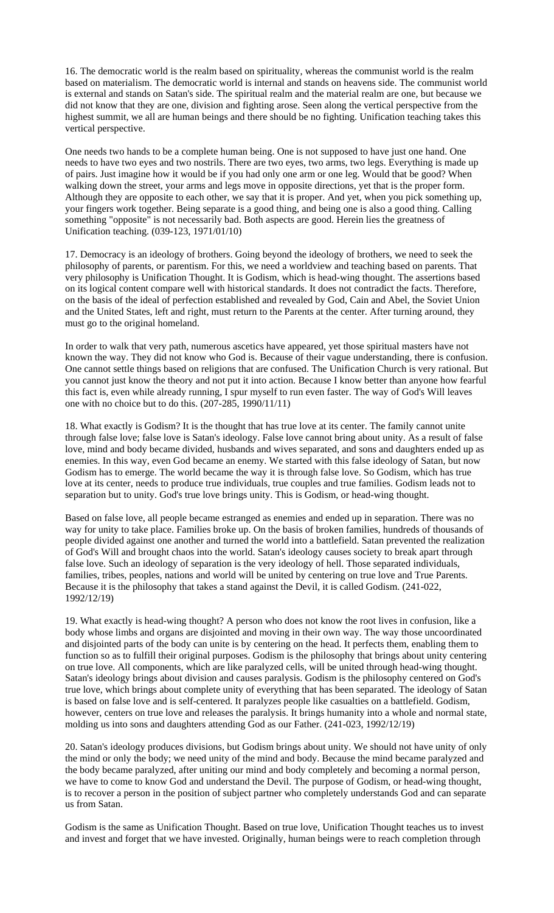16. The democratic world is the realm based on spirituality, whereas the communist world is the realm based on materialism. The democratic world is internal and stands on heavens side. The communist world is external and stands on Satan's side. The spiritual realm and the material realm are one, but because we did not know that they are one, division and fighting arose. Seen along the vertical perspective from the highest summit, we all are human beings and there should be no fighting. Unification teaching takes this vertical perspective.

One needs two hands to be a complete human being. One is not supposed to have just one hand. One needs to have two eyes and two nostrils. There are two eyes, two arms, two legs. Everything is made up of pairs. Just imagine how it would be if you had only one arm or one leg. Would that be good? When walking down the street, your arms and legs move in opposite directions, yet that is the proper form. Although they are opposite to each other, we say that it is proper. And yet, when you pick something up, your fingers work together. Being separate is a good thing, and being one is also a good thing. Calling something "opposite" is not necessarily bad. Both aspects are good. Herein lies the greatness of Unification teaching. (039-123, 1971/01/10)

17. Democracy is an ideology of brothers. Going beyond the ideology of brothers, we need to seek the philosophy of parents, or parentism. For this, we need a worldview and teaching based on parents. That very philosophy is Unification Thought. It is Godism, which is head-wing thought. The assertions based on its logical content compare well with historical standards. It does not contradict the facts. Therefore, on the basis of the ideal of perfection established and revealed by God, Cain and Abel, the Soviet Union and the United States, left and right, must return to the Parents at the center. After turning around, they must go to the original homeland.

In order to walk that very path, numerous ascetics have appeared, yet those spiritual masters have not known the way. They did not know who God is. Because of their vague understanding, there is confusion. One cannot settle things based on religions that are confused. The Unification Church is very rational. But you cannot just know the theory and not put it into action. Because I know better than anyone how fearful this fact is, even while already running, I spur myself to run even faster. The way of God's Will leaves one with no choice but to do this. (207-285, 1990/11/11)

18. What exactly is Godism? It is the thought that has true love at its center. The family cannot unite through false love; false love is Satan's ideology. False love cannot bring about unity. As a result of false love, mind and body became divided, husbands and wives separated, and sons and daughters ended up as enemies. In this way, even God became an enemy. We started with this false ideology of Satan, but now Godism has to emerge. The world became the way it is through false love. So Godism, which has true love at its center, needs to produce true individuals, true couples and true families. Godism leads not to separation but to unity. God's true love brings unity. This is Godism, or head-wing thought.

Based on false love, all people became estranged as enemies and ended up in separation. There was no way for unity to take place. Families broke up. On the basis of broken families, hundreds of thousands of people divided against one another and turned the world into a battlefield. Satan prevented the realization of God's Will and brought chaos into the world. Satan's ideology causes society to break apart through false love. Such an ideology of separation is the very ideology of hell. Those separated individuals, families, tribes, peoples, nations and world will be united by centering on true love and True Parents. Because it is the philosophy that takes a stand against the Devil, it is called Godism. (241-022, 1992/12/19)

19. What exactly is head-wing thought? A person who does not know the root lives in confusion, like a body whose limbs and organs are disjointed and moving in their own way. The way those uncoordinated and disjointed parts of the body can unite is by centering on the head. It perfects them, enabling them to function so as to fulfill their original purposes. Godism is the philosophy that brings about unity centering on true love. All components, which are like paralyzed cells, will be united through head-wing thought. Satan's ideology brings about division and causes paralysis. Godism is the philosophy centered on God's true love, which brings about complete unity of everything that has been separated. The ideology of Satan is based on false love and is self-centered. It paralyzes people like casualties on a battlefield. Godism, however, centers on true love and releases the paralysis. It brings humanity into a whole and normal state, molding us into sons and daughters attending God as our Father. (241-023, 1992/12/19)

20. Satan's ideology produces divisions, but Godism brings about unity. We should not have unity of only the mind or only the body; we need unity of the mind and body. Because the mind became paralyzed and the body became paralyzed, after uniting our mind and body completely and becoming a normal person, we have to come to know God and understand the Devil. The purpose of Godism, or head-wing thought, is to recover a person in the position of subject partner who completely understands God and can separate us from Satan.

Godism is the same as Unification Thought. Based on true love, Unification Thought teaches us to invest and invest and forget that we have invested. Originally, human beings were to reach completion through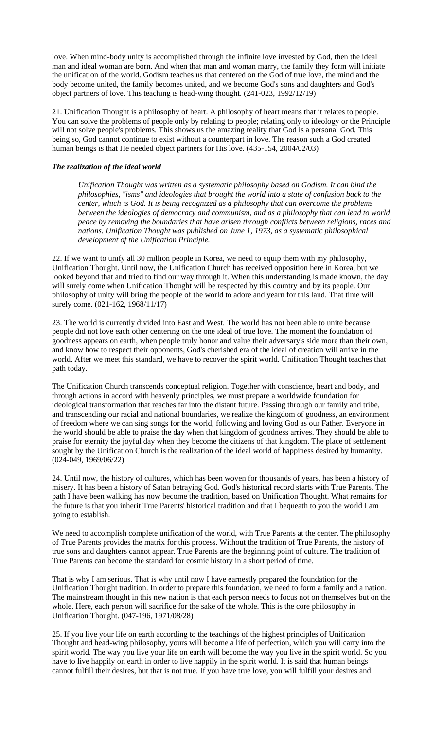love. When mind-body unity is accomplished through the infinite love invested by God, then the ideal man and ideal woman are born. And when that man and woman marry, the family they form will initiate the unification of the world. Godism teaches us that centered on the God of true love, the mind and the body become united, the family becomes united, and we become God's sons and daughters and God's object partners of love. This teaching is head-wing thought. (241-023, 1992/12/19)

21. Unification Thought is a philosophy of heart. A philosophy of heart means that it relates to people. You can solve the problems of people only by relating to people; relating only to ideology or the Principle will not solve people's problems. This shows us the amazing reality that God is a personal God. This being so, God cannot continue to exist without a counterpart in love. The reason such a God created human beings is that He needed object partners for His love. (435-154, 2004/02/03)

### *The realization of the ideal world*

> *Unification Thought was written as a systematic philosophy based on Godism. It can bind the philosophies, "isms" and ideologies that brought the world into a state of confusion back to the center, which is God. It is being recognized as a philosophy that can overcome the problems between the ideologies of democracy and communism, and as a philosophy that can lead to world peace by removing the boundaries that have arisen through conflicts between religions, races and nations. Unification Thought was published on June 1, 1973, as a systematic philosophical development of the Unification Principle.*

22. If we want to unify all 30 million people in Korea, we need to equip them with my philosophy, Unification Thought. Until now, the Unification Church has received opposition here in Korea, but we looked beyond that and tried to find our way through it. When this understanding is made known, the day will surely come when Unification Thought will be respected by this country and by its people. Our philosophy of unity will bring the people of the world to adore and yearn for this land. That time will surely come. (021-162, 1968/11/17)

23. The world is currently divided into East and West. The world has not been able to unite because people did not love each other centering on the one ideal of true love. The moment the foundation of goodness appears on earth, when people truly honor and value their adversary's side more than their own, and know how to respect their opponents, God's cherished era of the ideal of creation will arrive in the world. After we meet this standard, we have to recover the spirit world. Unification Thought teaches that path today.

The Unification Church transcends conceptual religion. Together with conscience, heart and body, and through actions in accord with heavenly principles, we must prepare a worldwide foundation for ideological transformation that reaches far into the distant future. Passing through our family and tribe, and transcending our racial and national boundaries, we realize the kingdom of goodness, an environment of freedom where we can sing songs for the world, following and loving God as our Father. Everyone in the world should be able to praise the day when that kingdom of goodness arrives. They should be able to praise for eternity the joyful day when they become the citizens of that kingdom. The place of settlement sought by the Unification Church is the realization of the ideal world of happiness desired by humanity. (024-049, 1969/06/22)

24. Until now, the history of cultures, which has been woven for thousands of years, has been a history of misery. It has been a history of Satan betraying God. God's historical record starts with True Parents. The path I have been walking has now become the tradition, based on Unification Thought. What remains for the future is that you inherit True Parents' historical tradition and that I bequeath to you the world I am going to establish.

We need to accomplish complete unification of the world, with True Parents at the center. The philosophy of True Parents provides the matrix for this process. Without the tradition of True Parents, the history of true sons and daughters cannot appear. True Parents are the beginning point of culture. The tradition of True Parents can become the standard for cosmic history in a short period of time.

That is why I am serious. That is why until now I have earnestly prepared the foundation for the Unification Thought tradition. In order to prepare this foundation, we need to form a family and a nation. The mainstream thought in this new nation is that each person needs to focus not on themselves but on the whole. Here, each person will sacrifice for the sake of the whole. This is the core philosophy in Unification Thought. (047-196, 1971/08/28)

25. If you live your life on earth according to the teachings of the highest principles of Unification Thought and head-wing philosophy, yours will become a life of perfection, which you will carry into the spirit world. The way you live your life on earth will become the way you live in the spirit world. So you have to live happily on earth in order to live happily in the spirit world. It is said that human beings cannot fulfill their desires, but that is not true. If you have true love, you will fulfill your desires and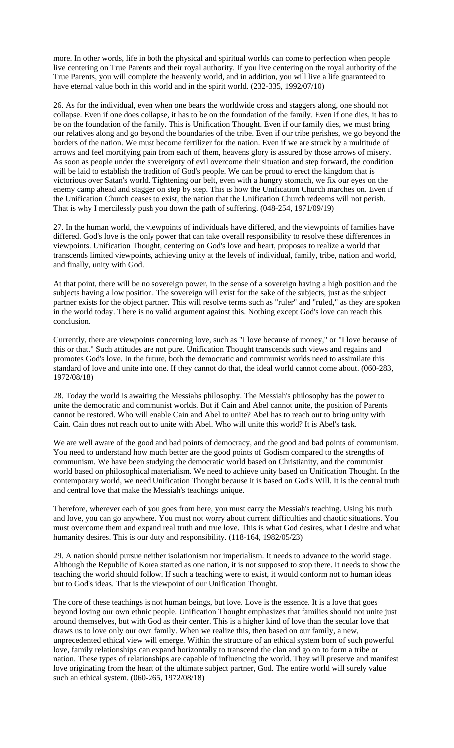more. In other words, life in both the physical and spiritual worlds can come to perfection when people live centering on True Parents and their royal authority. If you live centering on the royal authority of the True Parents, you will complete the heavenly world, and in addition, you will live a life guaranteed to have eternal value both in this world and in the spirit world. (232-335, 1992/07/10)

26. As for the individual, even when one bears the worldwide cross and staggers along, one should not collapse. Even if one does collapse, it has to be on the foundation of the family. Even if one dies, it has to be on the foundation of the family. This is Unification Thought. Even if our family dies, we must bring our relatives along and go beyond the boundaries of the tribe. Even if our tribe perishes, we go beyond the borders of the nation. We must become fertilizer for the nation. Even if we are struck by a multitude of arrows and feel mortifying pain from each of them, heavens glory is assured by those arrows of misery. As soon as people under the sovereignty of evil overcome their situation and step forward, the condition will be laid to establish the tradition of God's people. We can be proud to erect the kingdom that is victorious over Satan's world. Tightening our belt, even with a hungry stomach, we fix our eyes on the enemy camp ahead and stagger on step by step. This is how the Unification Church marches on. Even if the Unification Church ceases to exist, the nation that the Unification Church redeems will not perish. That is why I mercilessly push you down the path of suffering. (048-254, 1971/09/19)

27. In the human world, the viewpoints of individuals have differed, and the viewpoints of families have differed. God's love is the only power that can take overall responsibility to resolve these differences in viewpoints. Unification Thought, centering on God's love and heart, proposes to realize a world that transcends limited viewpoints, achieving unity at the levels of individual, family, tribe, nation and world, and finally, unity with God.

At that point, there will be no sovereign power, in the sense of a sovereign having a high position and the subjects having a low position. The sovereign will exist for the sake of the subjects, just as the subject partner exists for the object partner. This will resolve terms such as "ruler" and "ruled," as they are spoken in the world today. There is no valid argument against this. Nothing except God's love can reach this conclusion.

Currently, there are viewpoints concerning love, such as "I love because of money," or "I love because of this or that." Such attitudes are not pure. Unification Thought transcends such views and regains and promotes God's love. In the future, both the democratic and communist worlds need to assimilate this standard of love and unite into one. If they cannot do that, the ideal world cannot come about. (060-283, 1972/08/18)

28. Today the world is awaiting the Messiahs philosophy. The Messiah's philosophy has the power to unite the democratic and communist worlds. But if Cain and Abel cannot unite, the position of Parents cannot be restored. Who will enable Cain and Abel to unite? Abel has to reach out to bring unity with Cain. Cain does not reach out to unite with Abel. Who will unite this world? It is Abel's task.

We are well aware of the good and bad points of democracy, and the good and bad points of communism. You need to understand how much better are the good points of Godism compared to the strengths of communism. We have been studying the democratic world based on Christianity, and the communist world based on philosophical materialism. We need to achieve unity based on Unification Thought. In the contemporary world, we need Unification Thought because it is based on God's Will. It is the central truth and central love that make the Messiah's teachings unique.

Therefore, wherever each of you goes from here, you must carry the Messiah's teaching. Using his truth and love, you can go anywhere. You must not worry about current difficulties and chaotic situations. You must overcome them and expand real truth and true love. This is what God desires, what I desire and what humanity desires. This is our duty and responsibility. (118-164, 1982/05/23)

29. A nation should pursue neither isolationism nor imperialism. It needs to advance to the world stage. Although the Republic of Korea started as one nation, it is not supposed to stop there. It needs to show the teaching the world should follow. If such a teaching were to exist, it would conform not to human ideas but to God's ideas. That is the viewpoint of our Unification Thought.

The core of these teachings is not human beings, but love. Love is the essence. It is a love that goes beyond loving our own ethnic people. Unification Thought emphasizes that families should not unite just around themselves, but with God as their center. This is a higher kind of love than the secular love that draws us to love only our own family. When we realize this, then based on our family, a new, unprecedented ethical view will emerge. Within the structure of an ethical system born of such powerful love, family relationships can expand horizontally to transcend the clan and go on to form a tribe or nation. These types of relationships are capable of influencing the world. They will preserve and manifest love originating from the heart of the ultimate subject partner, God. The entire world will surely value such an ethical system. (060-265, 1972/08/18)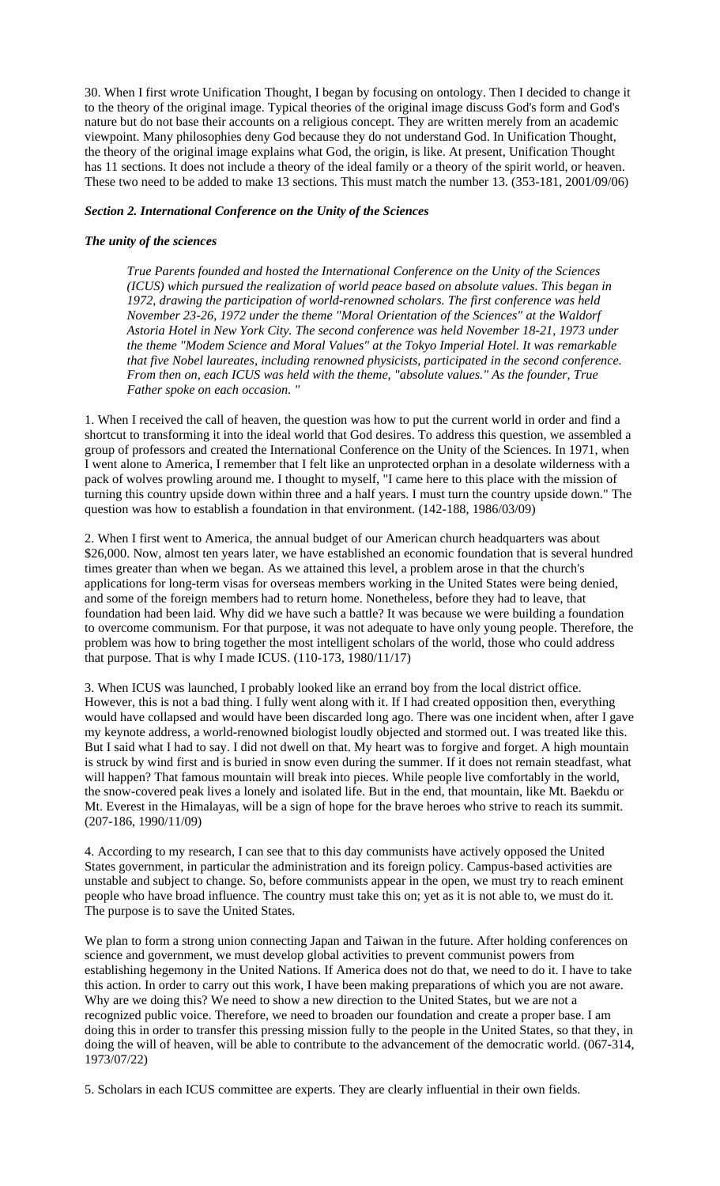30. When I first wrote Unification Thought, I began by focusing on ontology. Then I decided to change it to the theory of the original image. Typical theories of the original image discuss God's form and God's nature but do not base their accounts on a religious concept. They are written merely from an academic viewpoint. Many philosophies deny God because they do not understand God. In Unification Thought, the theory of the original image explains what God, the origin, is like. At present, Unification Thought has 11 sections. It does not include a theory of the ideal family or a theory of the spirit world, or heaven. These two need to be added to make 13 sections. This must match the number 13. (353-181, 2001/09/06)

***Section 2. International Conference on the Unity of the Sciences***

***The unity of the sciences***

> *True Parents founded and hosted the International Conference on the Unity of the Sciences (ICUS) which pursued the realization of world peace based on absolute values. This began in 1972, drawing the participation of world-renowned scholars. The first conference was held November 23-26, 1972 under the theme "Moral Orientation of the Sciences" at the Waldorf Astoria Hotel in New York City. The second conference was held November 18-21, 1973 under the theme "Modem Science and Moral Values" at the Tokyo Imperial Hotel. It was remarkable that five Nobel laureates, including renowned physicists, participated in the second conference. From then on, each ICUS was held with the theme, "absolute values." As the founder, True Father spoke on each occasion. "*

1. When I received the call of heaven, the question was how to put the current world in order and find a shortcut to transforming it into the ideal world that God desires. To address this question, we assembled a group of professors and created the International Conference on the Unity of the Sciences. In 1971, when I went alone to America, I remember that I felt like an unprotected orphan in a desolate wilderness with a pack of wolves prowling around me. I thought to myself, "I came here to this place with the mission of turning this country upside down within three and a half years. I must turn the country upside down." The question was how to establish a foundation in that environment. (142-188, 1986/03/09)

2. When I first went to America, the annual budget of our American church headquarters was about $26,000. Now, almost ten years later, we have established an economic foundation that is several hundred times greater than when we began. As we attained this level, a problem arose in that the church's applications for long-term visas for overseas members working in the United States were being denied, and some of the foreign members had to return home. Nonetheless, before they had to leave, that foundation had been laid. Why did we have such a battle? It was because we were building a foundation to overcome communism. For that purpose, it was not adequate to have only young people. Therefore, the problem was how to bring together the most intelligent scholars of the world, those who could address that purpose. That is why I made ICUS. (110-173, 1980/11/17)

3. When ICUS was launched, I probably looked like an errand boy from the local district office. However, this is not a bad thing. I fully went along with it. If I had created opposition then, everything would have collapsed and would have been discarded long ago. There was one incident when, after I gave my keynote address, a world-renowned biologist loudly objected and stormed out. I was treated like this. But I said what I had to say. I did not dwell on that. My heart was to forgive and forget. A high mountain is struck by wind first and is buried in snow even during the summer. If it does not remain steadfast, what will happen? That famous mountain will break into pieces. While people live comfortably in the world, the snow-covered peak lives a lonely and isolated life. But in the end, that mountain, like Mt. Baekdu or Mt. Everest in the Himalayas, will be a sign of hope for the brave heroes who strive to reach its summit. (207-186, 1990/11/09)

4. According to my research, I can see that to this day communists have actively opposed the United States government, in particular the administration and its foreign policy. Campus-based activities are unstable and subject to change. So, before communists appear in the open, we must try to reach eminent people who have broad influence. The country must take this on; yet as it is not able to, we must do it. The purpose is to save the United States.

We plan to form a strong union connecting Japan and Taiwan in the future. After holding conferences on science and government, we must develop global activities to prevent communist powers from establishing hegemony in the United Nations. If America does not do that, we need to do it. I have to take this action. In order to carry out this work, I have been making preparations of which you are not aware. Why are we doing this? We need to show a new direction to the United States, but we are not a recognized public voice. Therefore, we need to broaden our foundation and create a proper base. I am doing this in order to transfer this pressing mission fully to the people in the United States, so that they, in doing the will of heaven, will be able to contribute to the advancement of the democratic world. (067-314, 1973/07/22)

5. Scholars in each ICUS committee are experts. They are clearly influential in their own fields.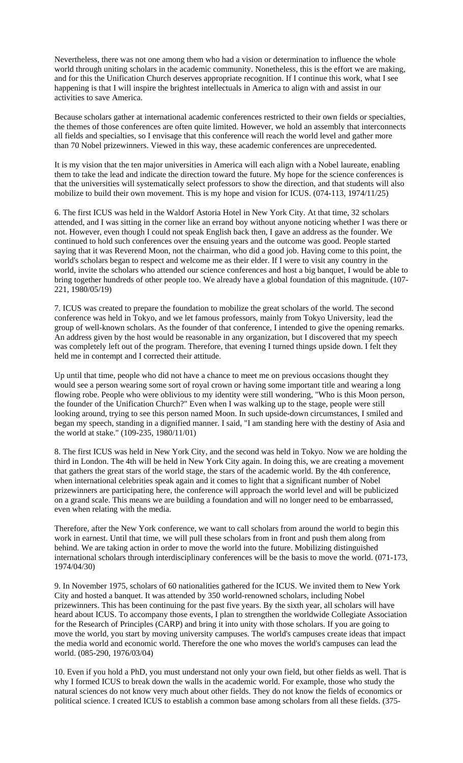Nevertheless, there was not one among them who had a vision or determination to influence the whole world through uniting scholars in the academic community. Nonetheless, this is the effort we are making, and for this the Unification Church deserves appropriate recognition. If I continue this work, what I see happening is that I will inspire the brightest intellectuals in America to align with and assist in our activities to save America.

Because scholars gather at international academic conferences restricted to their own fields or specialties, the themes of those conferences are often quite limited. However, we hold an assembly that interconnects all fields and specialties, so I envisage that this conference will reach the world level and gather more than 70 Nobel prizewinners. Viewed in this way, these academic conferences are unprecedented.

It is my vision that the ten major universities in America will each align with a Nobel laureate, enabling them to take the lead and indicate the direction toward the future. My hope for the science conferences is that the universities will systematically select professors to show the direction, and that students will also mobilize to build their own movement. This is my hope and vision for ICUS. (074-113, 1974/11/25)

6. The first ICUS was held in the Waldorf Astoria Hotel in New York City. At that time, 32 scholars attended, and I was sitting in the corner like an errand boy without anyone noticing whether I was there or not. However, even though I could not speak English back then, I gave an address as the founder. We continued to hold such conferences over the ensuing years and the outcome was good. People started saying that it was Reverend Moon, not the chairman, who did a good job. Having come to this point, the world's scholars began to respect and welcome me as their elder. If I were to visit any country in the world, invite the scholars who attended our science conferences and host a big banquet, I would be able to bring together hundreds of other people too. We already have a global foundation of this magnitude. (107-221, 1980/05/19)

7. ICUS was created to prepare the foundation to mobilize the great scholars of the world. The second conference was held in Tokyo, and we let famous professors, mainly from Tokyo University, lead the group of well-known scholars. As the founder of that conference, I intended to give the opening remarks. An address given by the host would be reasonable in any organization, but I discovered that my speech was completely left out of the program. Therefore, that evening I turned things upside down. I felt they held me in contempt and I corrected their attitude.

Up until that time, people who did not have a chance to meet me on previous occasions thought they would see a person wearing some sort of royal crown or having some important title and wearing a long flowing robe. People who were oblivious to my identity were still wondering, "Who is this Moon person, the founder of the Unification Church?" Even when I was walking up to the stage, people were still looking around, trying to see this person named Moon. In such upside-down circumstances, I smiled and began my speech, standing in a dignified manner. I said, "I am standing here with the destiny of Asia and the world at stake." (109-235, 1980/11/01)

8. The first ICUS was held in New York City, and the second was held in Tokyo. Now we are holding the third in London. The 4th will be held in New York City again. In doing this, we are creating a movement that gathers the great stars of the world stage, the stars of the academic world. By the 4th conference, when international celebrities speak again and it comes to light that a significant number of Nobel prizewinners are participating here, the conference will approach the world level and will be publicized on a grand scale. This means we are building a foundation and will no longer need to be embarrassed, even when relating with the media.

Therefore, after the New York conference, we want to call scholars from around the world to begin this work in earnest. Until that time, we will pull these scholars from in front and push them along from behind. We are taking action in order to move the world into the future. Mobilizing distinguished international scholars through interdisciplinary conferences will be the basis to move the world. (071-173, 1974/04/30)

9. In November 1975, scholars of 60 nationalities gathered for the ICUS. We invited them to New York City and hosted a banquet. It was attended by 350 world-renowned scholars, including Nobel prizewinners. This has been continuing for the past five years. By the sixth year, all scholars will have heard about ICUS. To accompany those events, I plan to strengthen the worldwide Collegiate Association for the Research of Principles (CARP) and bring it into unity with those scholars. If you are going to move the world, you start by moving university campuses. The world's campuses create ideas that impact the media world and economic world. Therefore the one who moves the world's campuses can lead the world. (085-290, 1976/03/04)

10. Even if you hold a PhD, you must understand not only your own field, but other fields as well. That is why I formed ICUS to break down the walls in the academic world. For example, those who study the natural sciences do not know very much about other fields. They do not know the fields of economics or political science. I created ICUS to establish a common base among scholars from all these fields. (375-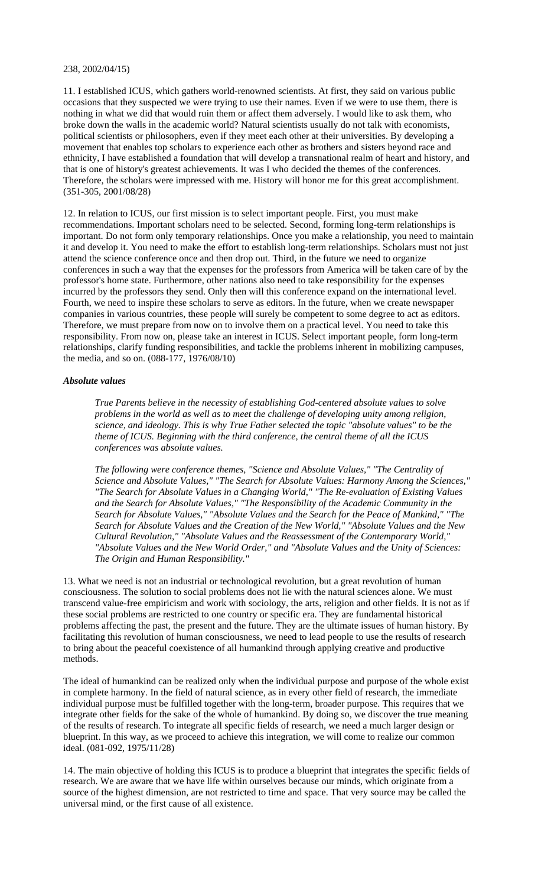238, 2002/04/15)

11. I established ICUS, which gathers world-renowned scientists. At first, they said on various public occasions that they suspected we were trying to use their names. Even if we were to use them, there is nothing in what we did that would ruin them or affect them adversely. I would like to ask them, who broke down the walls in the academic world? Natural scientists usually do not talk with economists, political scientists or philosophers, even if they meet each other at their universities. By developing a movement that enables top scholars to experience each other as brothers and sisters beyond race and ethnicity, I have established a foundation that will develop a transnational realm of heart and history, and that is one of history's greatest achievements. It was I who decided the themes of the conferences. Therefore, the scholars were impressed with me. History will honor me for this great accomplishment. (351-305, 2001/08/28)

12. In relation to ICUS, our first mission is to select important people. First, you must make recommendations. Important scholars need to be selected. Second, forming long-term relationships is important. Do not form only temporary relationships. Once you make a relationship, you need to maintain it and develop it. You need to make the effort to establish long-term relationships. Scholars must not just attend the science conference once and then drop out. Third, in the future we need to organize conferences in such a way that the expenses for the professors from America will be taken care of by the professor's home state. Furthermore, other nations also need to take responsibility for the expenses incurred by the professors they send. Only then will this conference expand on the international level. Fourth, we need to inspire these scholars to serve as editors. In the future, when we create newspaper companies in various countries, these people will surely be competent to some degree to act as editors. Therefore, we must prepare from now on to involve them on a practical level. You need to take this responsibility. From now on, please take an interest in ICUS. Select important people, form long-term relationships, clarify funding responsibilities, and tackle the problems inherent in mobilizing campuses, the media, and so on. (088-177, 1976/08/10)

***Absolute values***

> *True Parents believe in the necessity of establishing God-centered absolute values to solve problems in the world as well as to meet the challenge of developing unity among religion, science, and ideology. This is why True Father selected the topic "absolute values" to be the theme of ICUS. Beginning with the third conference, the central theme of all the ICUS conferences was absolute values.*
>
> *The following were conference themes, "Science and Absolute Values," "The Centrality of Science and Absolute Values," "The Search for Absolute Values: Harmony Among the Sciences," "The Search for Absolute Values in a Changing World," "The Re-evaluation of Existing Values and the Search for Absolute Values," "The Responsibility of the Academic Community in the Search for Absolute Values," "Absolute Values and the Search for the Peace of Mankind," "The Search for Absolute Values and the Creation of the New World," "Absolute Values and the New Cultural Revolution," "Absolute Values and the Reassessment of the Contemporary World," "Absolute Values and the New World Order," and "Absolute Values and the Unity of Sciences: The Origin and Human Responsibility."*

13. What we need is not an industrial or technological revolution, but a great revolution of human consciousness. The solution to social problems does not lie with the natural sciences alone. We must transcend value-free empiricism and work with sociology, the arts, religion and other fields. It is not as if these social problems are restricted to one country or specific era. They are fundamental historical problems affecting the past, the present and the future. They are the ultimate issues of human history. By facilitating this revolution of human consciousness, we need to lead people to use the results of research to bring about the peaceful coexistence of all humankind through applying creative and productive methods.

The ideal of humankind can be realized only when the individual purpose and purpose of the whole exist in complete harmony. In the field of natural science, as in every other field of research, the immediate individual purpose must be fulfilled together with the long-term, broader purpose. This requires that we integrate other fields for the sake of the whole of humankind. By doing so, we discover the true meaning of the results of research. To integrate all specific fields of research, we need a much larger design or blueprint. In this way, as we proceed to achieve this integration, we will come to realize our common ideal. (081-092, 1975/11/28)

14. The main objective of holding this ICUS is to produce a blueprint that integrates the specific fields of research. We are aware that we have life within ourselves because our minds, which originate from a source of the highest dimension, are not restricted to time and space. That very source may be called the universal mind, or the first cause of all existence.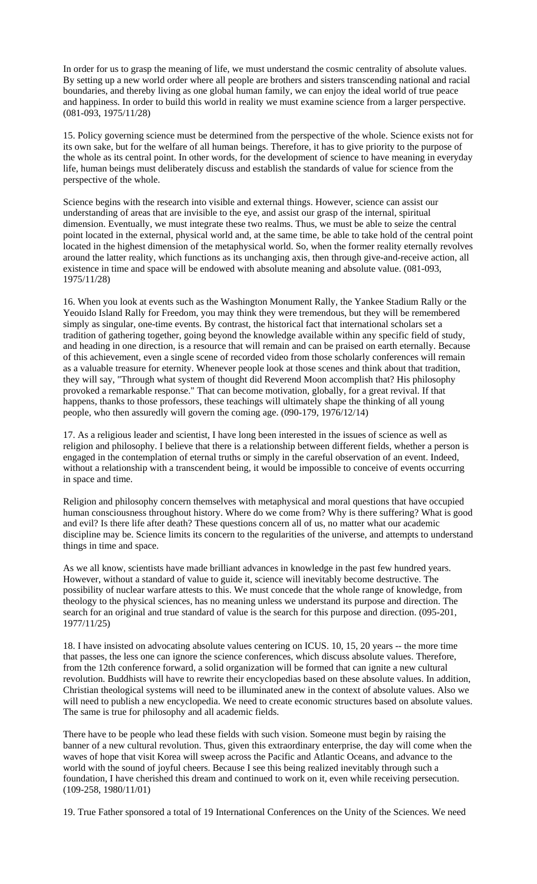In order for us to grasp the meaning of life, we must understand the cosmic centrality of absolute values. By setting up a new world order where all people are brothers and sisters transcending national and racial boundaries, and thereby living as one global human family, we can enjoy the ideal world of true peace and happiness. In order to build this world in reality we must examine science from a larger perspective. (081-093, 1975/11/28)

15. Policy governing science must be determined from the perspective of the whole. Science exists not for its own sake, but for the welfare of all human beings. Therefore, it has to give priority to the purpose of the whole as its central point. In other words, for the development of science to have meaning in everyday life, human beings must deliberately discuss and establish the standards of value for science from the perspective of the whole.

Science begins with the research into visible and external things. However, science can assist our understanding of areas that are invisible to the eye, and assist our grasp of the internal, spiritual dimension. Eventually, we must integrate these two realms. Thus, we must be able to seize the central point located in the external, physical world and, at the same time, be able to take hold of the central point located in the highest dimension of the metaphysical world. So, when the former reality eternally revolves around the latter reality, which functions as its unchanging axis, then through give-and-receive action, all existence in time and space will be endowed with absolute meaning and absolute value. (081-093, 1975/11/28)

16. When you look at events such as the Washington Monument Rally, the Yankee Stadium Rally or the Yeouido Island Rally for Freedom, you may think they were tremendous, but they will be remembered simply as singular, one-time events. By contrast, the historical fact that international scholars set a tradition of gathering together, going beyond the knowledge available within any specific field of study, and heading in one direction, is a resource that will remain and can be praised on earth eternally. Because of this achievement, even a single scene of recorded video from those scholarly conferences will remain as a valuable treasure for eternity. Whenever people look at those scenes and think about that tradition, they will say, "Through what system of thought did Reverend Moon accomplish that? His philosophy provoked a remarkable response." That can become motivation, globally, for a great revival. If that happens, thanks to those professors, these teachings will ultimately shape the thinking of all young people, who then assuredly will govern the coming age. (090-179, 1976/12/14)

17. As a religious leader and scientist, I have long been interested in the issues of science as well as religion and philosophy. I believe that there is a relationship between different fields, whether a person is engaged in the contemplation of eternal truths or simply in the careful observation of an event. Indeed, without a relationship with a transcendent being, it would be impossible to conceive of events occurring in space and time.

Religion and philosophy concern themselves with metaphysical and moral questions that have occupied human consciousness throughout history. Where do we come from? Why is there suffering? What is good and evil? Is there life after death? These questions concern all of us, no matter what our academic discipline may be. Science limits its concern to the regularities of the universe, and attempts to understand things in time and space.

As we all know, scientists have made brilliant advances in knowledge in the past few hundred years. However, without a standard of value to guide it, science will inevitably become destructive. The possibility of nuclear warfare attests to this. We must concede that the whole range of knowledge, from theology to the physical sciences, has no meaning unless we understand its purpose and direction. The search for an original and true standard of value is the search for this purpose and direction. (095-201, 1977/11/25)

18. I have insisted on advocating absolute values centering on ICUS. 10, 15, 20 years -- the more time that passes, the less one can ignore the science conferences, which discuss absolute values. Therefore, from the 12th conference forward, a solid organization will be formed that can ignite a new cultural revolution. Buddhists will have to rewrite their encyclopedias based on these absolute values. In addition, Christian theological systems will need to be illuminated anew in the context of absolute values. Also we will need to publish a new encyclopedia. We need to create economic structures based on absolute values. The same is true for philosophy and all academic fields.

There have to be people who lead these fields with such vision. Someone must begin by raising the banner of a new cultural revolution. Thus, given this extraordinary enterprise, the day will come when the waves of hope that visit Korea will sweep across the Pacific and Atlantic Oceans, and advance to the world with the sound of joyful cheers. Because I see this being realized inevitably through such a foundation, I have cherished this dream and continued to work on it, even while receiving persecution. (109-258, 1980/11/01)

19. True Father sponsored a total of 19 International Conferences on the Unity of the Sciences. We need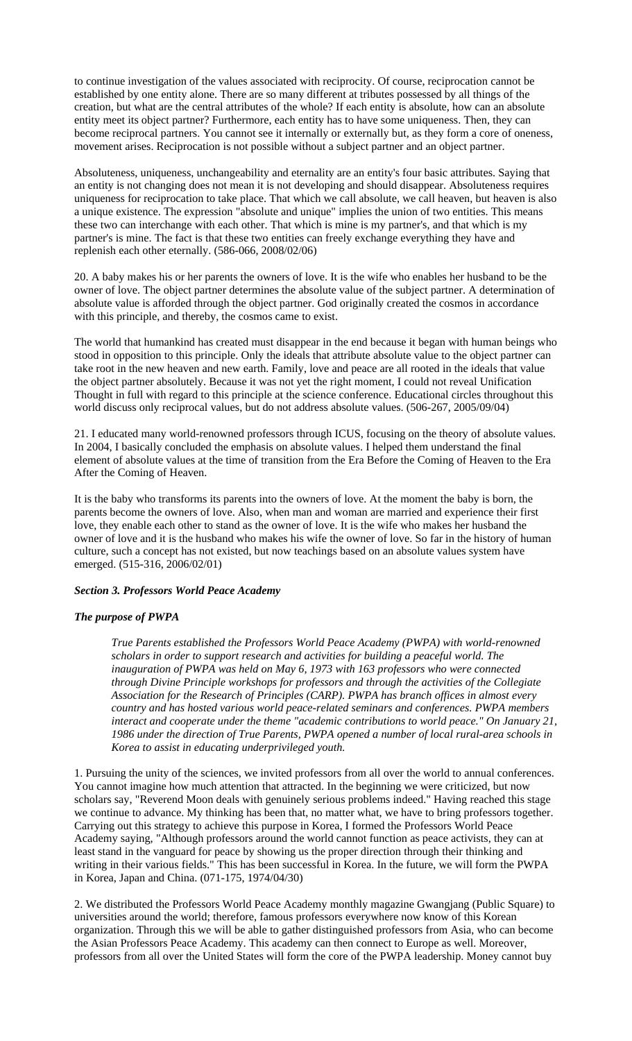to continue investigation of the values associated with reciprocity. Of course, reciprocation cannot be established by one entity alone. There are so many different at tributes possessed by all things of the creation, but what are the central attributes of the whole? If each entity is absolute, how can an absolute entity meet its object partner? Furthermore, each entity has to have some uniqueness. Then, they can become reciprocal partners. You cannot see it internally or externally but, as they form a core of oneness, movement arises. Reciprocation is not possible without a subject partner and an object partner.

Absoluteness, uniqueness, unchangeability and eternality are an entity's four basic attributes. Saying that an entity is not changing does not mean it is not developing and should disappear. Absoluteness requires uniqueness for reciprocation to take place. That which we call absolute, we call heaven, but heaven is also a unique existence. The expression "absolute and unique" implies the union of two entities. This means these two can interchange with each other. That which is mine is my partner's, and that which is my partner's is mine. The fact is that these two entities can freely exchange everything they have and replenish each other eternally. (586-066, 2008/02/06)

20. A baby makes his or her parents the owners of love. It is the wife who enables her husband to be the owner of love. The object partner determines the absolute value of the subject partner. A determination of absolute value is afforded through the object partner. God originally created the cosmos in accordance with this principle, and thereby, the cosmos came to exist.

The world that humankind has created must disappear in the end because it began with human beings who stood in opposition to this principle. Only the ideals that attribute absolute value to the object partner can take root in the new heaven and new earth. Family, love and peace are all rooted in the ideals that value the object partner absolutely. Because it was not yet the right moment, I could not reveal Unification Thought in full with regard to this principle at the science conference. Educational circles throughout this world discuss only reciprocal values, but do not address absolute values. (506-267, 2005/09/04)

21. I educated many world-renowned professors through ICUS, focusing on the theory of absolute values. In 2004, I basically concluded the emphasis on absolute values. I helped them understand the final element of absolute values at the time of transition from the Era Before the Coming of Heaven to the Era After the Coming of Heaven.

It is the baby who transforms its parents into the owners of love. At the moment the baby is born, the parents become the owners of love. Also, when man and woman are married and experience their first love, they enable each other to stand as the owner of love. It is the wife who makes her husband the owner of love and it is the husband who makes his wife the owner of love. So far in the history of human culture, such a concept has not existed, but now teachings based on an absolute values system have emerged. (515-316, 2006/02/01)

### *Section 3. Professors World Peace Academy*

#### *The purpose of PWPA*

> *True Parents established the Professors World Peace Academy (PWPA) with world-renowned scholars in order to support research and activities for building a peaceful world. The inauguration of PWPA was held on May 6, 1973 with 163 professors who were connected through Divine Principle workshops for professors and through the activities of the Collegiate Association for the Research of Principles (CARP). PWPA has branch offices in almost every country and has hosted various world peace-related seminars and conferences. PWPA members interact and cooperate under the theme "academic contributions to world peace." On January 21, 1986 under the direction of True Parents, PWPA opened a number of local rural-area schools in Korea to assist in educating underprivileged youth.*

1. Pursuing the unity of the sciences, we invited professors from all over the world to annual conferences. You cannot imagine how much attention that attracted. In the beginning we were criticized, but now scholars say, "Reverend Moon deals with genuinely serious problems indeed." Having reached this stage we continue to advance. My thinking has been that, no matter what, we have to bring professors together. Carrying out this strategy to achieve this purpose in Korea, I formed the Professors World Peace Academy saying, "Although professors around the world cannot function as peace activists, they can at least stand in the vanguard for peace by showing us the proper direction through their thinking and writing in their various fields." This has been successful in Korea. In the future, we will form the PWPA in Korea, Japan and China. (071-175, 1974/04/30)

2. We distributed the Professors World Peace Academy monthly magazine Gwangjang (Public Square) to universities around the world; therefore, famous professors everywhere now know of this Korean organization. Through this we will be able to gather distinguished professors from Asia, who can become the Asian Professors Peace Academy. This academy can then connect to Europe as well. Moreover, professors from all over the United States will form the core of the PWPA leadership. Money cannot buy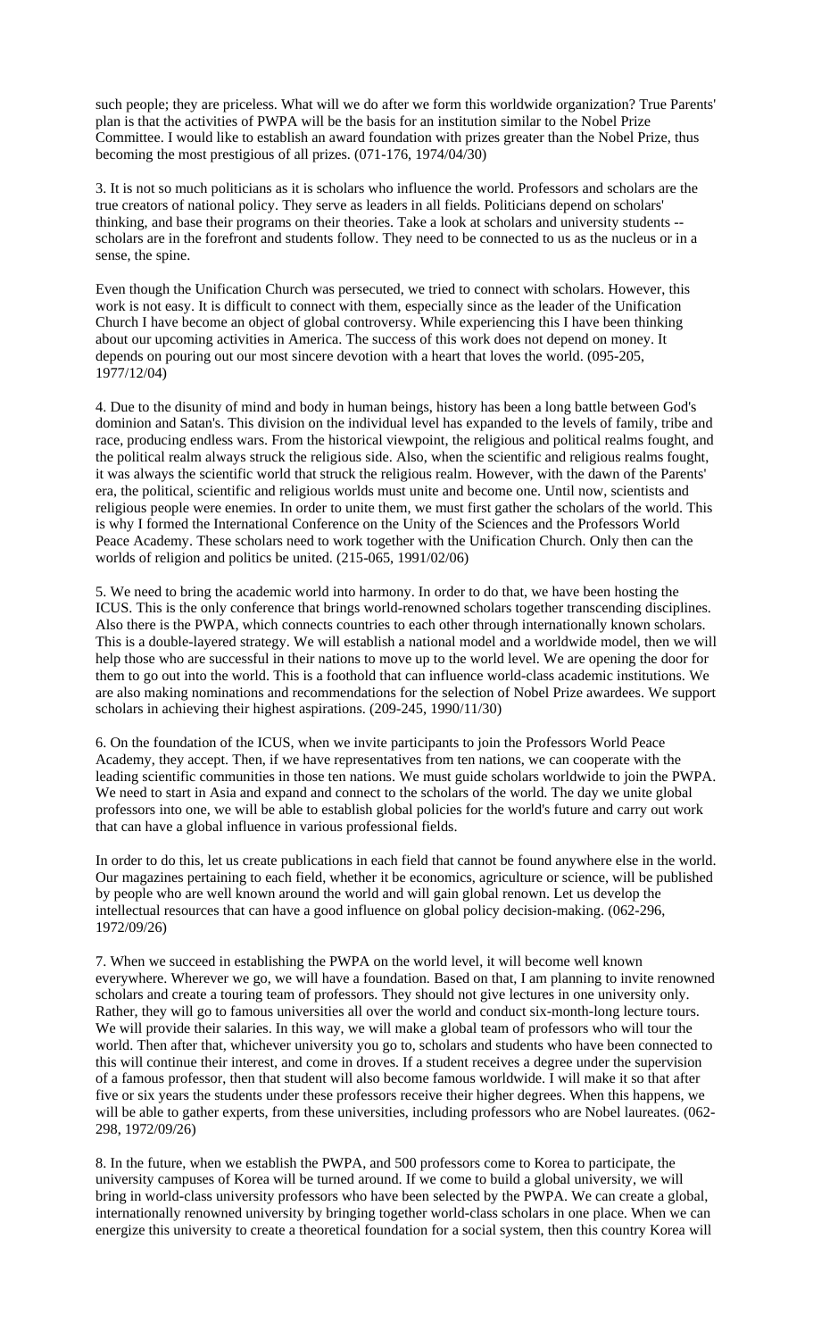such people; they are priceless. What will we do after we form this worldwide organization? True Parents' plan is that the activities of PWPA will be the basis for an institution similar to the Nobel Prize Committee. I would like to establish an award foundation with prizes greater than the Nobel Prize, thus becoming the most prestigious of all prizes. (071-176, 1974/04/30)

3. It is not so much politicians as it is scholars who influence the world. Professors and scholars are the true creators of national policy. They serve as leaders in all fields. Politicians depend on scholars' thinking, and base their programs on their theories. Take a look at scholars and university students -- scholars are in the forefront and students follow. They need to be connected to us as the nucleus or in a sense, the spine.

Even though the Unification Church was persecuted, we tried to connect with scholars. However, this work is not easy. It is difficult to connect with them, especially since as the leader of the Unification Church I have become an object of global controversy. While experiencing this I have been thinking about our upcoming activities in America. The success of this work does not depend on money. It depends on pouring out our most sincere devotion with a heart that loves the world. (095-205, 1977/12/04)

4. Due to the disunity of mind and body in human beings, history has been a long battle between God's dominion and Satan's. This division on the individual level has expanded to the levels of family, tribe and race, producing endless wars. From the historical viewpoint, the religious and political realms fought, and the political realm always struck the religious side. Also, when the scientific and religious realms fought, it was always the scientific world that struck the religious realm. However, with the dawn of the Parents' era, the political, scientific and religious worlds must unite and become one. Until now, scientists and religious people were enemies. In order to unite them, we must first gather the scholars of the world. This is why I formed the International Conference on the Unity of the Sciences and the Professors World Peace Academy. These scholars need to work together with the Unification Church. Only then can the worlds of religion and politics be united. (215-065, 1991/02/06)

5. We need to bring the academic world into harmony. In order to do that, we have been hosting the ICUS. This is the only conference that brings world-renowned scholars together transcending disciplines. Also there is the PWPA, which connects countries to each other through internationally known scholars. This is a double-layered strategy. We will establish a national model and a worldwide model, then we will help those who are successful in their nations to move up to the world level. We are opening the door for them to go out into the world. This is a foothold that can influence world-class academic institutions. We are also making nominations and recommendations for the selection of Nobel Prize awardees. We support scholars in achieving their highest aspirations. (209-245, 1990/11/30)

6. On the foundation of the ICUS, when we invite participants to join the Professors World Peace Academy, they accept. Then, if we have representatives from ten nations, we can cooperate with the leading scientific communities in those ten nations. We must guide scholars worldwide to join the PWPA. We need to start in Asia and expand and connect to the scholars of the world. The day we unite global professors into one, we will be able to establish global policies for the world's future and carry out work that can have a global influence in various professional fields.

In order to do this, let us create publications in each field that cannot be found anywhere else in the world. Our magazines pertaining to each field, whether it be economics, agriculture or science, will be published by people who are well known around the world and will gain global renown. Let us develop the intellectual resources that can have a good influence on global policy decision-making. (062-296, 1972/09/26)

7. When we succeed in establishing the PWPA on the world level, it will become well known everywhere. Wherever we go, we will have a foundation. Based on that, I am planning to invite renowned scholars and create a touring team of professors. They should not give lectures in one university only. Rather, they will go to famous universities all over the world and conduct six-month-long lecture tours. We will provide their salaries. In this way, we will make a global team of professors who will tour the world. Then after that, whichever university you go to, scholars and students who have been connected to this will continue their interest, and come in droves. If a student receives a degree under the supervision of a famous professor, then that student will also become famous worldwide. I will make it so that after five or six years the students under these professors receive their higher degrees. When this happens, we will be able to gather experts, from these universities, including professors who are Nobel laureates. (062-298, 1972/09/26)

8. In the future, when we establish the PWPA, and 500 professors come to Korea to participate, the university campuses of Korea will be turned around. If we come to build a global university, we will bring in world-class university professors who have been selected by the PWPA. We can create a global, internationally renowned university by bringing together world-class scholars in one place. When we can energize this university to create a theoretical foundation for a social system, then this country Korea will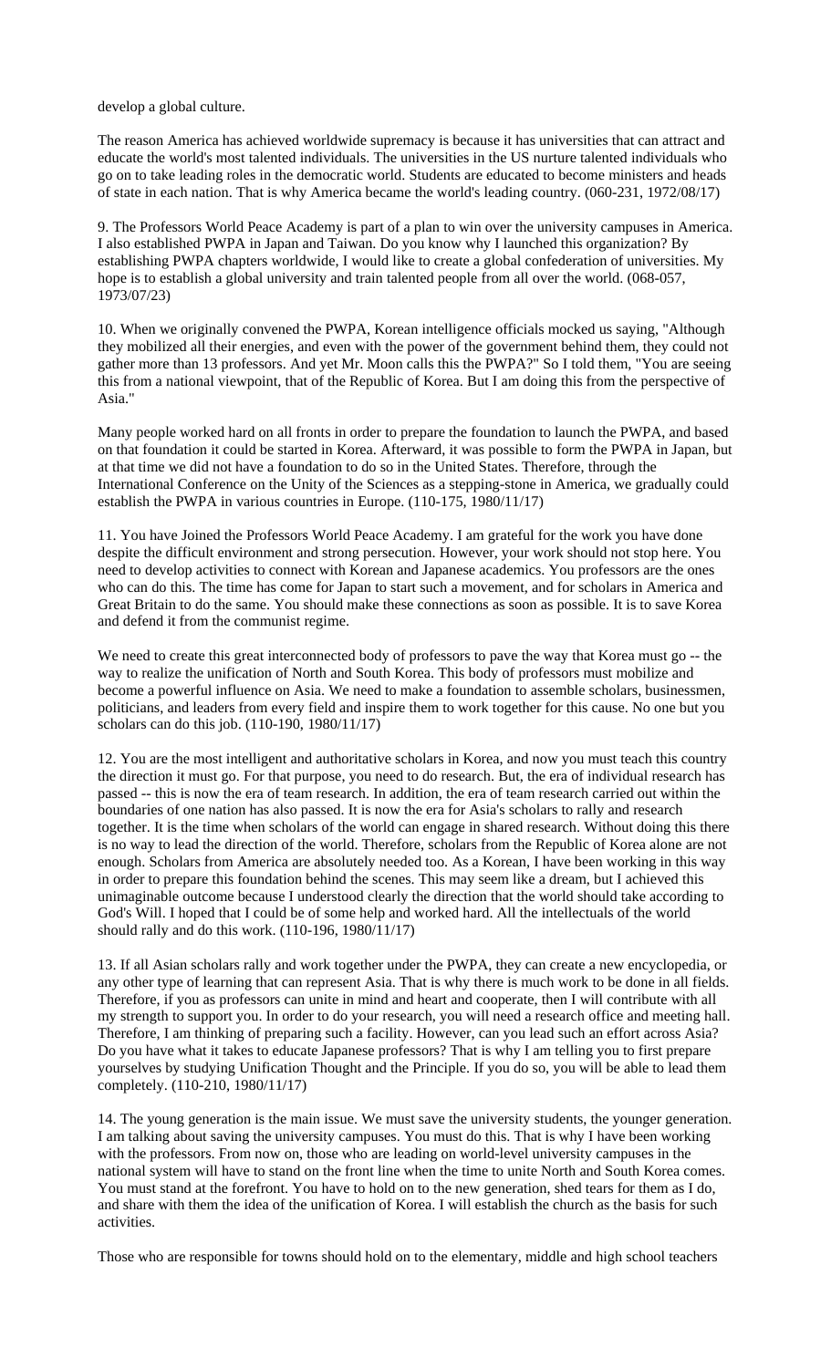develop a global culture.

The reason America has achieved worldwide supremacy is because it has universities that can attract and educate the world's most talented individuals. The universities in the US nurture talented individuals who go on to take leading roles in the democratic world. Students are educated to become ministers and heads of state in each nation. That is why America became the world's leading country. (060-231, 1972/08/17)

9. The Professors World Peace Academy is part of a plan to win over the university campuses in America. I also established PWPA in Japan and Taiwan. Do you know why I launched this organization? By establishing PWPA chapters worldwide, I would like to create a global confederation of universities. My hope is to establish a global university and train talented people from all over the world. (068-057, 1973/07/23)

10. When we originally convened the PWPA, Korean intelligence officials mocked us saying, "Although they mobilized all their energies, and even with the power of the government behind them, they could not gather more than 13 professors. And yet Mr. Moon calls this the PWPA?" So I told them, "You are seeing this from a national viewpoint, that of the Republic of Korea. But I am doing this from the perspective of Asia."

Many people worked hard on all fronts in order to prepare the foundation to launch the PWPA, and based on that foundation it could be started in Korea. Afterward, it was possible to form the PWPA in Japan, but at that time we did not have a foundation to do so in the United States. Therefore, through the International Conference on the Unity of the Sciences as a stepping-stone in America, we gradually could establish the PWPA in various countries in Europe. (110-175, 1980/11/17)

11. You have Joined the Professors World Peace Academy. I am grateful for the work you have done despite the difficult environment and strong persecution. However, your work should not stop here. You need to develop activities to connect with Korean and Japanese academics. You professors are the ones who can do this. The time has come for Japan to start such a movement, and for scholars in America and Great Britain to do the same. You should make these connections as soon as possible. It is to save Korea and defend it from the communist regime.

We need to create this great interconnected body of professors to pave the way that Korea must go -- the way to realize the unification of North and South Korea. This body of professors must mobilize and become a powerful influence on Asia. We need to make a foundation to assemble scholars, businessmen, politicians, and leaders from every field and inspire them to work together for this cause. No one but you scholars can do this job. (110-190, 1980/11/17)

12. You are the most intelligent and authoritative scholars in Korea, and now you must teach this country the direction it must go. For that purpose, you need to do research. But, the era of individual research has passed -- this is now the era of team research. In addition, the era of team research carried out within the boundaries of one nation has also passed. It is now the era for Asia's scholars to rally and research together. It is the time when scholars of the world can engage in shared research. Without doing this there is no way to lead the direction of the world. Therefore, scholars from the Republic of Korea alone are not enough. Scholars from America are absolutely needed too. As a Korean, I have been working in this way in order to prepare this foundation behind the scenes. This may seem like a dream, but I achieved this unimaginable outcome because I understood clearly the direction that the world should take according to God's Will. I hoped that I could be of some help and worked hard. All the intellectuals of the world should rally and do this work. (110-196, 1980/11/17)

13. If all Asian scholars rally and work together under the PWPA, they can create a new encyclopedia, or any other type of learning that can represent Asia. That is why there is much work to be done in all fields. Therefore, if you as professors can unite in mind and heart and cooperate, then I will contribute with all my strength to support you. In order to do your research, you will need a research office and meeting hall. Therefore, I am thinking of preparing such a facility. However, can you lead such an effort across Asia? Do you have what it takes to educate Japanese professors? That is why I am telling you to first prepare yourselves by studying Unification Thought and the Principle. If you do so, you will be able to lead them completely. (110-210, 1980/11/17)

14. The young generation is the main issue. We must save the university students, the younger generation. I am talking about saving the university campuses. You must do this. That is why I have been working with the professors. From now on, those who are leading on world-level university campuses in the national system will have to stand on the front line when the time to unite North and South Korea comes. You must stand at the forefront. You have to hold on to the new generation, shed tears for them as I do, and share with them the idea of the unification of Korea. I will establish the church as the basis for such activities.

Those who are responsible for towns should hold on to the elementary, middle and high school teachers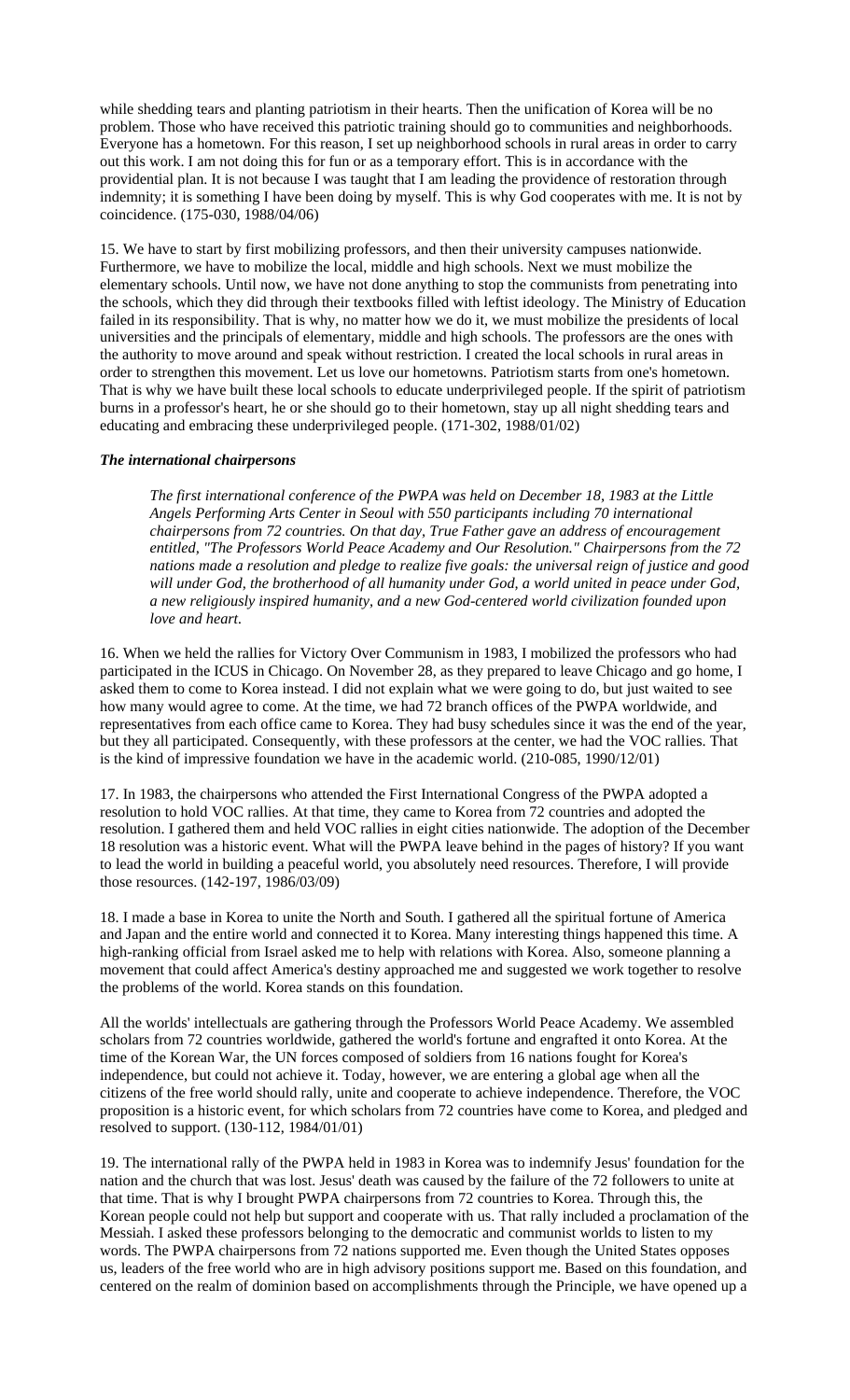while shedding tears and planting patriotism in their hearts. Then the unification of Korea will be no problem. Those who have received this patriotic training should go to communities and neighborhoods. Everyone has a hometown. For this reason, I set up neighborhood schools in rural areas in order to carry out this work. I am not doing this for fun or as a temporary effort. This is in accordance with the providential plan. It is not because I was taught that I am leading the providence of restoration through indemnity; it is something I have been doing by myself. This is why God cooperates with me. It is not by coincidence. (175-030, 1988/04/06)

15. We have to start by first mobilizing professors, and then their university campuses nationwide. Furthermore, we have to mobilize the local, middle and high schools. Next we must mobilize the elementary schools. Until now, we have not done anything to stop the communists from penetrating into the schools, which they did through their textbooks filled with leftist ideology. The Ministry of Education failed in its responsibility. That is why, no matter how we do it, we must mobilize the presidents of local universities and the principals of elementary, middle and high schools. The professors are the ones with the authority to move around and speak without restriction. I created the local schools in rural areas in order to strengthen this movement. Let us love our hometowns. Patriotism starts from one's hometown. That is why we have built these local schools to educate underprivileged people. If the spirit of patriotism burns in a professor's heart, he or she should go to their hometown, stay up all night shedding tears and educating and embracing these underprivileged people. (171-302, 1988/01/02)

### *The international chairpersons*

> *The first international conference of the PWPA was held on December 18, 1983 at the Little Angels Performing Arts Center in Seoul with 550 participants including 70 international chairpersons from 72 countries. On that day, True Father gave an address of encouragement entitled, "The Professors World Peace Academy and Our Resolution." Chairpersons from the 72 nations made a resolution and pledge to realize five goals: the universal reign of justice and good will under God, the brotherhood of all humanity under God, a world united in peace under God, a new religiously inspired humanity, and a new God-centered world civilization founded upon love and heart.*

16. When we held the rallies for Victory Over Communism in 1983, I mobilized the professors who had participated in the ICUS in Chicago. On November 28, as they prepared to leave Chicago and go home, I asked them to come to Korea instead. I did not explain what we were going to do, but just waited to see how many would agree to come. At the time, we had 72 branch offices of the PWPA worldwide, and representatives from each office came to Korea. They had busy schedules since it was the end of the year, but they all participated. Consequently, with these professors at the center, we had the VOC rallies. That is the kind of impressive foundation we have in the academic world. (210-085, 1990/12/01)

17. In 1983, the chairpersons who attended the First International Congress of the PWPA adopted a resolution to hold VOC rallies. At that time, they came to Korea from 72 countries and adopted the resolution. I gathered them and held VOC rallies in eight cities nationwide. The adoption of the December 18 resolution was a historic event. What will the PWPA leave behind in the pages of history? If you want to lead the world in building a peaceful world, you absolutely need resources. Therefore, I will provide those resources. (142-197, 1986/03/09)

18. I made a base in Korea to unite the North and South. I gathered all the spiritual fortune of America and Japan and the entire world and connected it to Korea. Many interesting things happened this time. A high-ranking official from Israel asked me to help with relations with Korea. Also, someone planning a movement that could affect America's destiny approached me and suggested we work together to resolve the problems of the world. Korea stands on this foundation.

All the worlds' intellectuals are gathering through the Professors World Peace Academy. We assembled scholars from 72 countries worldwide, gathered the world's fortune and engrafted it onto Korea. At the time of the Korean War, the UN forces composed of soldiers from 16 nations fought for Korea's independence, but could not achieve it. Today, however, we are entering a global age when all the citizens of the free world should rally, unite and cooperate to achieve independence. Therefore, the VOC proposition is a historic event, for which scholars from 72 countries have come to Korea, and pledged and resolved to support. (130-112, 1984/01/01)

19. The international rally of the PWPA held in 1983 in Korea was to indemnify Jesus' foundation for the nation and the church that was lost. Jesus' death was caused by the failure of the 72 followers to unite at that time. That is why I brought PWPA chairpersons from 72 countries to Korea. Through this, the Korean people could not help but support and cooperate with us. That rally included a proclamation of the Messiah. I asked these professors belonging to the democratic and communist worlds to listen to my words. The PWPA chairpersons from 72 nations supported me. Even though the United States opposes us, leaders of the free world who are in high advisory positions support me. Based on this foundation, and centered on the realm of dominion based on accomplishments through the Principle, we have opened up a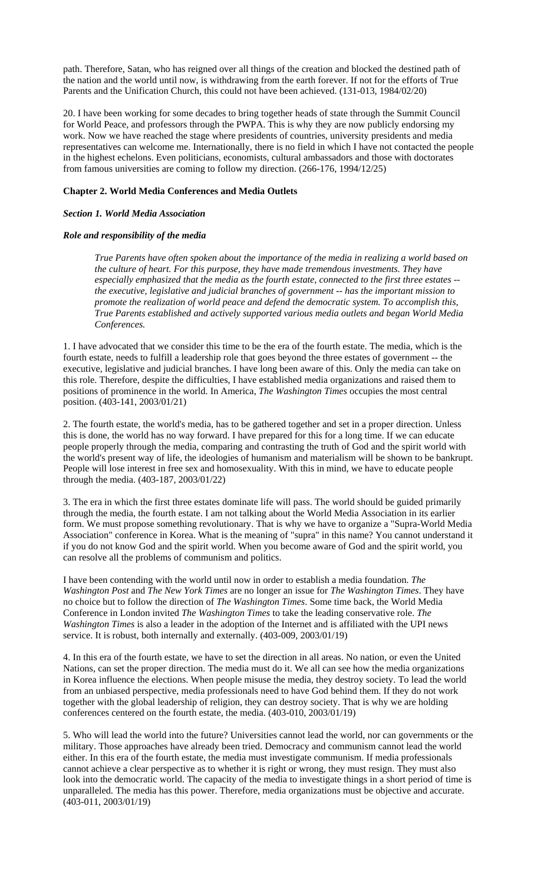path. Therefore, Satan, who has reigned over all things of the creation and blocked the destined path of the nation and the world until now, is withdrawing from the earth forever. If not for the efforts of True Parents and the Unification Church, this could not have been achieved. (131-013, 1984/02/20)

20. I have been working for some decades to bring together heads of state through the Summit Council for World Peace, and professors through the PWPA. This is why they are now publicly endorsing my work. Now we have reached the stage where presidents of countries, university presidents and media representatives can welcome me. Internationally, there is no field in which I have not contacted the people in the highest echelons. Even politicians, economists, cultural ambassadors and those with doctorates from famous universities are coming to follow my direction. (266-176, 1994/12/25)

### Chapter 2. World Media Conferences and Media Outlets

#### *Section 1. World Media Association*

##### *Role and responsibility of the media*

> *True Parents have often spoken about the importance of the media in realizing a world based on the culture of heart. For this purpose, they have made tremendous investments. They have especially emphasized that the media as the fourth estate, connected to the first three estates -- the executive, legislative and judicial branches of government -- has the important mission to promote the realization of world peace and defend the democratic system. To accomplish this, True Parents established and actively supported various media outlets and began World Media Conferences.*

1. I have advocated that we consider this time to be the era of the fourth estate. The media, which is the fourth estate, needs to fulfill a leadership role that goes beyond the three estates of government -- the executive, legislative and judicial branches. I have long been aware of this. Only the media can take on this role. Therefore, despite the difficulties, I have established media organizations and raised them to positions of prominence in the world. In America, *The Washington Times* occupies the most central position. (403-141, 2003/01/21)

2. The fourth estate, the world's media, has to be gathered together and set in a proper direction. Unless this is done, the world has no way forward. I have prepared for this for a long time. If we can educate people properly through the media, comparing and contrasting the truth of God and the spirit world with the world's present way of life, the ideologies of humanism and materialism will be shown to be bankrupt. People will lose interest in free sex and homosexuality. With this in mind, we have to educate people through the media. (403-187, 2003/01/22)

3. The era in which the first three estates dominate life will pass. The world should be guided primarily through the media, the fourth estate. I am not talking about the World Media Association in its earlier form. We must propose something revolutionary. That is why we have to organize a "Supra-World Media Association" conference in Korea. What is the meaning of "supra" in this name? You cannot understand it if you do not know God and the spirit world. When you become aware of God and the spirit world, you can resolve all the problems of communism and politics.

I have been contending with the world until now in order to establish a media foundation. *The Washington Post* and *The New York Times* are no longer an issue for *The Washington Times*. They have no choice but to follow the direction of *The Washington Times*. Some time back, the World Media Conference in London invited *The Washington Times* to take the leading conservative role. *The Washington Times* is also a leader in the adoption of the Internet and is affiliated with the UPI news service. It is robust, both internally and externally. (403-009, 2003/01/19)

4. In this era of the fourth estate, we have to set the direction in all areas. No nation, or even the United Nations, can set the proper direction. The media must do it. We all can see how the media organizations in Korea influence the elections. When people misuse the media, they destroy society. To lead the world from an unbiased perspective, media professionals need to have God behind them. If they do not work together with the global leadership of religion, they can destroy society. That is why we are holding conferences centered on the fourth estate, the media. (403-010, 2003/01/19)

5. Who will lead the world into the future? Universities cannot lead the world, nor can governments or the military. Those approaches have already been tried. Democracy and communism cannot lead the world either. In this era of the fourth estate, the media must investigate communism. If media professionals cannot achieve a clear perspective as to whether it is right or wrong, they must resign. They must also look into the democratic world. The capacity of the media to investigate things in a short period of time is unparalleled. The media has this power. Therefore, media organizations must be objective and accurate. (403-011, 2003/01/19)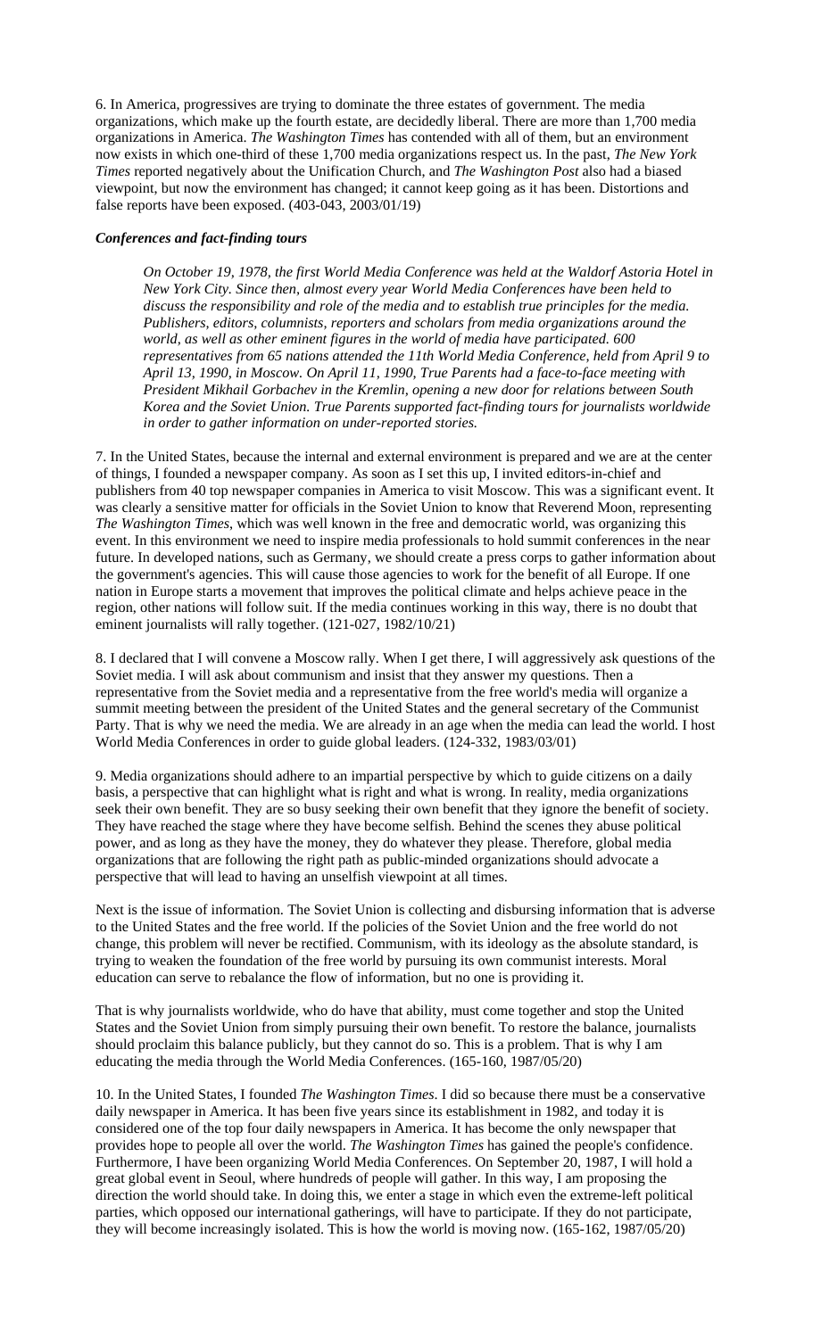6. In America, progressives are trying to dominate the three estates of government. The media organizations, which make up the fourth estate, are decidedly liberal. There are more than 1,700 media organizations in America. *The Washington Times* has contended with all of them, but an environment now exists in which one-third of these 1,700 media organizations respect us. In the past, *The New York Times* reported negatively about the Unification Church, and *The Washington Post* also had a biased viewpoint, but now the environment has changed; it cannot keep going as it has been. Distortions and false reports have been exposed. (403-043, 2003/01/19)

### *Conferences and fact-finding tours*

> *On October 19, 1978, the first World Media Conference was held at the Waldorf Astoria Hotel in New York City. Since then, almost every year World Media Conferences have been held to discuss the responsibility and role of the media and to establish true principles for the media. Publishers, editors, columnists, reporters and scholars from media organizations around the world, as well as other eminent figures in the world of media have participated. 600 representatives from 65 nations attended the 11th World Media Conference, held from April 9 to April 13, 1990, in Moscow. On April 11, 1990, True Parents had a face-to-face meeting with President Mikhail Gorbachev in the Kremlin, opening a new door for relations between South Korea and the Soviet Union. True Parents supported fact-finding tours for journalists worldwide in order to gather information on under-reported stories.*

7. In the United States, because the internal and external environment is prepared and we are at the center of things, I founded a newspaper company. As soon as I set this up, I invited editors-in-chief and publishers from 40 top newspaper companies in America to visit Moscow. This was a significant event. It was clearly a sensitive matter for officials in the Soviet Union to know that Reverend Moon, representing *The Washington Times*, which was well known in the free and democratic world, was organizing this event. In this environment we need to inspire media professionals to hold summit conferences in the near future. In developed nations, such as Germany, we should create a press corps to gather information about the government's agencies. This will cause those agencies to work for the benefit of all Europe. If one nation in Europe starts a movement that improves the political climate and helps achieve peace in the region, other nations will follow suit. If the media continues working in this way, there is no doubt that eminent journalists will rally together. (121-027, 1982/10/21)

8. I declared that I will convene a Moscow rally. When I get there, I will aggressively ask questions of the Soviet media. I will ask about communism and insist that they answer my questions. Then a representative from the Soviet media and a representative from the free world's media will organize a summit meeting between the president of the United States and the general secretary of the Communist Party. That is why we need the media. We are already in an age when the media can lead the world. I host World Media Conferences in order to guide global leaders. (124-332, 1983/03/01)

9. Media organizations should adhere to an impartial perspective by which to guide citizens on a daily basis, a perspective that can highlight what is right and what is wrong. In reality, media organizations seek their own benefit. They are so busy seeking their own benefit that they ignore the benefit of society. They have reached the stage where they have become selfish. Behind the scenes they abuse political power, and as long as they have the money, they do whatever they please. Therefore, global media organizations that are following the right path as public-minded organizations should advocate a perspective that will lead to having an unselfish viewpoint at all times.

Next is the issue of information. The Soviet Union is collecting and disbursing information that is adverse to the United States and the free world. If the policies of the Soviet Union and the free world do not change, this problem will never be rectified. Communism, with its ideology as the absolute standard, is trying to weaken the foundation of the free world by pursuing its own communist interests. Moral education can serve to rebalance the flow of information, but no one is providing it.

That is why journalists worldwide, who do have that ability, must come together and stop the United States and the Soviet Union from simply pursuing their own benefit. To restore the balance, journalists should proclaim this balance publicly, but they cannot do so. This is a problem. That is why I am educating the media through the World Media Conferences. (165-160, 1987/05/20)

10. In the United States, I founded *The Washington Times*. I did so because there must be a conservative daily newspaper in America. It has been five years since its establishment in 1982, and today it is considered one of the top four daily newspapers in America. It has become the only newspaper that provides hope to people all over the world. *The Washington Times* has gained the people's confidence. Furthermore, I have been organizing World Media Conferences. On September 20, 1987, I will hold a great global event in Seoul, where hundreds of people will gather. In this way, I am proposing the direction the world should take. In doing this, we enter a stage in which even the extreme-left political parties, which opposed our international gatherings, will have to participate. If they do not participate, they will become increasingly isolated. This is how the world is moving now. (165-162, 1987/05/20)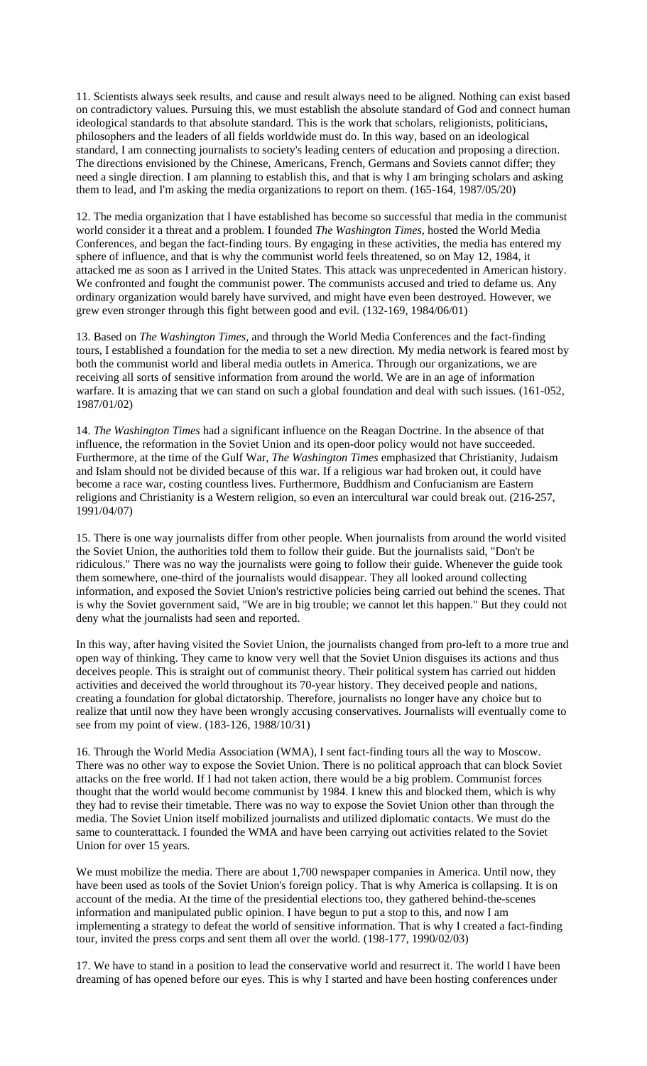11. Scientists always seek results, and cause and result always need to be aligned. Nothing can exist based on contradictory values. Pursuing this, we must establish the absolute standard of God and connect human ideological standards to that absolute standard. This is the work that scholars, religionists, politicians, philosophers and the leaders of all fields worldwide must do. In this way, based on an ideological standard, I am connecting journalists to society's leading centers of education and proposing a direction. The directions envisioned by the Chinese, Americans, French, Germans and Soviets cannot differ; they need a single direction. I am planning to establish this, and that is why I am bringing scholars and asking them to lead, and I'm asking the media organizations to report on them. (165-164, 1987/05/20)

12. The media organization that I have established has become so successful that media in the communist world consider it a threat and a problem. I founded *The Washington Times*, hosted the World Media Conferences, and began the fact-finding tours. By engaging in these activities, the media has entered my sphere of influence, and that is why the communist world feels threatened, so on May 12, 1984, it attacked me as soon as I arrived in the United States. This attack was unprecedented in American history. We confronted and fought the communist power. The communists accused and tried to defame us. Any ordinary organization would barely have survived, and might have even been destroyed. However, we grew even stronger through this fight between good and evil. (132-169, 1984/06/01)

13. Based on *The Washington Times*, and through the World Media Conferences and the fact-finding tours, I established a foundation for the media to set a new direction. My media network is feared most by both the communist world and liberal media outlets in America. Through our organizations, we are receiving all sorts of sensitive information from around the world. We are in an age of information warfare. It is amazing that we can stand on such a global foundation and deal with such issues. (161-052, 1987/01/02)

14. *The Washington Times* had a significant influence on the Reagan Doctrine. In the absence of that influence, the reformation in the Soviet Union and its open-door policy would not have succeeded. Furthermore, at the time of the Gulf War, *The Washington Times* emphasized that Christianity, Judaism and Islam should not be divided because of this war. If a religious war had broken out, it could have become a race war, costing countless lives. Furthermore, Buddhism and Confucianism are Eastern religions and Christianity is a Western religion, so even an intercultural war could break out. (216-257, 1991/04/07)

15. There is one way journalists differ from other people. When journalists from around the world visited the Soviet Union, the authorities told them to follow their guide. But the journalists said, "Don't be ridiculous." There was no way the journalists were going to follow their guide. Whenever the guide took them somewhere, one-third of the journalists would disappear. They all looked around collecting information, and exposed the Soviet Union's restrictive policies being carried out behind the scenes. That is why the Soviet government said, "We are in big trouble; we cannot let this happen." But they could not deny what the journalists had seen and reported.

In this way, after having visited the Soviet Union, the journalists changed from pro-left to a more true and open way of thinking. They came to know very well that the Soviet Union disguises its actions and thus deceives people. This is straight out of communist theory. Their political system has carried out hidden activities and deceived the world throughout its 70-year history. They deceived people and nations, creating a foundation for global dictatorship. Therefore, journalists no longer have any choice but to realize that until now they have been wrongly accusing conservatives. Journalists will eventually come to see from my point of view. (183-126, 1988/10/31)

16. Through the World Media Association (WMA), I sent fact-finding tours all the way to Moscow. There was no other way to expose the Soviet Union. There is no political approach that can block Soviet attacks on the free world. If I had not taken action, there would be a big problem. Communist forces thought that the world would become communist by 1984. I knew this and blocked them, which is why they had to revise their timetable. There was no way to expose the Soviet Union other than through the media. The Soviet Union itself mobilized journalists and utilized diplomatic contacts. We must do the same to counterattack. I founded the WMA and have been carrying out activities related to the Soviet Union for over 15 years.

We must mobilize the media. There are about 1,700 newspaper companies in America. Until now, they have been used as tools of the Soviet Union's foreign policy. That is why America is collapsing. It is on account of the media. At the time of the presidential elections too, they gathered behind-the-scenes information and manipulated public opinion. I have begun to put a stop to this, and now I am implementing a strategy to defeat the world of sensitive information. That is why I created a fact-finding tour, invited the press corps and sent them all over the world. (198-177, 1990/02/03)

17. We have to stand in a position to lead the conservative world and resurrect it. The world I have been dreaming of has opened before our eyes. This is why I started and have been hosting conferences under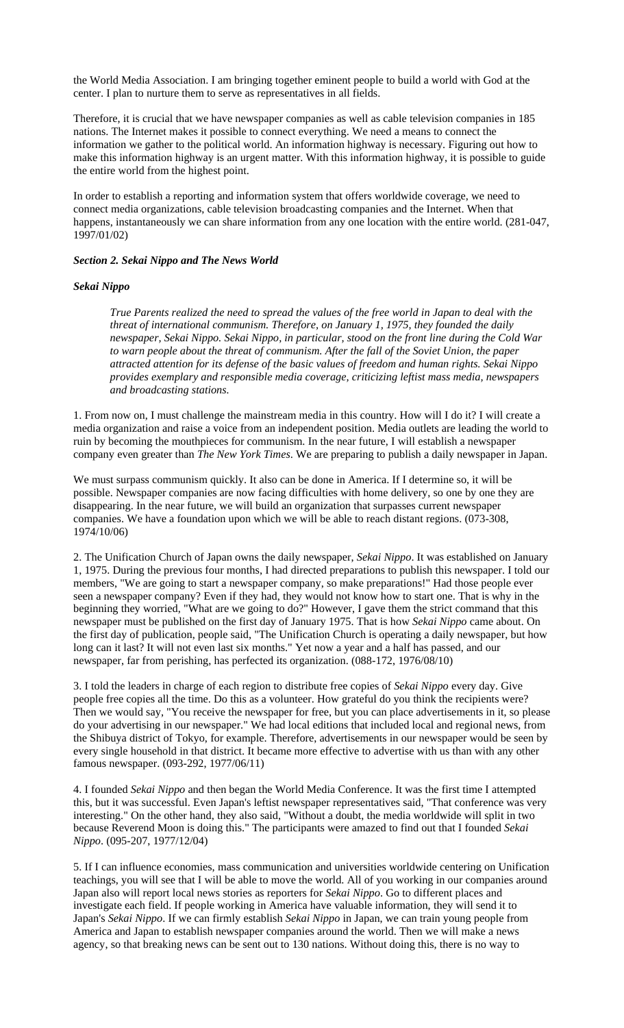the World Media Association. I am bringing together eminent people to build a world with God at the center. I plan to nurture them to serve as representatives in all fields.

Therefore, it is crucial that we have newspaper companies as well as cable television companies in 185 nations. The Internet makes it possible to connect everything. We need a means to connect the information we gather to the political world. An information highway is necessary. Figuring out how to make this information highway is an urgent matter. With this information highway, it is possible to guide the entire world from the highest point.

In order to establish a reporting and information system that offers worldwide coverage, we need to connect media organizations, cable television broadcasting companies and the Internet. When that happens, instantaneously we can share information from any one location with the entire world. (281-047, 1997/01/02)

### *Section 2. Sekai Nippo and The News World*

#### *Sekai Nippo*

> *True Parents realized the need to spread the values of the free world in Japan to deal with the threat of international communism. Therefore, on January 1, 1975, they founded the daily newspaper, Sekai Nippo. Sekai Nippo, in particular, stood on the front line during the Cold War to warn people about the threat of communism. After the fall of the Soviet Union, the paper attracted attention for its defense of the basic values of freedom and human rights. Sekai Nippo provides exemplary and responsible media coverage, criticizing leftist mass media, newspapers and broadcasting stations.*

1. From now on, I must challenge the mainstream media in this country. How will I do it? I will create a media organization and raise a voice from an independent position. Media outlets are leading the world to ruin by becoming the mouthpieces for communism. In the near future, I will establish a newspaper company even greater than *The New York Times*. We are preparing to publish a daily newspaper in Japan.

We must surpass communism quickly. It also can be done in America. If I determine so, it will be possible. Newspaper companies are now facing difficulties with home delivery, so one by one they are disappearing. In the near future, we will build an organization that surpasses current newspaper companies. We have a foundation upon which we will be able to reach distant regions. (073-308, 1974/10/06)

2. The Unification Church of Japan owns the daily newspaper, *Sekai Nippo*. It was established on January 1, 1975. During the previous four months, I had directed preparations to publish this newspaper. I told our members, "We are going to start a newspaper company, so make preparations!" Had those people ever seen a newspaper company? Even if they had, they would not know how to start one. That is why in the beginning they worried, "What are we going to do?" However, I gave them the strict command that this newspaper must be published on the first day of January 1975. That is how *Sekai Nippo* came about. On the first day of publication, people said, "The Unification Church is operating a daily newspaper, but how long can it last? It will not even last six months." Yet now a year and a half has passed, and our newspaper, far from perishing, has perfected its organization. (088-172, 1976/08/10)

3. I told the leaders in charge of each region to distribute free copies of *Sekai Nippo* every day. Give people free copies all the time. Do this as a volunteer. How grateful do you think the recipients were? Then we would say, "You receive the newspaper for free, but you can place advertisements in it, so please do your advertising in our newspaper." We had local editions that included local and regional news, from the Shibuya district of Tokyo, for example. Therefore, advertisements in our newspaper would be seen by every single household in that district. It became more effective to advertise with us than with any other famous newspaper. (093-292, 1977/06/11)

4. I founded *Sekai Nippo* and then began the World Media Conference. It was the first time I attempted this, but it was successful. Even Japan's leftist newspaper representatives said, "That conference was very interesting." On the other hand, they also said, "Without a doubt, the media worldwide will split in two because Reverend Moon is doing this." The participants were amazed to find out that I founded *Sekai Nippo*. (095-207, 1977/12/04)

5. If I can influence economies, mass communication and universities worldwide centering on Unification teachings, you will see that I will be able to move the world. All of you working in our companies around Japan also will report local news stories as reporters for *Sekai Nippo*. Go to different places and investigate each field. If people working in America have valuable information, they will send it to Japan's *Sekai Nippo*. If we can firmly establish *Sekai Nippo* in Japan, we can train young people from America and Japan to establish newspaper companies around the world. Then we will make a news agency, so that breaking news can be sent out to 130 nations. Without doing this, there is no way to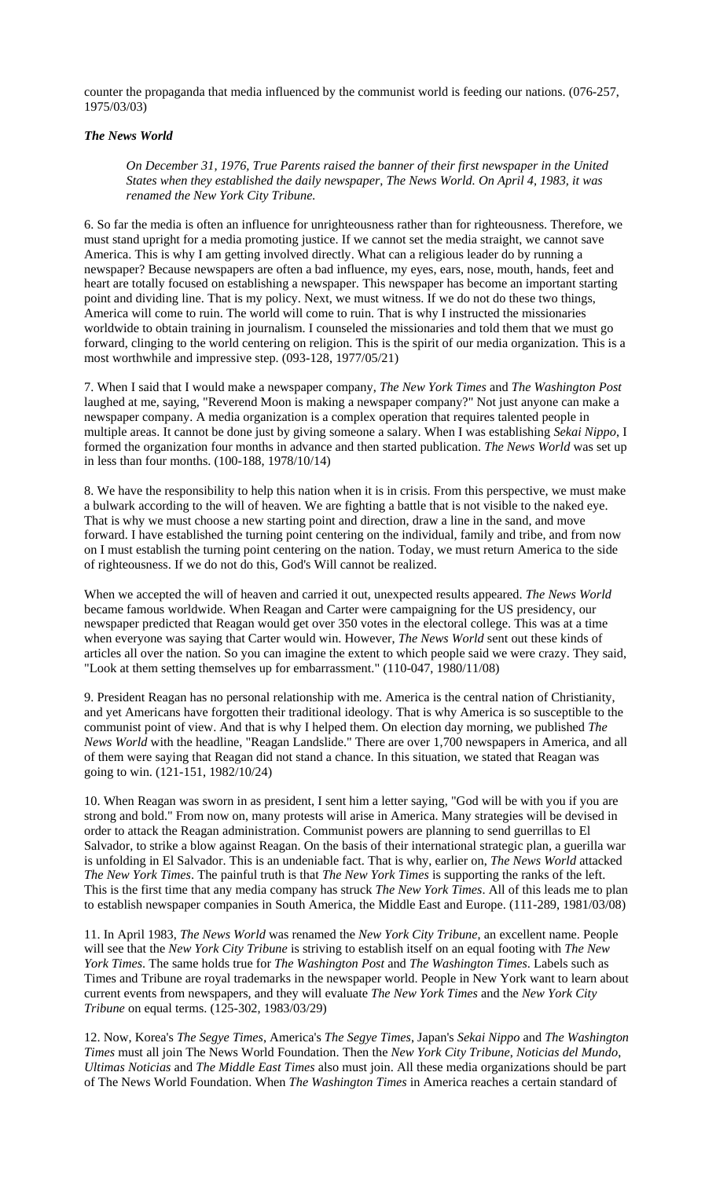counter the propaganda that media influenced by the communist world is feeding our nations. (076-257, 1975/03/03)

### *The News World*

> *On December 31, 1976, True Parents raised the banner of their first newspaper in the United States when they established the daily newspaper, The News World. On April 4, 1983, it was renamed the New York City Tribune.*

6. So far the media is often an influence for unrighteousness rather than for righteousness. Therefore, we must stand upright for a media promoting justice. If we cannot set the media straight, we cannot save America. This is why I am getting involved directly. What can a religious leader do by running a newspaper? Because newspapers are often a bad influence, my eyes, ears, nose, mouth, hands, feet and heart are totally focused on establishing a newspaper. This newspaper has become an important starting point and dividing line. That is my policy. Next, we must witness. If we do not do these two things, America will come to ruin. The world will come to ruin. That is why I instructed the missionaries worldwide to obtain training in journalism. I counseled the missionaries and told them that we must go forward, clinging to the world centering on religion. This is the spirit of our media organization. This is a most worthwhile and impressive step. (093-128, 1977/05/21)

7. When I said that I would make a newspaper company, *The New York Times* and *The Washington Post* laughed at me, saying, "Reverend Moon is making a newspaper company?" Not just anyone can make a newspaper company. A media organization is a complex operation that requires talented people in multiple areas. It cannot be done just by giving someone a salary. When I was establishing *Sekai Nippo*, I formed the organization four months in advance and then started publication. *The News World* was set up in less than four months. (100-188, 1978/10/14)

8. We have the responsibility to help this nation when it is in crisis. From this perspective, we must make a bulwark according to the will of heaven. We are fighting a battle that is not visible to the naked eye. That is why we must choose a new starting point and direction, draw a line in the sand, and move forward. I have established the turning point centering on the individual, family and tribe, and from now on I must establish the turning point centering on the nation. Today, we must return America to the side of righteousness. If we do not do this, God's Will cannot be realized.

When we accepted the will of heaven and carried it out, unexpected results appeared. *The News World* became famous worldwide. When Reagan and Carter were campaigning for the US presidency, our newspaper predicted that Reagan would get over 350 votes in the electoral college. This was at a time when everyone was saying that Carter would win. However, *The News World* sent out these kinds of articles all over the nation. So you can imagine the extent to which people said we were crazy. They said, "Look at them setting themselves up for embarrassment." (110-047, 1980/11/08)

9. President Reagan has no personal relationship with me. America is the central nation of Christianity, and yet Americans have forgotten their traditional ideology. That is why America is so susceptible to the communist point of view. And that is why I helped them. On election day morning, we published *The News World* with the headline, "Reagan Landslide." There are over 1,700 newspapers in America, and all of them were saying that Reagan did not stand a chance. In this situation, we stated that Reagan was going to win. (121-151, 1982/10/24)

10. When Reagan was sworn in as president, I sent him a letter saying, "God will be with you if you are strong and bold." From now on, many protests will arise in America. Many strategies will be devised in order to attack the Reagan administration. Communist powers are planning to send guerrillas to El Salvador, to strike a blow against Reagan. On the basis of their international strategic plan, a guerilla war is unfolding in El Salvador. This is an undeniable fact. That is why, earlier on, *The News World* attacked *The New York Times*. The painful truth is that *The New York Times* is supporting the ranks of the left. This is the first time that any media company has struck *The New York Times*. All of this leads me to plan to establish newspaper companies in South America, the Middle East and Europe. (111-289, 1981/03/08)

11. In April 1983, *The News World* was renamed the *New York City Tribune*, an excellent name. People will see that the *New York City Tribune* is striving to establish itself on an equal footing with *The New York Times*. The same holds true for *The Washington Post* and *The Washington Times*. Labels such as Times and Tribune are royal trademarks in the newspaper world. People in New York want to learn about current events from newspapers, and they will evaluate *The New York Times* and the *New York City Tribune* on equal terms. (125-302, 1983/03/29)

12. Now, Korea's *The Segye Times*, America's *The Segye Times*, Japan's *Sekai Nippo* and *The Washington Times* must all join The News World Foundation. Then the *New York City Tribune*, *Noticias del Mundo*, *Ultimas Noticias* and *The Middle East Times* also must join. All these media organizations should be part of The News World Foundation. When *The Washington Times* in America reaches a certain standard of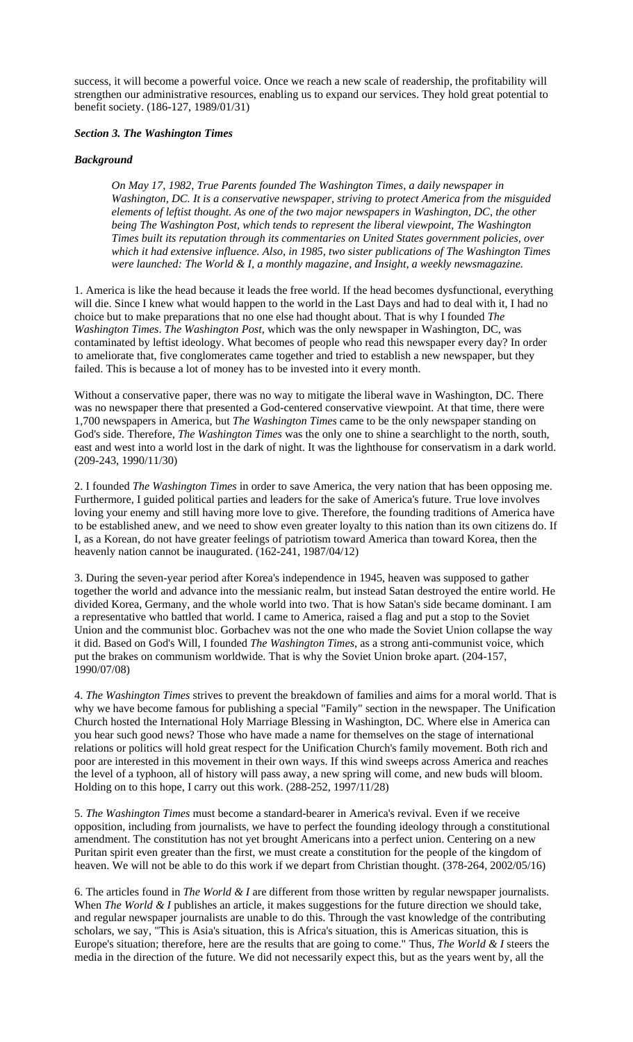success, it will become a powerful voice. Once we reach a new scale of readership, the profitability will strengthen our administrative resources, enabling us to expand our services. They hold great potential to benefit society. (186-127, 1989/01/31)

***Section 3. The Washington Times***

***Background***

> *On May 17, 1982, True Parents founded The Washington Times, a daily newspaper in Washington, DC. It is a conservative newspaper, striving to protect America from the misguided elements of leftist thought. As one of the two major newspapers in Washington, DC, the other being The Washington Post, which tends to represent the liberal viewpoint, The Washington Times built its reputation through its commentaries on United States government policies, over which it had extensive influence. Also, in 1985, two sister publications of The Washington Times were launched: The World & I, a monthly magazine, and Insight, a weekly newsmagazine.*

1. America is like the head because it leads the free world. If the head becomes dysfunctional, everything will die. Since I knew what would happen to the world in the Last Days and had to deal with it, I had no choice but to make preparations that no one else had thought about. That is why I founded *The Washington Times*. *The Washington Post*, which was the only newspaper in Washington, DC, was contaminated by leftist ideology. What becomes of people who read this newspaper every day? In order to ameliorate that, five conglomerates came together and tried to establish a new newspaper, but they failed. This is because a lot of money has to be invested into it every month.

Without a conservative paper, there was no way to mitigate the liberal wave in Washington, DC. There was no newspaper there that presented a God-centered conservative viewpoint. At that time, there were 1,700 newspapers in America, but *The Washington Times* came to be the only newspaper standing on God's side. Therefore, *The Washington Times* was the only one to shine a searchlight to the north, south, east and west into a world lost in the dark of night. It was the lighthouse for conservatism in a dark world. (209-243, 1990/11/30)

2. I founded *The Washington Times* in order to save America, the very nation that has been opposing me. Furthermore, I guided political parties and leaders for the sake of America's future. True love involves loving your enemy and still having more love to give. Therefore, the founding traditions of America have to be established anew, and we need to show even greater loyalty to this nation than its own citizens do. If I, as a Korean, do not have greater feelings of patriotism toward America than toward Korea, then the heavenly nation cannot be inaugurated. (162-241, 1987/04/12)

3. During the seven-year period after Korea's independence in 1945, heaven was supposed to gather together the world and advance into the messianic realm, but instead Satan destroyed the entire world. He divided Korea, Germany, and the whole world into two. That is how Satan's side became dominant. I am a representative who battled that world. I came to America, raised a flag and put a stop to the Soviet Union and the communist bloc. Gorbachev was not the one who made the Soviet Union collapse the way it did. Based on God's Will, I founded *The Washington Times*, as a strong anti-communist voice, which put the brakes on communism worldwide. That is why the Soviet Union broke apart. (204-157, 1990/07/08)

4. *The Washington Times* strives to prevent the breakdown of families and aims for a moral world. That is why we have become famous for publishing a special "Family" section in the newspaper. The Unification Church hosted the International Holy Marriage Blessing in Washington, DC. Where else in America can you hear such good news? Those who have made a name for themselves on the stage of international relations or politics will hold great respect for the Unification Church's family movement. Both rich and poor are interested in this movement in their own ways. If this wind sweeps across America and reaches the level of a typhoon, all of history will pass away, a new spring will come, and new buds will bloom. Holding on to this hope, I carry out this work. (288-252, 1997/11/28)

5. *The Washington Times* must become a standard-bearer in America's revival. Even if we receive opposition, including from journalists, we have to perfect the founding ideology through a constitutional amendment. The constitution has not yet brought Americans into a perfect union. Centering on a new Puritan spirit even greater than the first, we must create a constitution for the people of the kingdom of heaven. We will not be able to do this work if we depart from Christian thought. (378-264, 2002/05/16)

6. The articles found in *The World & I* are different from those written by regular newspaper journalists. When *The World & I* publishes an article, it makes suggestions for the future direction we should take, and regular newspaper journalists are unable to do this. Through the vast knowledge of the contributing scholars, we say, "This is Asia's situation, this is Africa's situation, this is Americas situation, this is Europe's situation; therefore, here are the results that are going to come." Thus, *The World & I* steers the media in the direction of the future. We did not necessarily expect this, but as the years went by, all the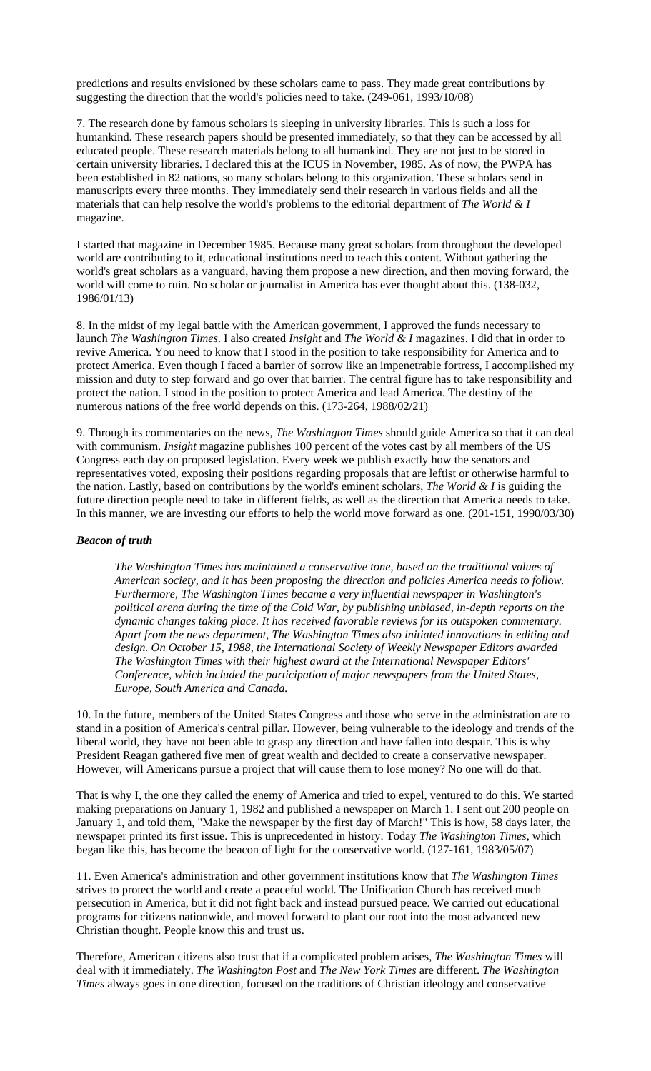predictions and results envisioned by these scholars came to pass. They made great contributions by suggesting the direction that the world's policies need to take. (249-061, 1993/10/08)

7. The research done by famous scholars is sleeping in university libraries. This is such a loss for humankind. These research papers should be presented immediately, so that they can be accessed by all educated people. These research materials belong to all humankind. They are not just to be stored in certain university libraries. I declared this at the ICUS in November, 1985. As of now, the PWPA has been established in 82 nations, so many scholars belong to this organization. These scholars send in manuscripts every three months. They immediately send their research in various fields and all the materials that can help resolve the world's problems to the editorial department of *The World & I* magazine.

I started that magazine in December 1985. Because many great scholars from throughout the developed world are contributing to it, educational institutions need to teach this content. Without gathering the world's great scholars as a vanguard, having them propose a new direction, and then moving forward, the world will come to ruin. No scholar or journalist in America has ever thought about this. (138-032, 1986/01/13)

8. In the midst of my legal battle with the American government, I approved the funds necessary to launch *The Washington Times*. I also created *Insight* and *The World & I* magazines. I did that in order to revive America. You need to know that I stood in the position to take responsibility for America and to protect America. Even though I faced a barrier of sorrow like an impenetrable fortress, I accomplished my mission and duty to step forward and go over that barrier. The central figure has to take responsibility and protect the nation. I stood in the position to protect America and lead America. The destiny of the numerous nations of the free world depends on this. (173-264, 1988/02/21)

9. Through its commentaries on the news, *The Washington Times* should guide America so that it can deal with communism. *Insight* magazine publishes 100 percent of the votes cast by all members of the US Congress each day on proposed legislation. Every week we publish exactly how the senators and representatives voted, exposing their positions regarding proposals that are leftist or otherwise harmful to the nation. Lastly, based on contributions by the world's eminent scholars, *The World & I* is guiding the future direction people need to take in different fields, as well as the direction that America needs to take. In this manner, we are investing our efforts to help the world move forward as one. (201-151, 1990/03/30)

***Beacon of truth***

> *The Washington Times has maintained a conservative tone, based on the traditional values of American society, and it has been proposing the direction and policies America needs to follow. Furthermore, The Washington Times became a very influential newspaper in Washington's political arena during the time of the Cold War, by publishing unbiased, in-depth reports on the dynamic changes taking place. It has received favorable reviews for its outspoken commentary. Apart from the news department, The Washington Times also initiated innovations in editing and design. On October 15, 1988, the International Society of Weekly Newspaper Editors awarded The Washington Times with their highest award at the International Newspaper Editors' Conference, which included the participation of major newspapers from the United States, Europe, South America and Canada.*

10. In the future, members of the United States Congress and those who serve in the administration are to stand in a position of America's central pillar. However, being vulnerable to the ideology and trends of the liberal world, they have not been able to grasp any direction and have fallen into despair. This is why President Reagan gathered five men of great wealth and decided to create a conservative newspaper. However, will Americans pursue a project that will cause them to lose money? No one will do that.

That is why I, the one they called the enemy of America and tried to expel, ventured to do this. We started making preparations on January 1, 1982 and published a newspaper on March 1. I sent out 200 people on January 1, and told them, "Make the newspaper by the first day of March!" This is how, 58 days later, the newspaper printed its first issue. This is unprecedented in history. Today *The Washington Times*, which began like this, has become the beacon of light for the conservative world. (127-161, 1983/05/07)

11. Even America's administration and other government institutions know that *The Washington Times* strives to protect the world and create a peaceful world. The Unification Church has received much persecution in America, but it did not fight back and instead pursued peace. We carried out educational programs for citizens nationwide, and moved forward to plant our root into the most advanced new Christian thought. People know this and trust us.

Therefore, American citizens also trust that if a complicated problem arises, *The Washington Times* will deal with it immediately. *The Washington Post* and *The New York Times* are different. *The Washington Times* always goes in one direction, focused on the traditions of Christian ideology and conservative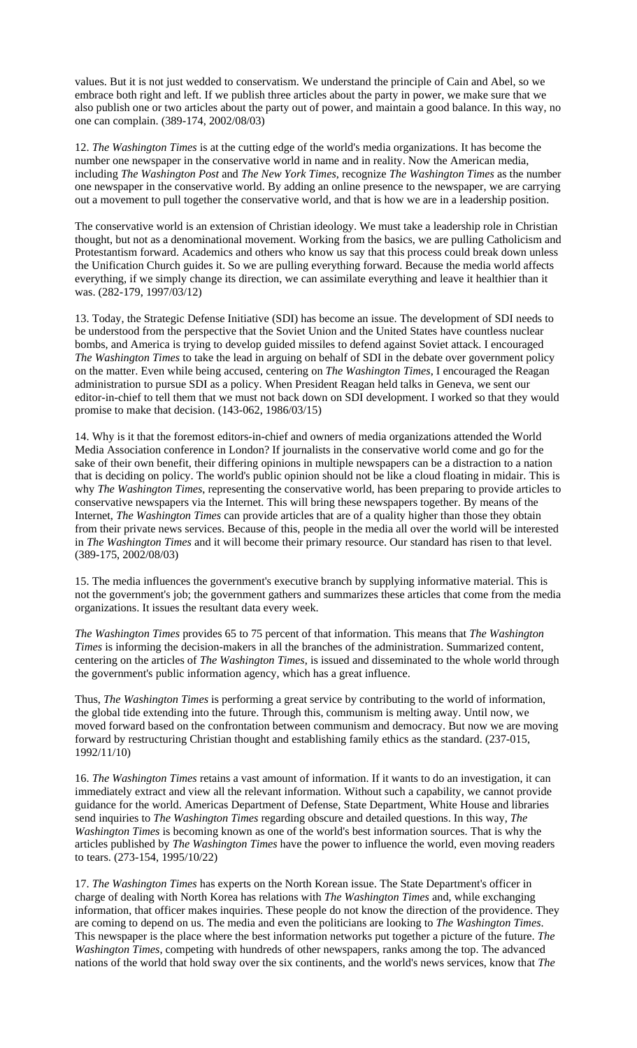values. But it is not just wedded to conservatism. We understand the principle of Cain and Abel, so we embrace both right and left. If we publish three articles about the party in power, we make sure that we also publish one or two articles about the party out of power, and maintain a good balance. In this way, no one can complain. (389-174, 2002/08/03)

12. *The Washington Times* is at the cutting edge of the world's media organizations. It has become the number one newspaper in the conservative world in name and in reality. Now the American media, including *The Washington Post* and *The New York Times*, recognize *The Washington Times* as the number one newspaper in the conservative world. By adding an online presence to the newspaper, we are carrying out a movement to pull together the conservative world, and that is how we are in a leadership position.

The conservative world is an extension of Christian ideology. We must take a leadership role in Christian thought, but not as a denominational movement. Working from the basics, we are pulling Catholicism and Protestantism forward. Academics and others who know us say that this process could break down unless the Unification Church guides it. So we are pulling everything forward. Because the media world affects everything, if we simply change its direction, we can assimilate everything and leave it healthier than it was. (282-179, 1997/03/12)

13. Today, the Strategic Defense Initiative (SDI) has become an issue. The development of SDI needs to be understood from the perspective that the Soviet Union and the United States have countless nuclear bombs, and America is trying to develop guided missiles to defend against Soviet attack. I encouraged *The Washington Times* to take the lead in arguing on behalf of SDI in the debate over government policy on the matter. Even while being accused, centering on *The Washington Times*, I encouraged the Reagan administration to pursue SDI as a policy. When President Reagan held talks in Geneva, we sent our editor-in-chief to tell them that we must not back down on SDI development. I worked so that they would promise to make that decision. (143-062, 1986/03/15)

14. Why is it that the foremost editors-in-chief and owners of media organizations attended the World Media Association conference in London? If journalists in the conservative world come and go for the sake of their own benefit, their differing opinions in multiple newspapers can be a distraction to a nation that is deciding on policy. The world's public opinion should not be like a cloud floating in midair. This is why *The Washington Times*, representing the conservative world, has been preparing to provide articles to conservative newspapers via the Internet. This will bring these newspapers together. By means of the Internet, *The Washington Times* can provide articles that are of a quality higher than those they obtain from their private news services. Because of this, people in the media all over the world will be interested in *The Washington Times* and it will become their primary resource. Our standard has risen to that level. (389-175, 2002/08/03)

15. The media influences the government's executive branch by supplying informative material. This is not the government's job; the government gathers and summarizes these articles that come from the media organizations. It issues the resultant data every week.

*The Washington Times* provides 65 to 75 percent of that information. This means that *The Washington Times* is informing the decision-makers in all the branches of the administration. Summarized content, centering on the articles of *The Washington Times*, is issued and disseminated to the whole world through the government's public information agency, which has a great influence.

Thus, *The Washington Times* is performing a great service by contributing to the world of information, the global tide extending into the future. Through this, communism is melting away. Until now, we moved forward based on the confrontation between communism and democracy. But now we are moving forward by restructuring Christian thought and establishing family ethics as the standard. (237-015, 1992/11/10)

16. *The Washington Times* retains a vast amount of information. If it wants to do an investigation, it can immediately extract and view all the relevant information. Without such a capability, we cannot provide guidance for the world. Americas Department of Defense, State Department, White House and libraries send inquiries to *The Washington Times* regarding obscure and detailed questions. In this way, *The Washington Times* is becoming known as one of the world's best information sources. That is why the articles published by *The Washington Times* have the power to influence the world, even moving readers to tears. (273-154, 1995/10/22)

17. *The Washington Times* has experts on the North Korean issue. The State Department's officer in charge of dealing with North Korea has relations with *The Washington Times* and, while exchanging information, that officer makes inquiries. These people do not know the direction of the providence. They are coming to depend on us. The media and even the politicians are looking to *The Washington Times*. This newspaper is the place where the best information networks put together a picture of the future. *The Washington Times*, competing with hundreds of other newspapers, ranks among the top. The advanced nations of the world that hold sway over the six continents, and the world's news services, know that *The*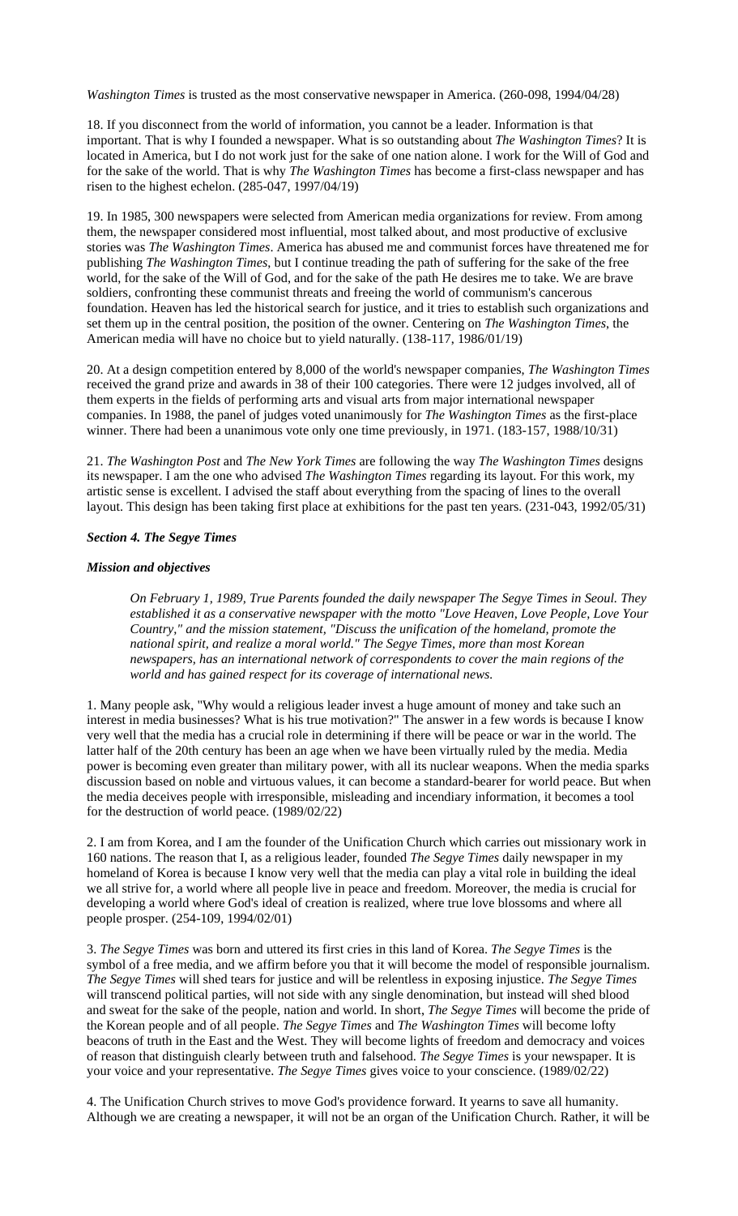*Washington Times* is trusted as the most conservative newspaper in America. (260-098, 1994/04/28)

18. If you disconnect from the world of information, you cannot be a leader. Information is that important. That is why I founded a newspaper. What is so outstanding about *The Washington Times*? It is located in America, but I do not work just for the sake of one nation alone. I work for the Will of God and for the sake of the world. That is why *The Washington Times* has become a first-class newspaper and has risen to the highest echelon. (285-047, 1997/04/19)

19. In 1985, 300 newspapers were selected from American media organizations for review. From among them, the newspaper considered most influential, most talked about, and most productive of exclusive stories was *The Washington Times*. America has abused me and communist forces have threatened me for publishing *The Washington Times*, but I continue treading the path of suffering for the sake of the free world, for the sake of the Will of God, and for the sake of the path He desires me to take. We are brave soldiers, confronting these communist threats and freeing the world of communism's cancerous foundation. Heaven has led the historical search for justice, and it tries to establish such organizations and set them up in the central position, the position of the owner. Centering on *The Washington Times*, the American media will have no choice but to yield naturally. (138-117, 1986/01/19)

20. At a design competition entered by 8,000 of the world's newspaper companies, *The Washington Times* received the grand prize and awards in 38 of their 100 categories. There were 12 judges involved, all of them experts in the fields of performing arts and visual arts from major international newspaper companies. In 1988, the panel of judges voted unanimously for *The Washington Times* as the first-place winner. There had been a unanimous vote only one time previously, in 1971. (183-157, 1988/10/31)

21. *The Washington Post* and *The New York Times* are following the way *The Washington Times* designs its newspaper. I am the one who advised *The Washington Times* regarding its layout. For this work, my artistic sense is excellent. I advised the staff about everything from the spacing of lines to the overall layout. This design has been taking first place at exhibitions for the past ten years. (231-043, 1992/05/31)

### *Section 4. The Segye Times*

#### *Mission and objectives*

> *On February 1, 1989, True Parents founded the daily newspaper The Segye Times in Seoul. They established it as a conservative newspaper with the motto "Love Heaven, Love People, Love Your Country," and the mission statement, "Discuss the unification of the homeland, promote the national spirit, and realize a moral world." The Segye Times, more than most Korean newspapers, has an international network of correspondents to cover the main regions of the world and has gained respect for its coverage of international news.*

1. Many people ask, "Why would a religious leader invest a huge amount of money and take such an interest in media businesses? What is his true motivation?" The answer in a few words is because I know very well that the media has a crucial role in determining if there will be peace or war in the world. The latter half of the 20th century has been an age when we have been virtually ruled by the media. Media power is becoming even greater than military power, with all its nuclear weapons. When the media sparks discussion based on noble and virtuous values, it can become a standard-bearer for world peace. But when the media deceives people with irresponsible, misleading and incendiary information, it becomes a tool for the destruction of world peace. (1989/02/22)

2. I am from Korea, and I am the founder of the Unification Church which carries out missionary work in 160 nations. The reason that I, as a religious leader, founded *The Segye Times* daily newspaper in my homeland of Korea is because I know very well that the media can play a vital role in building the ideal we all strive for, a world where all people live in peace and freedom. Moreover, the media is crucial for developing a world where God's ideal of creation is realized, where true love blossoms and where all people prosper. (254-109, 1994/02/01)

3. *The Segye Times* was born and uttered its first cries in this land of Korea. *The Segye Times* is the symbol of a free media, and we affirm before you that it will become the model of responsible journalism. *The Segye Times* will shed tears for justice and will be relentless in exposing injustice. *The Segye Times* will transcend political parties, will not side with any single denomination, but instead will shed blood and sweat for the sake of the people, nation and world. In short, *The Segye Times* will become the pride of the Korean people and of all people. *The Segye Times* and *The Washington Times* will become lofty beacons of truth in the East and the West. They will become lights of freedom and democracy and voices of reason that distinguish clearly between truth and falsehood. *The Segye Times* is your newspaper. It is your voice and your representative. *The Segye Times* gives voice to your conscience. (1989/02/22)

4. The Unification Church strives to move God's providence forward. It yearns to save all humanity. Although we are creating a newspaper, it will not be an organ of the Unification Church. Rather, it will be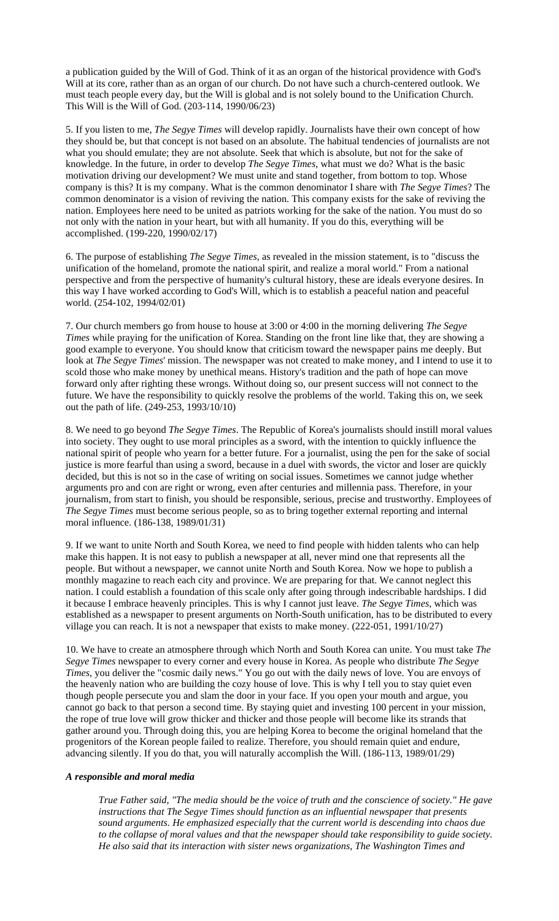a publication guided by the Will of God. Think of it as an organ of the historical providence with God's Will at its core, rather than as an organ of our church. Do not have such a church-centered outlook. We must teach people every day, but the Will is global and is not solely bound to the Unification Church. This Will is the Will of God. (203-114, 1990/06/23)

5. If you listen to me, *The Segye Times* will develop rapidly. Journalists have their own concept of how they should be, but that concept is not based on an absolute. The habitual tendencies of journalists are not what you should emulate; they are not absolute. Seek that which is absolute, but not for the sake of knowledge. In the future, in order to develop *The Segye Times*, what must we do? What is the basic motivation driving our development? We must unite and stand together, from bottom to top. Whose company is this? It is my company. What is the common denominator I share with *The Segye Times*? The common denominator is a vision of reviving the nation. This company exists for the sake of reviving the nation. Employees here need to be united as patriots working for the sake of the nation. You must do so not only with the nation in your heart, but with all humanity. If you do this, everything will be accomplished. (199-220, 1990/02/17)

6. The purpose of establishing *The Segye Times*, as revealed in the mission statement, is to "discuss the unification of the homeland, promote the national spirit, and realize a moral world." From a national perspective and from the perspective of humanity's cultural history, these are ideals everyone desires. In this way I have worked according to God's Will, which is to establish a peaceful nation and peaceful world. (254-102, 1994/02/01)

7. Our church members go from house to house at 3:00 or 4:00 in the morning delivering *The Segye Times* while praying for the unification of Korea. Standing on the front line like that, they are showing a good example to everyone. You should know that criticism toward the newspaper pains me deeply. But look at *The Segye Times*' mission. The newspaper was not created to make money, and I intend to use it to scold those who make money by unethical means. History's tradition and the path of hope can move forward only after righting these wrongs. Without doing so, our present success will not connect to the future. We have the responsibility to quickly resolve the problems of the world. Taking this on, we seek out the path of life. (249-253, 1993/10/10)

8. We need to go beyond *The Segye Times*. The Republic of Korea's journalists should instill moral values into society. They ought to use moral principles as a sword, with the intention to quickly influence the national spirit of people who yearn for a better future. For a journalist, using the pen for the sake of social justice is more fearful than using a sword, because in a duel with swords, the victor and loser are quickly decided, but this is not so in the case of writing on social issues. Sometimes we cannot judge whether arguments pro and con are right or wrong, even after centuries and millennia pass. Therefore, in your journalism, from start to finish, you should be responsible, serious, precise and trustworthy. Employees of *The Segye Times* must become serious people, so as to bring together external reporting and internal moral influence. (186-138, 1989/01/31)

9. If we want to unite North and South Korea, we need to find people with hidden talents who can help make this happen. It is not easy to publish a newspaper at all, never mind one that represents all the people. But without a newspaper, we cannot unite North and South Korea. Now we hope to publish a monthly magazine to reach each city and province. We are preparing for that. We cannot neglect this nation. I could establish a foundation of this scale only after going through indescribable hardships. I did it because I embrace heavenly principles. This is why I cannot just leave. *The Segye Times*, which was established as a newspaper to present arguments on North-South unification, has to be distributed to every village you can reach. It is not a newspaper that exists to make money. (222-051, 1991/10/27)

10. We have to create an atmosphere through which North and South Korea can unite. You must take *The Segye Times* newspaper to every corner and every house in Korea. As people who distribute *The Segye Times*, you deliver the "cosmic daily news." You go out with the daily news of love. You are envoys of the heavenly nation who are building the cozy house of love. This is why I tell you to stay quiet even though people persecute you and slam the door in your face. If you open your mouth and argue, you cannot go back to that person a second time. By staying quiet and investing 100 percent in your mission, the rope of true love will grow thicker and thicker and those people will become like its strands that gather around you. Through doing this, you are helping Korea to become the original homeland that the progenitors of the Korean people failed to realize. Therefore, you should remain quiet and endure, advancing silently. If you do that, you will naturally accomplish the Will. (186-113, 1989/01/29)

### *A responsible and moral media*

> *True Father said, "The media should be the voice of truth and the conscience of society." He gave instructions that The Segye Times should function as an influential newspaper that presents sound arguments. He emphasized especially that the current world is descending into chaos due to the collapse of moral values and that the newspaper should take responsibility to guide society. He also said that its interaction with sister news organizations, The Washington Times and*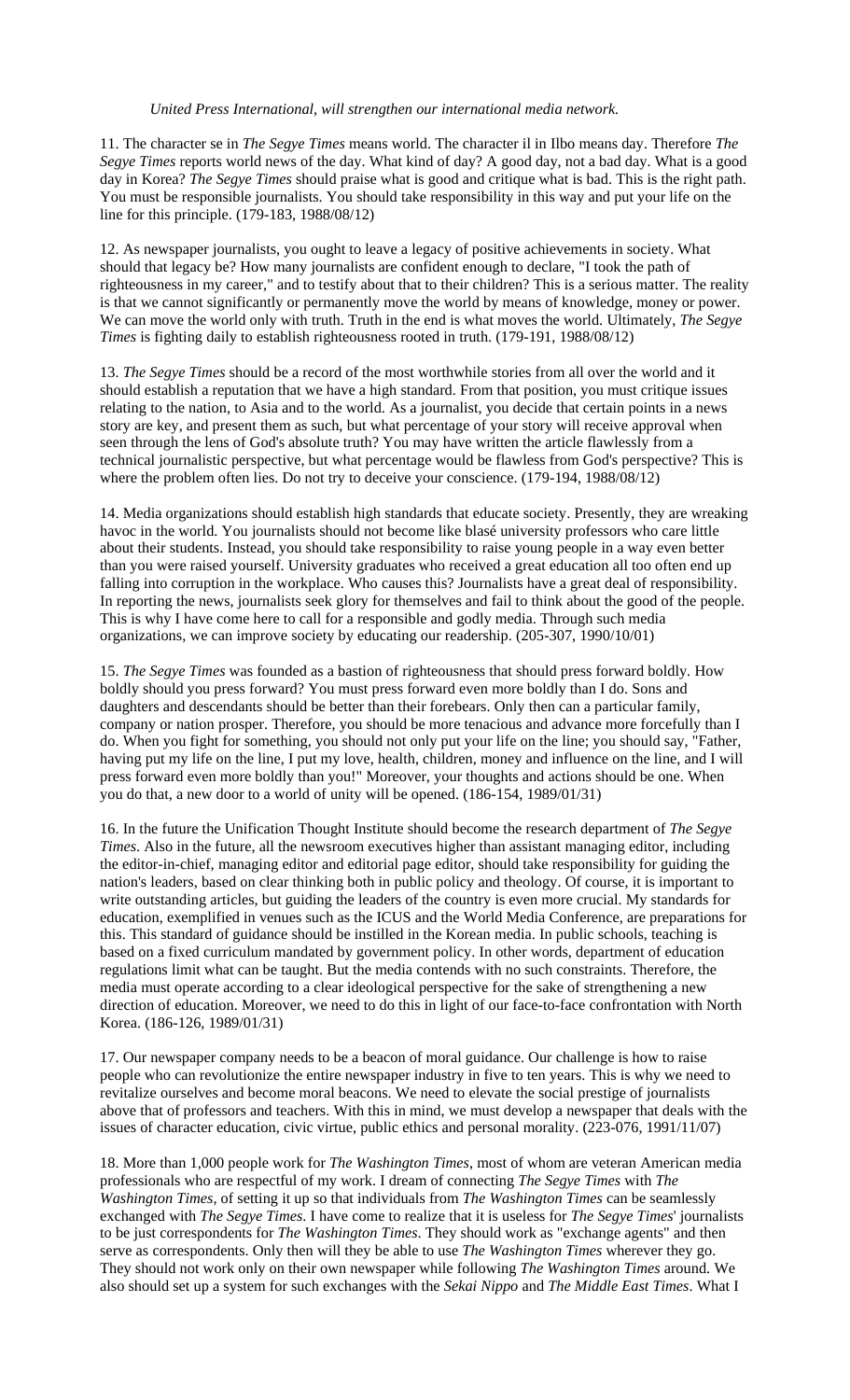*United Press International, will strengthen our international media network.*

11. The character se in *The Segye Times* means world. The character il in Ilbo means day. Therefore *The Segye Times* reports world news of the day. What kind of day? A good day, not a bad day. What is a good day in Korea? *The Segye Times* should praise what is good and critique what is bad. This is the right path. You must be responsible journalists. You should take responsibility in this way and put your life on the line for this principle. (179-183, 1988/08/12)

12. As newspaper journalists, you ought to leave a legacy of positive achievements in society. What should that legacy be? How many journalists are confident enough to declare, "I took the path of righteousness in my career," and to testify about that to their children? This is a serious matter. The reality is that we cannot significantly or permanently move the world by means of knowledge, money or power. We can move the world only with truth. Truth in the end is what moves the world. Ultimately, *The Segye Times* is fighting daily to establish righteousness rooted in truth. (179-191, 1988/08/12)

13. *The Segye Times* should be a record of the most worthwhile stories from all over the world and it should establish a reputation that we have a high standard. From that position, you must critique issues relating to the nation, to Asia and to the world. As a journalist, you decide that certain points in a news story are key, and present them as such, but what percentage of your story will receive approval when seen through the lens of God's absolute truth? You may have written the article flawlessly from a technical journalistic perspective, but what percentage would be flawless from God's perspective? This is where the problem often lies. Do not try to deceive your conscience. (179-194, 1988/08/12)

14. Media organizations should establish high standards that educate society. Presently, they are wreaking havoc in the world. You journalists should not become like blasé university professors who care little about their students. Instead, you should take responsibility to raise young people in a way even better than you were raised yourself. University graduates who received a great education all too often end up falling into corruption in the workplace. Who causes this? Journalists have a great deal of responsibility. In reporting the news, journalists seek glory for themselves and fail to think about the good of the people. This is why I have come here to call for a responsible and godly media. Through such media organizations, we can improve society by educating our readership. (205-307, 1990/10/01)

15. *The Segye Times* was founded as a bastion of righteousness that should press forward boldly. How boldly should you press forward? You must press forward even more boldly than I do. Sons and daughters and descendants should be better than their forebears. Only then can a particular family, company or nation prosper. Therefore, you should be more tenacious and advance more forcefully than I do. When you fight for something, you should not only put your life on the line; you should say, "Father, having put my life on the line, I put my love, health, children, money and influence on the line, and I will press forward even more boldly than you!" Moreover, your thoughts and actions should be one. When you do that, a new door to a world of unity will be opened. (186-154, 1989/01/31)

16. In the future the Unification Thought Institute should become the research department of *The Segye Times*. Also in the future, all the newsroom executives higher than assistant managing editor, including the editor-in-chief, managing editor and editorial page editor, should take responsibility for guiding the nation's leaders, based on clear thinking both in public policy and theology. Of course, it is important to write outstanding articles, but guiding the leaders of the country is even more crucial. My standards for education, exemplified in venues such as the ICUS and the World Media Conference, are preparations for this. This standard of guidance should be instilled in the Korean media. In public schools, teaching is based on a fixed curriculum mandated by government policy. In other words, department of education regulations limit what can be taught. But the media contends with no such constraints. Therefore, the media must operate according to a clear ideological perspective for the sake of strengthening a new direction of education. Moreover, we need to do this in light of our face-to-face confrontation with North Korea. (186-126, 1989/01/31)

17. Our newspaper company needs to be a beacon of moral guidance. Our challenge is how to raise people who can revolutionize the entire newspaper industry in five to ten years. This is why we need to revitalize ourselves and become moral beacons. We need to elevate the social prestige of journalists above that of professors and teachers. With this in mind, we must develop a newspaper that deals with the issues of character education, civic virtue, public ethics and personal morality. (223-076, 1991/11/07)

18. More than 1,000 people work for *The Washington Times*, most of whom are veteran American media professionals who are respectful of my work. I dream of connecting *The Segye Times* with *The Washington Times*, of setting it up so that individuals from *The Washington Times* can be seamlessly exchanged with *The Segye Times*. I have come to realize that it is useless for *The Segye Times*' journalists to be just correspondents for *The Washington Times*. They should work as "exchange agents" and then serve as correspondents. Only then will they be able to use *The Washington Times* wherever they go. They should not work only on their own newspaper while following *The Washington Times* around. We also should set up a system for such exchanges with the *Sekai Nippo* and *The Middle East Times*. What I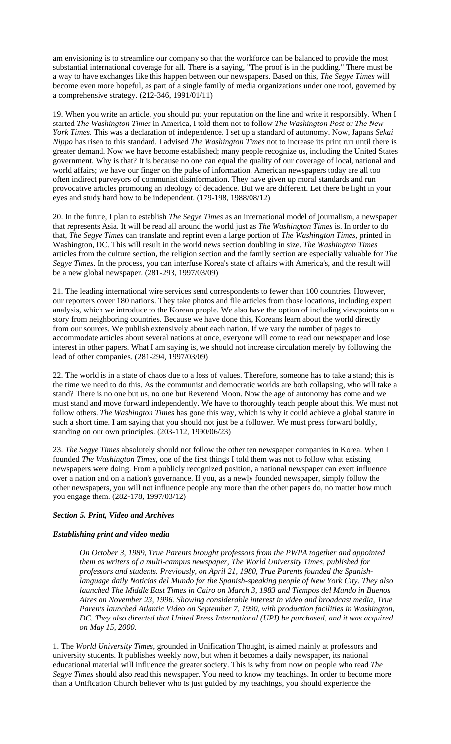am envisioning is to streamline our company so that the workforce can be balanced to provide the most substantial international coverage for all. There is a saying, "The proof is in the pudding." There must be a way to have exchanges like this happen between our newspapers. Based on this, *The Segye Times* will become even more hopeful, as part of a single family of media organizations under one roof, governed by a comprehensive strategy. (212-346, 1991/01/11)

19. When you write an article, you should put your reputation on the line and write it responsibly. When I started *The Washington Times* in America, I told them not to follow *The Washington Post* or *The New York Times*. This was a declaration of independence. I set up a standard of autonomy. Now, Japans *Sekai Nippo* has risen to this standard. I advised *The Washington Times* not to increase its print run until there is greater demand. Now we have become established; many people recognize us, including the United States government. Why is that? It is because no one can equal the quality of our coverage of local, national and world affairs; we have our finger on the pulse of information. American newspapers today are all too often indirect purveyors of communist disinformation. They have given up moral standards and run provocative articles promoting an ideology of decadence. But we are different. Let there be light in your eyes and study hard how to be independent. (179-198, 1988/08/12)

20. In the future, I plan to establish *The Segye Times* as an international model of journalism, a newspaper that represents Asia. It will be read all around the world just as *The Washington Times* is. In order to do that, *The Segye Times* can translate and reprint even a large portion of *The Washington Times*, printed in Washington, DC. This will result in the world news section doubling in size. *The Washington Times* articles from the culture section, the religion section and the family section are especially valuable for *The Segye Times*. In the process, you can interfuse Korea's state of affairs with America's, and the result will be a new global newspaper. (281-293, 1997/03/09)

21. The leading international wire services send correspondents to fewer than 100 countries. However, our reporters cover 180 nations. They take photos and file articles from those locations, including expert analysis, which we introduce to the Korean people. We also have the option of including viewpoints on a story from neighboring countries. Because we have done this, Koreans learn about the world directly from our sources. We publish extensively about each nation. If we vary the number of pages to accommodate articles about several nations at once, everyone will come to read our newspaper and lose interest in other papers. What I am saying is, we should not increase circulation merely by following the lead of other companies. (281-294, 1997/03/09)

22. The world is in a state of chaos due to a loss of values. Therefore, someone has to take a stand; this is the time we need to do this. As the communist and democratic worlds are both collapsing, who will take a stand? There is no one but us, no one but Reverend Moon. Now the age of autonomy has come and we must stand and move forward independently. We have to thoroughly teach people about this. We must not follow others. *The Washington Times* has gone this way, which is why it could achieve a global stature in such a short time. I am saying that you should not just be a follower. We must press forward boldly, standing on our own principles. (203-112, 1990/06/23)

23. *The Segye Times* absolutely should not follow the other ten newspaper companies in Korea. When I founded *The Washington Times*, one of the first things I told them was not to follow what existing newspapers were doing. From a publicly recognized position, a national newspaper can exert influence over a nation and on a nation's governance. If you, as a newly founded newspaper, simply follow the other newspapers, you will not influence people any more than the other papers do, no matter how much you engage them. (282-178, 1997/03/12)

### *Section 5. Print, Video and Archives*

#### *Establishing print and video media*

> *On October 3, 1989, True Parents brought professors from the PWPA together and appointed them as writers of a multi-campus newspaper, The World University Times, published for professors and students. Previously, on April 21, 1980, True Parents founded the Spanish-language daily Noticias del Mundo for the Spanish-speaking people of New York City. They also launched The Middle East Times in Cairo on March 3, 1983 and Tiempos del Mundo in Buenos Aires on November 23, 1996. Showing considerable interest in video and broadcast media, True Parents launched Atlantic Video on September 7, 1990, with production facilities in Washington, DC. They also directed that United Press International (UPI) be purchased, and it was acquired on May 15, 2000.*

1. The *World University Times*, grounded in Unification Thought, is aimed mainly at professors and university students. It publishes weekly now, but when it becomes a daily newspaper, its national educational material will influence the greater society. This is why from now on people who read *The Segye Times* should also read this newspaper. You need to know my teachings. In order to become more than a Unification Church believer who is just guided by my teachings, you should experience the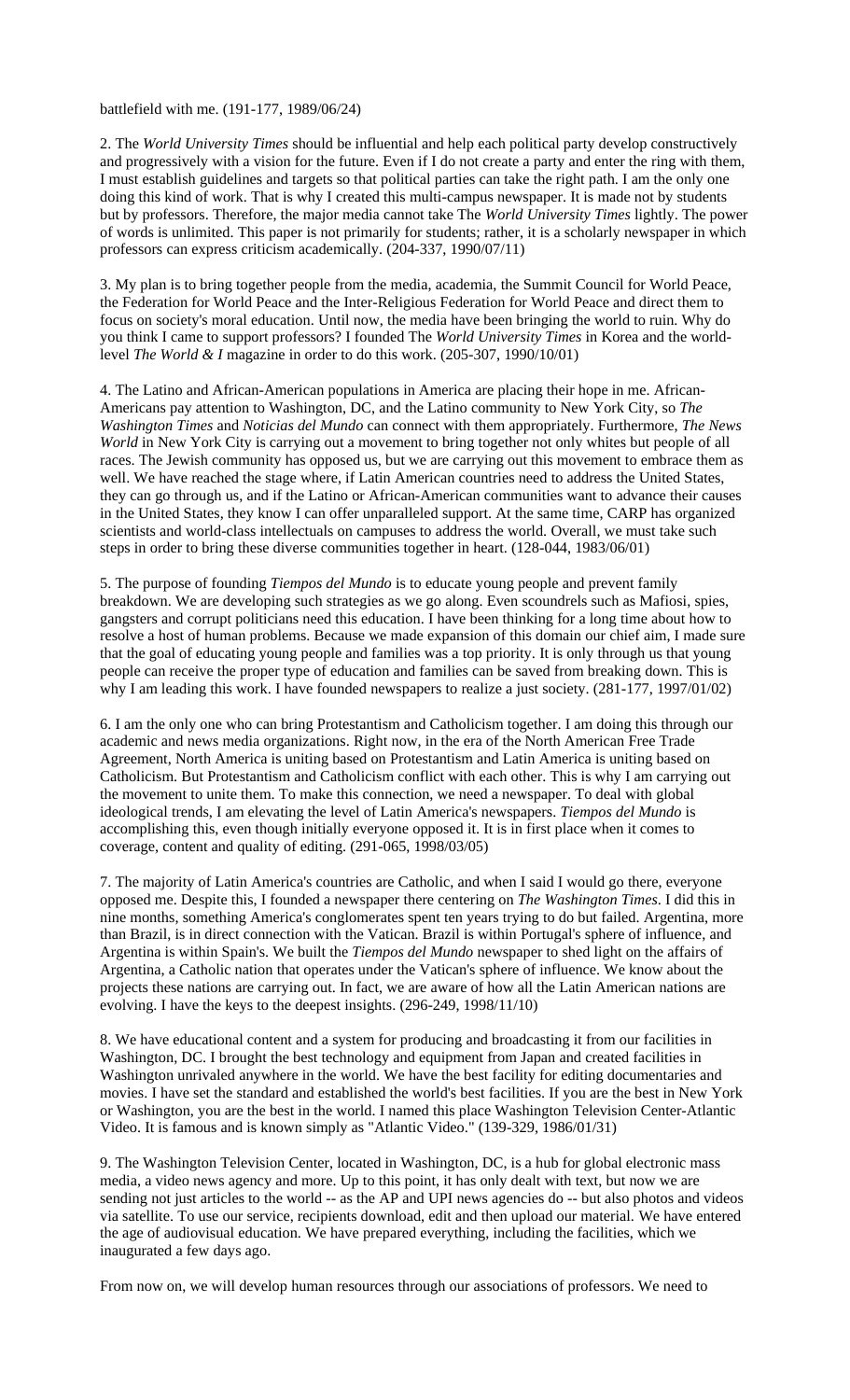battlefield with me. (191-177, 1989/06/24)

2. The *World University Times* should be influential and help each political party develop constructively and progressively with a vision for the future. Even if I do not create a party and enter the ring with them, I must establish guidelines and targets so that political parties can take the right path. I am the only one doing this kind of work. That is why I created this multi-campus newspaper. It is made not by students but by professors. Therefore, the major media cannot take The *World University Times* lightly. The power of words is unlimited. This paper is not primarily for students; rather, it is a scholarly newspaper in which professors can express criticism academically. (204-337, 1990/07/11)

3. My plan is to bring together people from the media, academia, the Summit Council for World Peace, the Federation for World Peace and the Inter-Religious Federation for World Peace and direct them to focus on society's moral education. Until now, the media have been bringing the world to ruin. Why do you think I came to support professors? I founded The *World University Times* in Korea and the world-level *The World & I* magazine in order to do this work. (205-307, 1990/10/01)

4. The Latino and African-American populations in America are placing their hope in me. African-Americans pay attention to Washington, DC, and the Latino community to New York City, so *The Washington Times* and *Noticias del Mundo* can connect with them appropriately. Furthermore, *The News World* in New York City is carrying out a movement to bring together not only whites but people of all races. The Jewish community has opposed us, but we are carrying out this movement to embrace them as well. We have reached the stage where, if Latin American countries need to address the United States, they can go through us, and if the Latino or African-American communities want to advance their causes in the United States, they know I can offer unparalleled support. At the same time, CARP has organized scientists and world-class intellectuals on campuses to address the world. Overall, we must take such steps in order to bring these diverse communities together in heart. (128-044, 1983/06/01)

5. The purpose of founding *Tiempos del Mundo* is to educate young people and prevent family breakdown. We are developing such strategies as we go along. Even scoundrels such as Mafiosi, spies, gangsters and corrupt politicians need this education. I have been thinking for a long time about how to resolve a host of human problems. Because we made expansion of this domain our chief aim, I made sure that the goal of educating young people and families was a top priority. It is only through us that young people can receive the proper type of education and families can be saved from breaking down. This is why I am leading this work. I have founded newspapers to realize a just society. (281-177, 1997/01/02)

6. I am the only one who can bring Protestantism and Catholicism together. I am doing this through our academic and news media organizations. Right now, in the era of the North American Free Trade Agreement, North America is uniting based on Protestantism and Latin America is uniting based on Catholicism. But Protestantism and Catholicism conflict with each other. This is why I am carrying out the movement to unite them. To make this connection, we need a newspaper. To deal with global ideological trends, I am elevating the level of Latin America's newspapers. *Tiempos del Mundo* is accomplishing this, even though initially everyone opposed it. It is in first place when it comes to coverage, content and quality of editing. (291-065, 1998/03/05)

7. The majority of Latin America's countries are Catholic, and when I said I would go there, everyone opposed me. Despite this, I founded a newspaper there centering on *The Washington Times*. I did this in nine months, something America's conglomerates spent ten years trying to do but failed. Argentina, more than Brazil, is in direct connection with the Vatican. Brazil is within Portugal's sphere of influence, and Argentina is within Spain's. We built the *Tiempos del Mundo* newspaper to shed light on the affairs of Argentina, a Catholic nation that operates under the Vatican's sphere of influence. We know about the projects these nations are carrying out. In fact, we are aware of how all the Latin American nations are evolving. I have the keys to the deepest insights. (296-249, 1998/11/10)

8. We have educational content and a system for producing and broadcasting it from our facilities in Washington, DC. I brought the best technology and equipment from Japan and created facilities in Washington unrivaled anywhere in the world. We have the best facility for editing documentaries and movies. I have set the standard and established the world's best facilities. If you are the best in New York or Washington, you are the best in the world. I named this place Washington Television Center-Atlantic Video. It is famous and is known simply as "Atlantic Video." (139-329, 1986/01/31)

9. The Washington Television Center, located in Washington, DC, is a hub for global electronic mass media, a video news agency and more. Up to this point, it has only dealt with text, but now we are sending not just articles to the world -- as the AP and UPI news agencies do -- but also photos and videos via satellite. To use our service, recipients download, edit and then upload our material. We have entered the age of audiovisual education. We have prepared everything, including the facilities, which we inaugurated a few days ago.

From now on, we will develop human resources through our associations of professors. We need to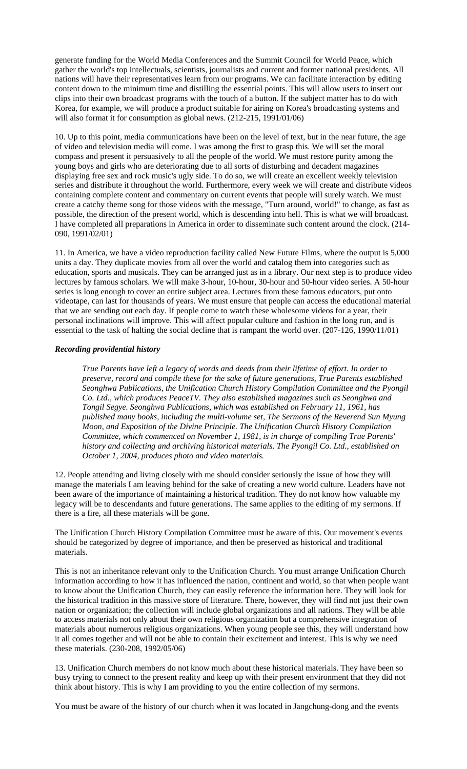generate funding for the World Media Conferences and the Summit Council for World Peace, which gather the world's top intellectuals, scientists, journalists and current and former national presidents. All nations will have their representatives learn from our programs. We can facilitate interaction by editing content down to the minimum time and distilling the essential points. This will allow users to insert our clips into their own broadcast programs with the touch of a button. If the subject matter has to do with Korea, for example, we will produce a product suitable for airing on Korea's broadcasting systems and will also format it for consumption as global news. (212-215, 1991/01/06)

10. Up to this point, media communications have been on the level of text, but in the near future, the age of video and television media will come. I was among the first to grasp this. We will set the moral compass and present it persuasively to all the people of the world. We must restore purity among the young boys and girls who are deteriorating due to all sorts of disturbing and decadent magazines displaying free sex and rock music's ugly side. To do so, we will create an excellent weekly television series and distribute it throughout the world. Furthermore, every week we will create and distribute videos containing complete content and commentary on current events that people will surely watch. We must create a catchy theme song for those videos with the message, "Turn around, world!" to change, as fast as possible, the direction of the present world, which is descending into hell. This is what we will broadcast. I have completed all preparations in America in order to disseminate such content around the clock. (214-090, 1991/02/01)

11. In America, we have a video reproduction facility called New Future Films, where the output is 5,000 units a day. They duplicate movies from all over the world and catalog them into categories such as education, sports and musicals. They can be arranged just as in a library. Our next step is to produce video lectures by famous scholars. We will make 3-hour, 10-hour, 30-hour and 50-hour video series. A 50-hour series is long enough to cover an entire subject area. Lectures from these famous educators, put onto videotape, can last for thousands of years. We must ensure that people can access the educational material that we are sending out each day. If people come to watch these wholesome videos for a year, their personal inclinations will improve. This will affect popular culture and fashion in the long run, and is essential to the task of halting the social decline that is rampant the world over. (207-126, 1990/11/01)

### ***Recording providential history***

> *True Parents have left a legacy of words and deeds from their lifetime of effort. In order to preserve, record and compile these for the sake of future generations, True Parents established Seonghwa Publications, the Unification Church History Compilation Committee and the Pyongil Co. Ltd., which produces PeaceTV. They also established magazines such as Seonghwa and Tongil Segye. Seonghwa Publications, which was established on February 11, 1961, has published many books, including the multi-volume set, The Sermons of the Reverend Sun Myung Moon, and Exposition of the Divine Principle. The Unification Church History Compilation Committee, which commenced on November 1, 1981, is in charge of compiling True Parents' history and collecting and archiving historical materials. The Pyongil Co. Ltd., established on October 1, 2004, produces photo and video materials.*

12. People attending and living closely with me should consider seriously the issue of how they will manage the materials I am leaving behind for the sake of creating a new world culture. Leaders have not been aware of the importance of maintaining a historical tradition. They do not know how valuable my legacy will be to descendants and future generations. The same applies to the editing of my sermons. If there is a fire, all these materials will be gone.

The Unification Church History Compilation Committee must be aware of this. Our movement's events should be categorized by degree of importance, and then be preserved as historical and traditional materials.

This is not an inheritance relevant only to the Unification Church. You must arrange Unification Church information according to how it has influenced the nation, continent and world, so that when people want to know about the Unification Church, they can easily reference the information here. They will look for the historical tradition in this massive store of literature. There, however, they will find not just their own nation or organization; the collection will include global organizations and all nations. They will be able to access materials not only about their own religious organization but a comprehensive integration of materials about numerous religious organizations. When young people see this, they will understand how it all comes together and will not be able to contain their excitement and interest. This is why we need these materials. (230-208, 1992/05/06)

13. Unification Church members do not know much about these historical materials. They have been so busy trying to connect to the present reality and keep up with their present environment that they did not think about history. This is why I am providing to you the entire collection of my sermons.

You must be aware of the history of our church when it was located in Jangchung-dong and the events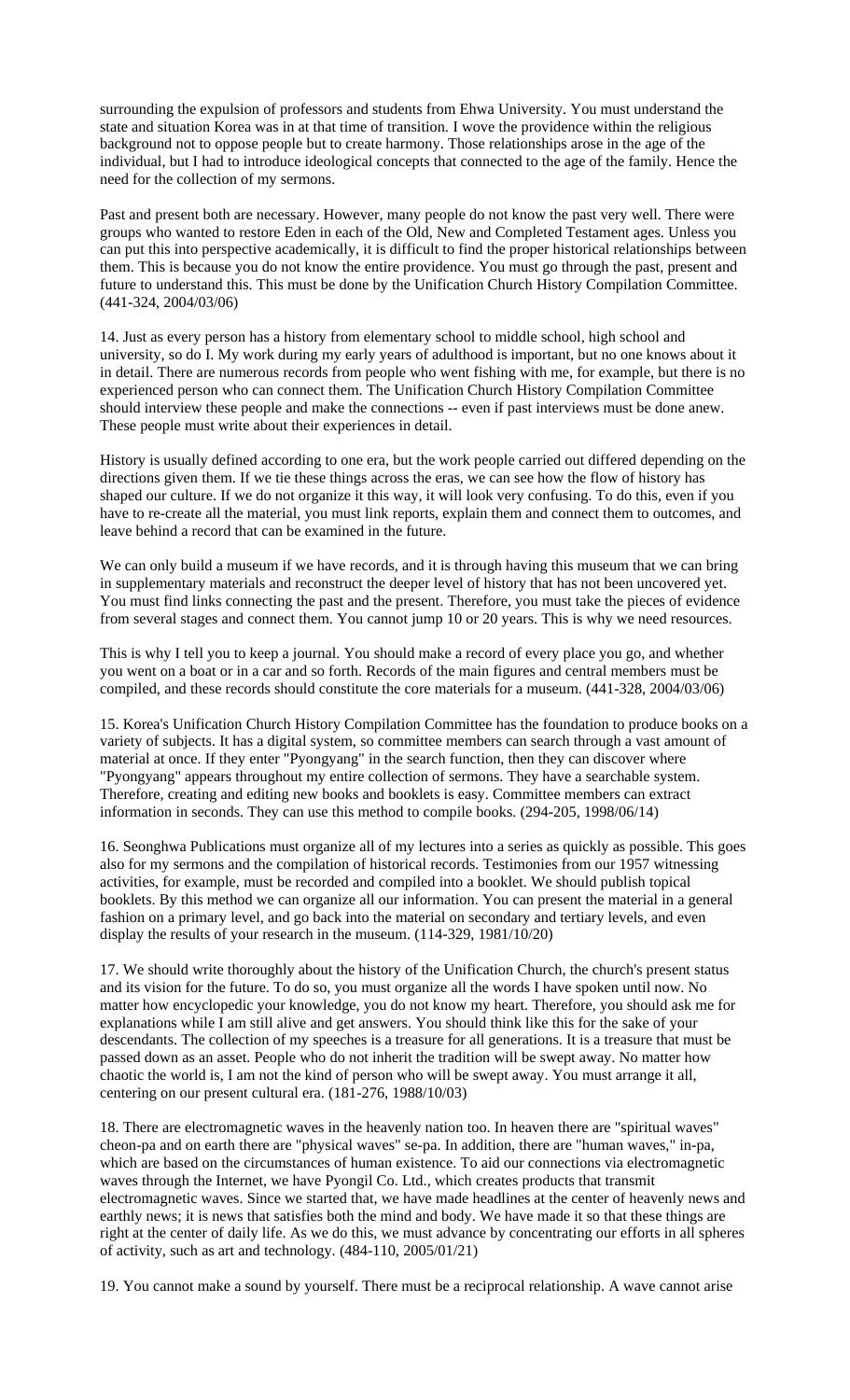surrounding the expulsion of professors and students from Ehwa University. You must understand the state and situation Korea was in at that time of transition. I wove the providence within the religious background not to oppose people but to create harmony. Those relationships arose in the age of the individual, but I had to introduce ideological concepts that connected to the age of the family. Hence the need for the collection of my sermons.

Past and present both are necessary. However, many people do not know the past very well. There were groups who wanted to restore Eden in each of the Old, New and Completed Testament ages. Unless you can put this into perspective academically, it is difficult to find the proper historical relationships between them. This is because you do not know the entire providence. You must go through the past, present and future to understand this. This must be done by the Unification Church History Compilation Committee. (441-324, 2004/03/06)

14. Just as every person has a history from elementary school to middle school, high school and university, so do I. My work during my early years of adulthood is important, but no one knows about it in detail. There are numerous records from people who went fishing with me, for example, but there is no experienced person who can connect them. The Unification Church History Compilation Committee should interview these people and make the connections -- even if past interviews must be done anew. These people must write about their experiences in detail.

History is usually defined according to one era, but the work people carried out differed depending on the directions given them. If we tie these things across the eras, we can see how the flow of history has shaped our culture. If we do not organize it this way, it will look very confusing. To do this, even if you have to re-create all the material, you must link reports, explain them and connect them to outcomes, and leave behind a record that can be examined in the future.

We can only build a museum if we have records, and it is through having this museum that we can bring in supplementary materials and reconstruct the deeper level of history that has not been uncovered yet. You must find links connecting the past and the present. Therefore, you must take the pieces of evidence from several stages and connect them. You cannot jump 10 or 20 years. This is why we need resources.

This is why I tell you to keep a journal. You should make a record of every place you go, and whether you went on a boat or in a car and so forth. Records of the main figures and central members must be compiled, and these records should constitute the core materials for a museum. (441-328, 2004/03/06)

15. Korea's Unification Church History Compilation Committee has the foundation to produce books on a variety of subjects. It has a digital system, so committee members can search through a vast amount of material at once. If they enter "Pyongyang" in the search function, then they can discover where "Pyongyang" appears throughout my entire collection of sermons. They have a searchable system. Therefore, creating and editing new books and booklets is easy. Committee members can extract information in seconds. They can use this method to compile books. (294-205, 1998/06/14)

16. Seonghwa Publications must organize all of my lectures into a series as quickly as possible. This goes also for my sermons and the compilation of historical records. Testimonies from our 1957 witnessing activities, for example, must be recorded and compiled into a booklet. We should publish topical booklets. By this method we can organize all our information. You can present the material in a general fashion on a primary level, and go back into the material on secondary and tertiary levels, and even display the results of your research in the museum. (114-329, 1981/10/20)

17. We should write thoroughly about the history of the Unification Church, the church's present status and its vision for the future. To do so, you must organize all the words I have spoken until now. No matter how encyclopedic your knowledge, you do not know my heart. Therefore, you should ask me for explanations while I am still alive and get answers. You should think like this for the sake of your descendants. The collection of my speeches is a treasure for all generations. It is a treasure that must be passed down as an asset. People who do not inherit the tradition will be swept away. No matter how chaotic the world is, I am not the kind of person who will be swept away. You must arrange it all, centering on our present cultural era. (181-276, 1988/10/03)

18. There are electromagnetic waves in the heavenly nation too. In heaven there are "spiritual waves" cheon-pa and on earth there are "physical waves" se-pa. In addition, there are "human waves," in-pa, which are based on the circumstances of human existence. To aid our connections via electromagnetic waves through the Internet, we have Pyongil Co. Ltd., which creates products that transmit electromagnetic waves. Since we started that, we have made headlines at the center of heavenly news and earthly news; it is news that satisfies both the mind and body. We have made it so that these things are right at the center of daily life. As we do this, we must advance by concentrating our efforts in all spheres of activity, such as art and technology. (484-110, 2005/01/21)

19. You cannot make a sound by yourself. There must be a reciprocal relationship. A wave cannot arise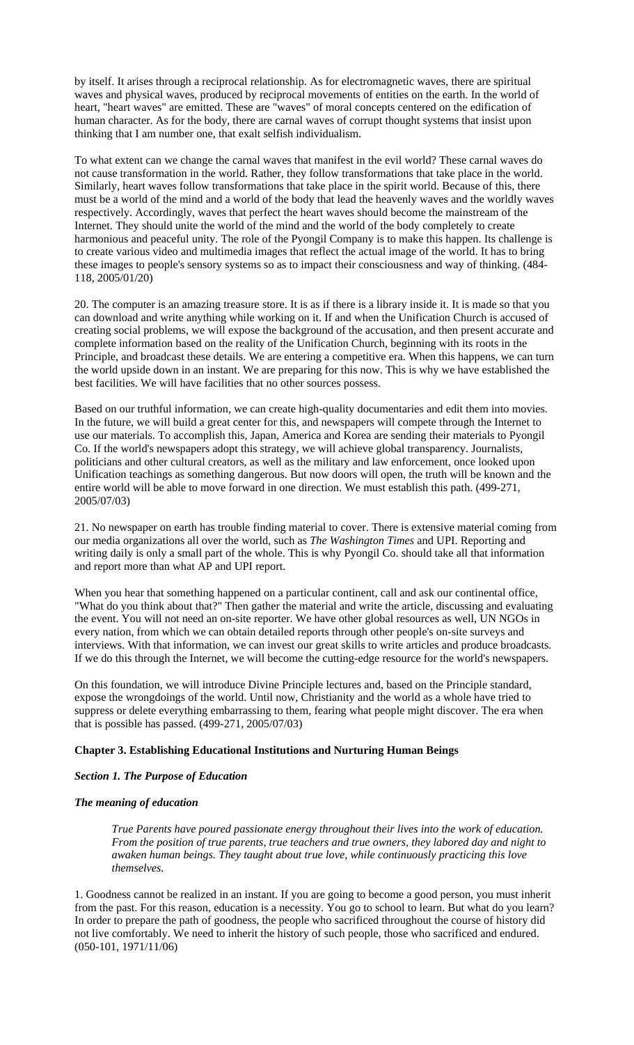by itself. It arises through a reciprocal relationship. As for electromagnetic waves, there are spiritual waves and physical waves, produced by reciprocal movements of entities on the earth. In the world of heart, "heart waves" are emitted. These are "waves" of moral concepts centered on the edification of human character. As for the body, there are carnal waves of corrupt thought systems that insist upon thinking that I am number one, that exalt selfish individualism.

To what extent can we change the carnal waves that manifest in the evil world? These carnal waves do not cause transformation in the world. Rather, they follow transformations that take place in the world. Similarly, heart waves follow transformations that take place in the spirit world. Because of this, there must be a world of the mind and a world of the body that lead the heavenly waves and the worldly waves respectively. Accordingly, waves that perfect the heart waves should become the mainstream of the Internet. They should unite the world of the mind and the world of the body completely to create harmonious and peaceful unity. The role of the Pyongil Company is to make this happen. Its challenge is to create various video and multimedia images that reflect the actual image of the world. It has to bring these images to people's sensory systems so as to impact their consciousness and way of thinking. (484-118, 2005/01/20)

20. The computer is an amazing treasure store. It is as if there is a library inside it. It is made so that you can download and write anything while working on it. If and when the Unification Church is accused of creating social problems, we will expose the background of the accusation, and then present accurate and complete information based on the reality of the Unification Church, beginning with its roots in the Principle, and broadcast these details. We are entering a competitive era. When this happens, we can turn the world upside down in an instant. We are preparing for this now. This is why we have established the best facilities. We will have facilities that no other sources possess.

Based on our truthful information, we can create high-quality documentaries and edit them into movies. In the future, we will build a great center for this, and newspapers will compete through the Internet to use our materials. To accomplish this, Japan, America and Korea are sending their materials to Pyongil Co. If the world's newspapers adopt this strategy, we will achieve global transparency. Journalists, politicians and other cultural creators, as well as the military and law enforcement, once looked upon Unification teachings as something dangerous. But now doors will open, the truth will be known and the entire world will be able to move forward in one direction. We must establish this path. (499-271, 2005/07/03)

21. No newspaper on earth has trouble finding material to cover. There is extensive material coming from our media organizations all over the world, such as *The Washington Times* and UPI. Reporting and writing daily is only a small part of the whole. This is why Pyongil Co. should take all that information and report more than what AP and UPI report.

When you hear that something happened on a particular continent, call and ask our continental office, "What do you think about that?" Then gather the material and write the article, discussing and evaluating the event. You will not need an on-site reporter. We have other global resources as well, UN NGOs in every nation, from which we can obtain detailed reports through other people's on-site surveys and interviews. With that information, we can invest our great skills to write articles and produce broadcasts. If we do this through the Internet, we will become the cutting-edge resource for the world's newspapers.

On this foundation, we will introduce Divine Principle lectures and, based on the Principle standard, expose the wrongdoings of the world. Until now, Christianity and the world as a whole have tried to suppress or delete everything embarrassing to them, fearing what people might discover. The era when that is possible has passed. (499-271, 2005/07/03)

## Chapter 3. Establishing Educational Institutions and Nurturing Human Beings

### *Section 1. The Purpose of Education*

#### *The meaning of education*

> *True Parents have poured passionate energy throughout their lives into the work of education. From the position of true parents, true teachers and true owners, they labored day and night to awaken human beings. They taught about true love, while continuously practicing this love themselves.*

1. Goodness cannot be realized in an instant. If you are going to become a good person, you must inherit from the past. For this reason, education is a necessity. You go to school to learn. But what do you learn? In order to prepare the path of goodness, the people who sacrificed throughout the course of history did not live comfortably. We need to inherit the history of such people, those who sacrificed and endured. (050-101, 1971/11/06)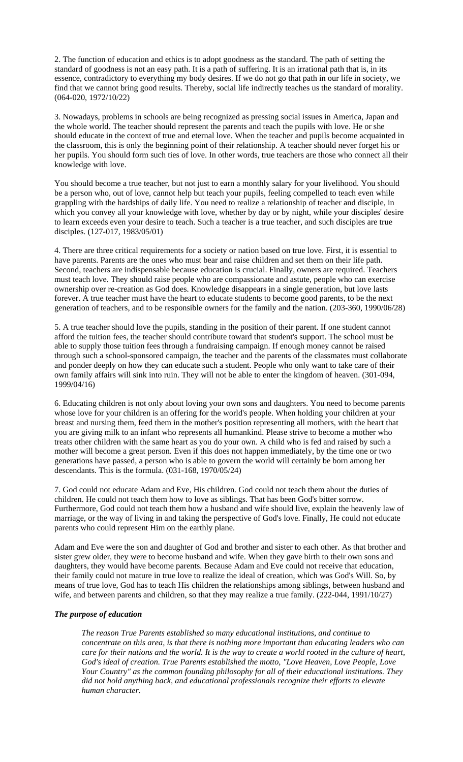2. The function of education and ethics is to adopt goodness as the standard. The path of setting the standard of goodness is not an easy path. It is a path of suffering. It is an irrational path that is, in its essence, contradictory to everything my body desires. If we do not go that path in our life in society, we find that we cannot bring good results. Thereby, social life indirectly teaches us the standard of morality. (064-020, 1972/10/22)

3. Nowadays, problems in schools are being recognized as pressing social issues in America, Japan and the whole world. The teacher should represent the parents and teach the pupils with love. He or she should educate in the context of true and eternal love. When the teacher and pupils become acquainted in the classroom, this is only the beginning point of their relationship. A teacher should never forget his or her pupils. You should form such ties of love. In other words, true teachers are those who connect all their knowledge with love.

You should become a true teacher, but not just to earn a monthly salary for your livelihood. You should be a person who, out of love, cannot help but teach your pupils, feeling compelled to teach even while grappling with the hardships of daily life. You need to realize a relationship of teacher and disciple, in which you convey all your knowledge with love, whether by day or by night, while your disciples' desire to learn exceeds even your desire to teach. Such a teacher is a true teacher, and such disciples are true disciples. (127-017, 1983/05/01)

4. There are three critical requirements for a society or nation based on true love. First, it is essential to have parents. Parents are the ones who must bear and raise children and set them on their life path. Second, teachers are indispensable because education is crucial. Finally, owners are required. Teachers must teach love. They should raise people who are compassionate and astute, people who can exercise ownership over re-creation as God does. Knowledge disappears in a single generation, but love lasts forever. A true teacher must have the heart to educate students to become good parents, to be the next generation of teachers, and to be responsible owners for the family and the nation. (203-360, 1990/06/28)

5. A true teacher should love the pupils, standing in the position of their parent. If one student cannot afford the tuition fees, the teacher should contribute toward that student's support. The school must be able to supply those tuition fees through a fundraising campaign. If enough money cannot be raised through such a school-sponsored campaign, the teacher and the parents of the classmates must collaborate and ponder deeply on how they can educate such a student. People who only want to take care of their own family affairs will sink into ruin. They will not be able to enter the kingdom of heaven. (301-094, 1999/04/16)

6. Educating children is not only about loving your own sons and daughters. You need to become parents whose love for your children is an offering for the world's people. When holding your children at your breast and nursing them, feed them in the mother's position representing all mothers, with the heart that you are giving milk to an infant who represents all humankind. Please strive to become a mother who treats other children with the same heart as you do your own. A child who is fed and raised by such a mother will become a great person. Even if this does not happen immediately, by the time one or two generations have passed, a person who is able to govern the world will certainly be born among her descendants. This is the formula. (031-168, 1970/05/24)

7. God could not educate Adam and Eve, His children. God could not teach them about the duties of children. He could not teach them how to love as siblings. That has been God's bitter sorrow. Furthermore, God could not teach them how a husband and wife should live, explain the heavenly law of marriage, or the way of living in and taking the perspective of God's love. Finally, He could not educate parents who could represent Him on the earthly plane.

Adam and Eve were the son and daughter of God and brother and sister to each other. As that brother and sister grew older, they were to become husband and wife. When they gave birth to their own sons and daughters, they would have become parents. Because Adam and Eve could not receive that education, their family could not mature in true love to realize the ideal of creation, which was God's Will. So, by means of true love, God has to teach His children the relationships among siblings, between husband and wife, and between parents and children, so that they may realize a true family. (222-044, 1991/10/27)

### *The purpose of education*

> *The reason True Parents established so many educational institutions, and continue to concentrate on this area, is that there is nothing more important than educating leaders who can care for their nations and the world. It is the way to create a world rooted in the culture of heart, God's ideal of creation. True Parents established the motto, "Love Heaven, Love People, Love Your Country" as the common founding philosophy for all of their educational institutions. They did not hold anything back, and educational professionals recognize their efforts to elevate human character.*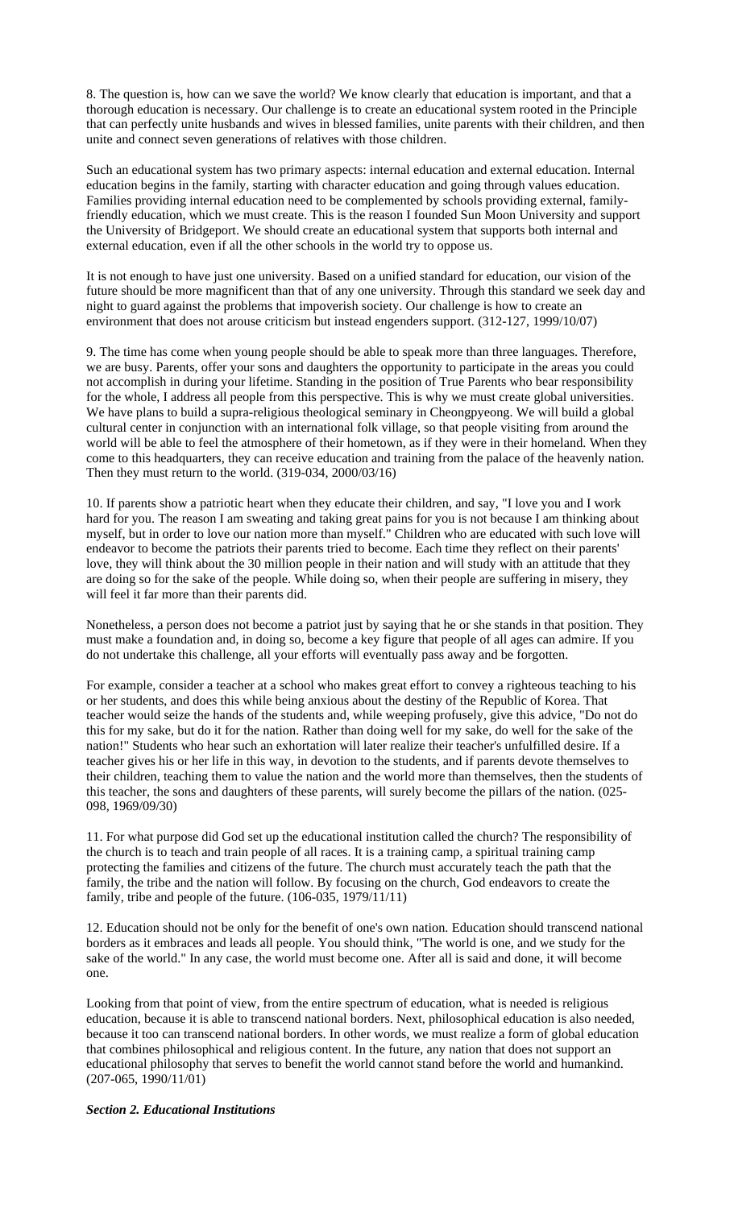8. The question is, how can we save the world? We know clearly that education is important, and that a thorough education is necessary. Our challenge is to create an educational system rooted in the Principle that can perfectly unite husbands and wives in blessed families, unite parents with their children, and then unite and connect seven generations of relatives with those children.

Such an educational system has two primary aspects: internal education and external education. Internal education begins in the family, starting with character education and going through values education. Families providing internal education need to be complemented by schools providing external, family-friendly education, which we must create. This is the reason I founded Sun Moon University and support the University of Bridgeport. We should create an educational system that supports both internal and external education, even if all the other schools in the world try to oppose us.

It is not enough to have just one university. Based on a unified standard for education, our vision of the future should be more magnificent than that of any one university. Through this standard we seek day and night to guard against the problems that impoverish society. Our challenge is how to create an environment that does not arouse criticism but instead engenders support. (312-127, 1999/10/07)

9. The time has come when young people should be able to speak more than three languages. Therefore, we are busy. Parents, offer your sons and daughters the opportunity to participate in the areas you could not accomplish in during your lifetime. Standing in the position of True Parents who bear responsibility for the whole, I address all people from this perspective. This is why we must create global universities. We have plans to build a supra-religious theological seminary in Cheongpyeong. We will build a global cultural center in conjunction with an international folk village, so that people visiting from around the world will be able to feel the atmosphere of their hometown, as if they were in their homeland. When they come to this headquarters, they can receive education and training from the palace of the heavenly nation. Then they must return to the world. (319-034, 2000/03/16)

10. If parents show a patriotic heart when they educate their children, and say, "I love you and I work hard for you. The reason I am sweating and taking great pains for you is not because I am thinking about myself, but in order to love our nation more than myself." Children who are educated with such love will endeavor to become the patriots their parents tried to become. Each time they reflect on their parents' love, they will think about the 30 million people in their nation and will study with an attitude that they are doing so for the sake of the people. While doing so, when their people are suffering in misery, they will feel it far more than their parents did.

Nonetheless, a person does not become a patriot just by saying that he or she stands in that position. They must make a foundation and, in doing so, become a key figure that people of all ages can admire. If you do not undertake this challenge, all your efforts will eventually pass away and be forgotten.

For example, consider a teacher at a school who makes great effort to convey a righteous teaching to his or her students, and does this while being anxious about the destiny of the Republic of Korea. That teacher would seize the hands of the students and, while weeping profusely, give this advice, "Do not do this for my sake, but do it for the nation. Rather than doing well for my sake, do well for the sake of the nation!" Students who hear such an exhortation will later realize their teacher's unfulfilled desire. If a teacher gives his or her life in this way, in devotion to the students, and if parents devote themselves to their children, teaching them to value the nation and the world more than themselves, then the students of this teacher, the sons and daughters of these parents, will surely become the pillars of the nation. (025-098, 1969/09/30)

11. For what purpose did God set up the educational institution called the church? The responsibility of the church is to teach and train people of all races. It is a training camp, a spiritual training camp protecting the families and citizens of the future. The church must accurately teach the path that the family, the tribe and the nation will follow. By focusing on the church, God endeavors to create the family, tribe and people of the future. (106-035, 1979/11/11)

12. Education should not be only for the benefit of one's own nation. Education should transcend national borders as it embraces and leads all people. You should think, "The world is one, and we study for the sake of the world." In any case, the world must become one. After all is said and done, it will become one.

Looking from that point of view, from the entire spectrum of education, what is needed is religious education, because it is able to transcend national borders. Next, philosophical education is also needed, because it too can transcend national borders. In other words, we must realize a form of global education that combines philosophical and religious content. In the future, any nation that does not support an educational philosophy that serves to benefit the world cannot stand before the world and humankind. (207-065, 1990/11/01)

***Section 2. Educational Institutions***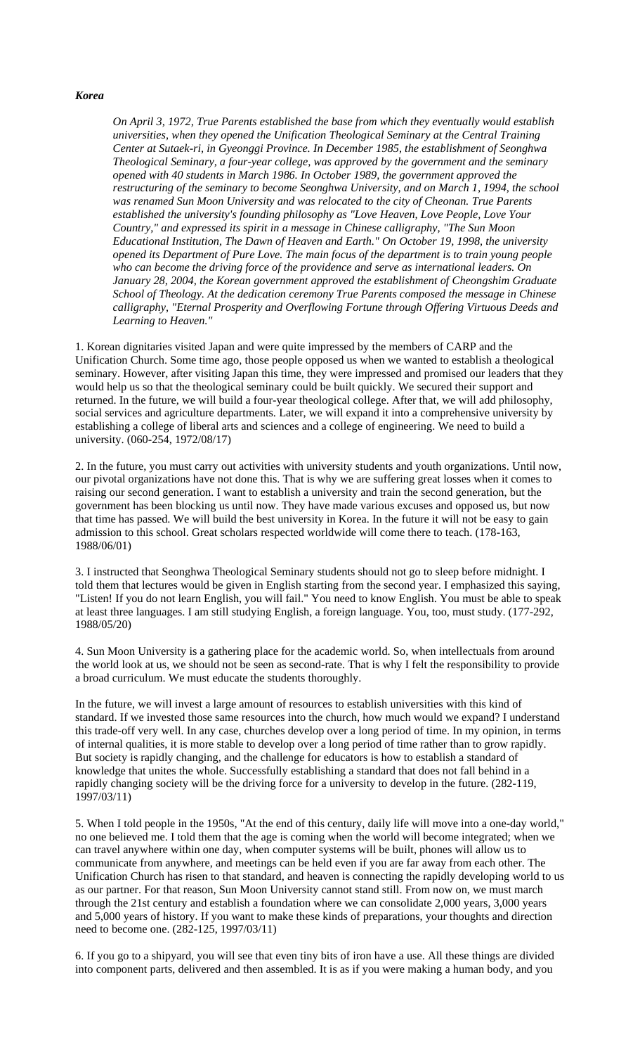***Korea***

*On April 3, 1972, True Parents established the base from which they eventually would establish universities, when they opened the Unification Theological Seminary at the Central Training Center at Sutaek-ri, in Gyeonggi Province. In December 1985, the establishment of Seonghwa Theological Seminary, a four-year college, was approved by the government and the seminary opened with 40 students in March 1986. In October 1989, the government approved the restructuring of the seminary to become Seonghwa University, and on March 1, 1994, the school was renamed Sun Moon University and was relocated to the city of Cheonan. True Parents established the university's founding philosophy as "Love Heaven, Love People, Love Your Country," and expressed its spirit in a message in Chinese calligraphy, "The Sun Moon Educational Institution, The Dawn of Heaven and Earth." On October 19, 1998, the university opened its Department of Pure Love. The main focus of the department is to train young people who can become the driving force of the providence and serve as international leaders. On January 28, 2004, the Korean government approved the establishment of Cheongshim Graduate School of Theology. At the dedication ceremony True Parents composed the message in Chinese calligraphy, "Eternal Prosperity and Overflowing Fortune through Offering Virtuous Deeds and Learning to Heaven."*

1. Korean dignitaries visited Japan and were quite impressed by the members of CARP and the Unification Church. Some time ago, those people opposed us when we wanted to establish a theological seminary. However, after visiting Japan this time, they were impressed and promised our leaders that they would help us so that the theological seminary could be built quickly. We secured their support and returned. In the future, we will build a four-year theological college. After that, we will add philosophy, social services and agriculture departments. Later, we will expand it into a comprehensive university by establishing a college of liberal arts and sciences and a college of engineering. We need to build a university. (060-254, 1972/08/17)

2. In the future, you must carry out activities with university students and youth organizations. Until now, our pivotal organizations have not done this. That is why we are suffering great losses when it comes to raising our second generation. I want to establish a university and train the second generation, but the government has been blocking us until now. They have made various excuses and opposed us, but now that time has passed. We will build the best university in Korea. In the future it will not be easy to gain admission to this school. Great scholars respected worldwide will come there to teach. (178-163, 1988/06/01)

3. I instructed that Seonghwa Theological Seminary students should not go to sleep before midnight. I told them that lectures would be given in English starting from the second year. I emphasized this saying, "Listen! If you do not learn English, you will fail." You need to know English. You must be able to speak at least three languages. I am still studying English, a foreign language. You, too, must study. (177-292, 1988/05/20)

4. Sun Moon University is a gathering place for the academic world. So, when intellectuals from around the world look at us, we should not be seen as second-rate. That is why I felt the responsibility to provide a broad curriculum. We must educate the students thoroughly.

In the future, we will invest a large amount of resources to establish universities with this kind of standard. If we invested those same resources into the church, how much would we expand? I understand this trade-off very well. In any case, churches develop over a long period of time. In my opinion, in terms of internal qualities, it is more stable to develop over a long period of time rather than to grow rapidly. But society is rapidly changing, and the challenge for educators is how to establish a standard of knowledge that unites the whole. Successfully establishing a standard that does not fall behind in a rapidly changing society will be the driving force for a university to develop in the future. (282-119, 1997/03/11)

5. When I told people in the 1950s, "At the end of this century, daily life will move into a one-day world," no one believed me. I told them that the age is coming when the world will become integrated; when we can travel anywhere within one day, when computer systems will be built, phones will allow us to communicate from anywhere, and meetings can be held even if you are far away from each other. The Unification Church has risen to that standard, and heaven is connecting the rapidly developing world to us as our partner. For that reason, Sun Moon University cannot stand still. From now on, we must march through the 21st century and establish a foundation where we can consolidate 2,000 years, 3,000 years and 5,000 years of history. If you want to make these kinds of preparations, your thoughts and direction need to become one. (282-125, 1997/03/11)

6. If you go to a shipyard, you will see that even tiny bits of iron have a use. All these things are divided into component parts, delivered and then assembled. It is as if you were making a human body, and you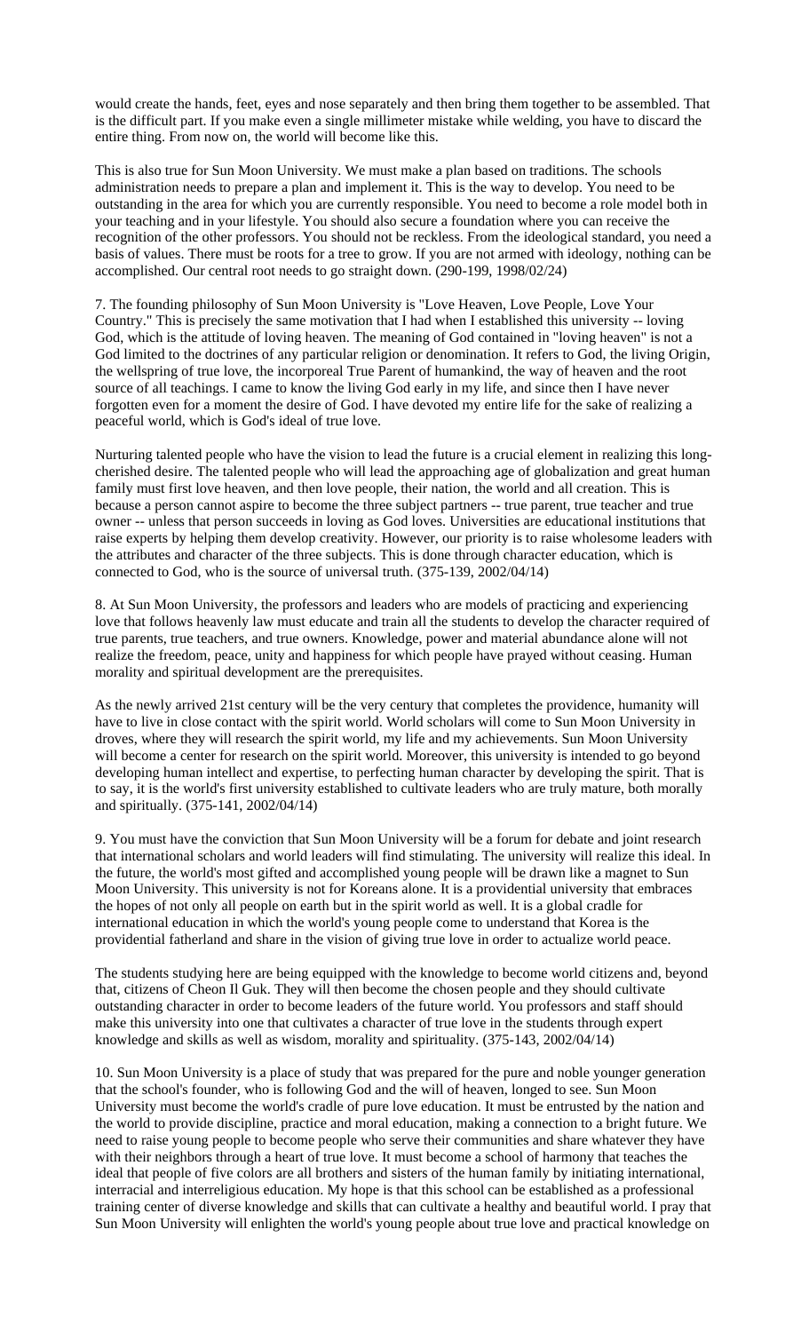would create the hands, feet, eyes and nose separately and then bring them together to be assembled. That is the difficult part. If you make even a single millimeter mistake while welding, you have to discard the entire thing. From now on, the world will become like this.

This is also true for Sun Moon University. We must make a plan based on traditions. The schools administration needs to prepare a plan and implement it. This is the way to develop. You need to be outstanding in the area for which you are currently responsible. You need to become a role model both in your teaching and in your lifestyle. You should also secure a foundation where you can receive the recognition of the other professors. You should not be reckless. From the ideological standard, you need a basis of values. There must be roots for a tree to grow. If you are not armed with ideology, nothing can be accomplished. Our central root needs to go straight down. (290-199, 1998/02/24)

7. The founding philosophy of Sun Moon University is "Love Heaven, Love People, Love Your Country." This is precisely the same motivation that I had when I established this university -- loving God, which is the attitude of loving heaven. The meaning of God contained in "loving heaven" is not a God limited to the doctrines of any particular religion or denomination. It refers to God, the living Origin, the wellspring of true love, the incorporeal True Parent of humankind, the way of heaven and the root source of all teachings. I came to know the living God early in my life, and since then I have never forgotten even for a moment the desire of God. I have devoted my entire life for the sake of realizing a peaceful world, which is God's ideal of true love.

Nurturing talented people who have the vision to lead the future is a crucial element in realizing this long-cherished desire. The talented people who will lead the approaching age of globalization and great human family must first love heaven, and then love people, their nation, the world and all creation. This is because a person cannot aspire to become the three subject partners -- true parent, true teacher and true owner -- unless that person succeeds in loving as God loves. Universities are educational institutions that raise experts by helping them develop creativity. However, our priority is to raise wholesome leaders with the attributes and character of the three subjects. This is done through character education, which is connected to God, who is the source of universal truth. (375-139, 2002/04/14)

8. At Sun Moon University, the professors and leaders who are models of practicing and experiencing love that follows heavenly law must educate and train all the students to develop the character required of true parents, true teachers, and true owners. Knowledge, power and material abundance alone will not realize the freedom, peace, unity and happiness for which people have prayed without ceasing. Human morality and spiritual development are the prerequisites.

As the newly arrived 21st century will be the very century that completes the providence, humanity will have to live in close contact with the spirit world. World scholars will come to Sun Moon University in droves, where they will research the spirit world, my life and my achievements. Sun Moon University will become a center for research on the spirit world. Moreover, this university is intended to go beyond developing human intellect and expertise, to perfecting human character by developing the spirit. That is to say, it is the world's first university established to cultivate leaders who are truly mature, both morally and spiritually. (375-141, 2002/04/14)

9. You must have the conviction that Sun Moon University will be a forum for debate and joint research that international scholars and world leaders will find stimulating. The university will realize this ideal. In the future, the world's most gifted and accomplished young people will be drawn like a magnet to Sun Moon University. This university is not for Koreans alone. It is a providential university that embraces the hopes of not only all people on earth but in the spirit world as well. It is a global cradle for international education in which the world's young people come to understand that Korea is the providential fatherland and share in the vision of giving true love in order to actualize world peace.

The students studying here are being equipped with the knowledge to become world citizens and, beyond that, citizens of Cheon Il Guk. They will then become the chosen people and they should cultivate outstanding character in order to become leaders of the future world. You professors and staff should make this university into one that cultivates a character of true love in the students through expert knowledge and skills as well as wisdom, morality and spirituality. (375-143, 2002/04/14)

10. Sun Moon University is a place of study that was prepared for the pure and noble younger generation that the school's founder, who is following God and the will of heaven, longed to see. Sun Moon University must become the world's cradle of pure love education. It must be entrusted by the nation and the world to provide discipline, practice and moral education, making a connection to a bright future. We need to raise young people to become people who serve their communities and share whatever they have with their neighbors through a heart of true love. It must become a school of harmony that teaches the ideal that people of five colors are all brothers and sisters of the human family by initiating international, interracial and interreligious education. My hope is that this school can be established as a professional training center of diverse knowledge and skills that can cultivate a healthy and beautiful world. I pray that Sun Moon University will enlighten the world's young people about true love and practical knowledge on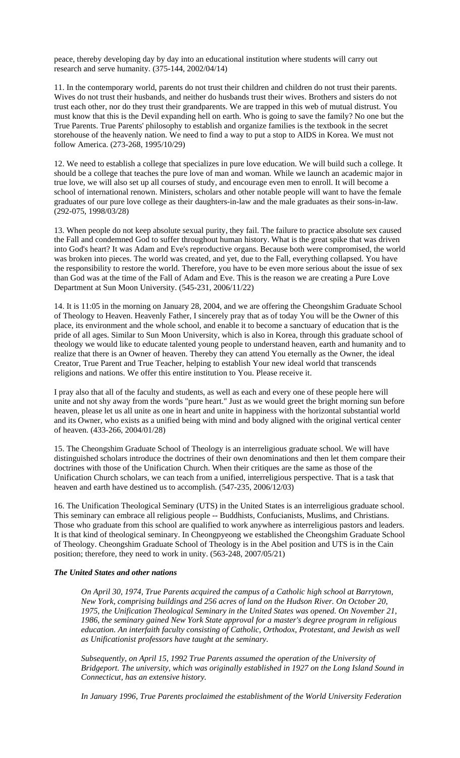peace, thereby developing day by day into an educational institution where students will carry out research and serve humanity. (375-144, 2002/04/14)

11. In the contemporary world, parents do not trust their children and children do not trust their parents. Wives do not trust their husbands, and neither do husbands trust their wives. Brothers and sisters do not trust each other, nor do they trust their grandparents. We are trapped in this web of mutual distrust. You must know that this is the Devil expanding hell on earth. Who is going to save the family? No one but the True Parents. True Parents' philosophy to establish and organize families is the textbook in the secret storehouse of the heavenly nation. We need to find a way to put a stop to AIDS in Korea. We must not follow America. (273-268, 1995/10/29)

12. We need to establish a college that specializes in pure love education. We will build such a college. It should be a college that teaches the pure love of man and woman. While we launch an academic major in true love, we will also set up all courses of study, and encourage even men to enroll. It will become a school of international renown. Ministers, scholars and other notable people will want to have the female graduates of our pure love college as their daughters-in-law and the male graduates as their sons-in-law. (292-075, 1998/03/28)

13. When people do not keep absolute sexual purity, they fail. The failure to practice absolute sex caused the Fall and condemned God to suffer throughout human history. What is the great spike that was driven into God's heart? It was Adam and Eve's reproductive organs. Because both were compromised, the world was broken into pieces. The world was created, and yet, due to the Fall, everything collapsed. You have the responsibility to restore the world. Therefore, you have to be even more serious about the issue of sex than God was at the time of the Fall of Adam and Eve. This is the reason we are creating a Pure Love Department at Sun Moon University. (545-231, 2006/11/22)

14. It is 11:05 in the morning on January 28, 2004, and we are offering the Cheongshim Graduate School of Theology to Heaven. Heavenly Father, I sincerely pray that as of today You will be the Owner of this place, its environment and the whole school, and enable it to become a sanctuary of education that is the pride of all ages. Similar to Sun Moon University, which is also in Korea, through this graduate school of theology we would like to educate talented young people to understand heaven, earth and humanity and to realize that there is an Owner of heaven. Thereby they can attend You eternally as the Owner, the ideal Creator, True Parent and True Teacher, helping to establish Your new ideal world that transcends religions and nations. We offer this entire institution to You. Please receive it.

I pray also that all of the faculty and students, as well as each and every one of these people here will unite and not shy away from the words "pure heart." Just as we would greet the bright morning sun before heaven, please let us all unite as one in heart and unite in happiness with the horizontal substantial world and its Owner, who exists as a unified being with mind and body aligned with the original vertical center of heaven. (433-266, 2004/01/28)

15. The Cheongshim Graduate School of Theology is an interreligious graduate school. We will have distinguished scholars introduce the doctrines of their own denominations and then let them compare their doctrines with those of the Unification Church. When their critiques are the same as those of the Unification Church scholars, we can teach from a unified, interreligious perspective. That is a task that heaven and earth have destined us to accomplish. (547-235, 2006/12/03)

16. The Unification Theological Seminary (UTS) in the United States is an interreligious graduate school. This seminary can embrace all religious people -- Buddhists, Confucianists, Muslims, and Christians. Those who graduate from this school are qualified to work anywhere as interreligious pastors and leaders. It is that kind of theological seminary. In Cheongpyeong we established the Cheongshim Graduate School of Theology. Cheongshim Graduate School of Theology is in the Abel position and UTS is in the Cain position; therefore, they need to work in unity. (563-248, 2007/05/21)

***The United States and other nations***

*On April 30, 1974, True Parents acquired the campus of a Catholic high school at Barrytown, New York, comprising buildings and 256 acres of land on the Hudson River. On October 20, 1975, the Unification Theological Seminary in the United States was opened. On November 21, 1986, the seminary gained New York State approval for a master's degree program in religious education. An interfaith faculty consisting of Catholic, Orthodox, Protestant, and Jewish as well as Unificationist professors have taught at the seminary.*

*Subsequently, on April 15, 1992 True Parents assumed the operation of the University of Bridgeport. The university, which was originally established in 1927 on the Long Island Sound in Connecticut, has an extensive history.*

*In January 1996, True Parents proclaimed the establishment of the World University Federation*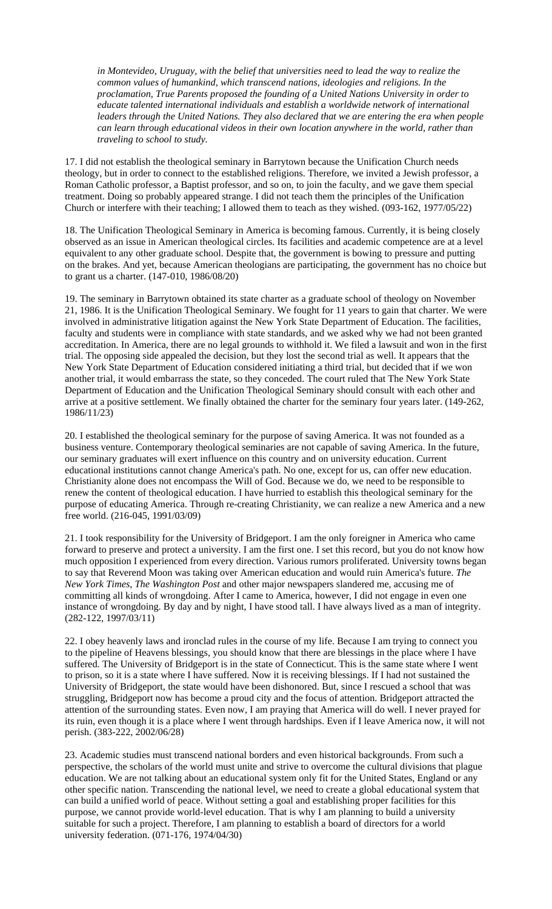*in Montevideo, Uruguay, with the belief that universities need to lead the way to realize the common values of humankind, which transcend nations, ideologies and religions. In the proclamation, True Parents proposed the founding of a United Nations University in order to educate talented international individuals and establish a worldwide network of international leaders through the United Nations. They also declared that we are entering the era when people can learn through educational videos in their own location anywhere in the world, rather than traveling to school to study.*

17. I did not establish the theological seminary in Barrytown because the Unification Church needs theology, but in order to connect to the established religions. Therefore, we invited a Jewish professor, a Roman Catholic professor, a Baptist professor, and so on, to join the faculty, and we gave them special treatment. Doing so probably appeared strange. I did not teach them the principles of the Unification Church or interfere with their teaching; I allowed them to teach as they wished. (093-162, 1977/05/22)

18. The Unification Theological Seminary in America is becoming famous. Currently, it is being closely observed as an issue in American theological circles. Its facilities and academic competence are at a level equivalent to any other graduate school. Despite that, the government is bowing to pressure and putting on the brakes. And yet, because American theologians are participating, the government has no choice but to grant us a charter. (147-010, 1986/08/20)

19. The seminary in Barrytown obtained its state charter as a graduate school of theology on November 21, 1986. It is the Unification Theological Seminary. We fought for 11 years to gain that charter. We were involved in administrative litigation against the New York State Department of Education. The facilities, faculty and students were in compliance with state standards, and we asked why we had not been granted accreditation. In America, there are no legal grounds to withhold it. We filed a lawsuit and won in the first trial. The opposing side appealed the decision, but they lost the second trial as well. It appears that the New York State Department of Education considered initiating a third trial, but decided that if we won another trial, it would embarrass the state, so they conceded. The court ruled that The New York State Department of Education and the Unification Theological Seminary should consult with each other and arrive at a positive settlement. We finally obtained the charter for the seminary four years later. (149-262, 1986/11/23)

20. I established the theological seminary for the purpose of saving America. It was not founded as a business venture. Contemporary theological seminaries are not capable of saving America. In the future, our seminary graduates will exert influence on this country and on university education. Current educational institutions cannot change America's path. No one, except for us, can offer new education. Christianity alone does not encompass the Will of God. Because we do, we need to be responsible to renew the content of theological education. I have hurried to establish this theological seminary for the purpose of educating America. Through re-creating Christianity, we can realize a new America and a new free world. (216-045, 1991/03/09)

21. I took responsibility for the University of Bridgeport. I am the only foreigner in America who came forward to preserve and protect a university. I am the first one. I set this record, but you do not know how much opposition I experienced from every direction. Various rumors proliferated. University towns began to say that Reverend Moon was taking over American education and would ruin America's future. *The New York Times*, *The Washington Post* and other major newspapers slandered me, accusing me of committing all kinds of wrongdoing. After I came to America, however, I did not engage in even one instance of wrongdoing. By day and by night, I have stood tall. I have always lived as a man of integrity. (282-122, 1997/03/11)

22. I obey heavenly laws and ironclad rules in the course of my life. Because I am trying to connect you to the pipeline of Heavens blessings, you should know that there are blessings in the place where I have suffered. The University of Bridgeport is in the state of Connecticut. This is the same state where I went to prison, so it is a state where I have suffered. Now it is receiving blessings. If I had not sustained the University of Bridgeport, the state would have been dishonored. But, since I rescued a school that was struggling, Bridgeport now has become a proud city and the focus of attention. Bridgeport attracted the attention of the surrounding states. Even now, I am praying that America will do well. I never prayed for its ruin, even though it is a place where I went through hardships. Even if I leave America now, it will not perish. (383-222, 2002/06/28)

23. Academic studies must transcend national borders and even historical backgrounds. From such a perspective, the scholars of the world must unite and strive to overcome the cultural divisions that plague education. We are not talking about an educational system only fit for the United States, England or any other specific nation. Transcending the national level, we need to create a global educational system that can build a unified world of peace. Without setting a goal and establishing proper facilities for this purpose, we cannot provide world-level education. That is why I am planning to build a university suitable for such a project. Therefore, I am planning to establish a board of directors for a world university federation. (071-176, 1974/04/30)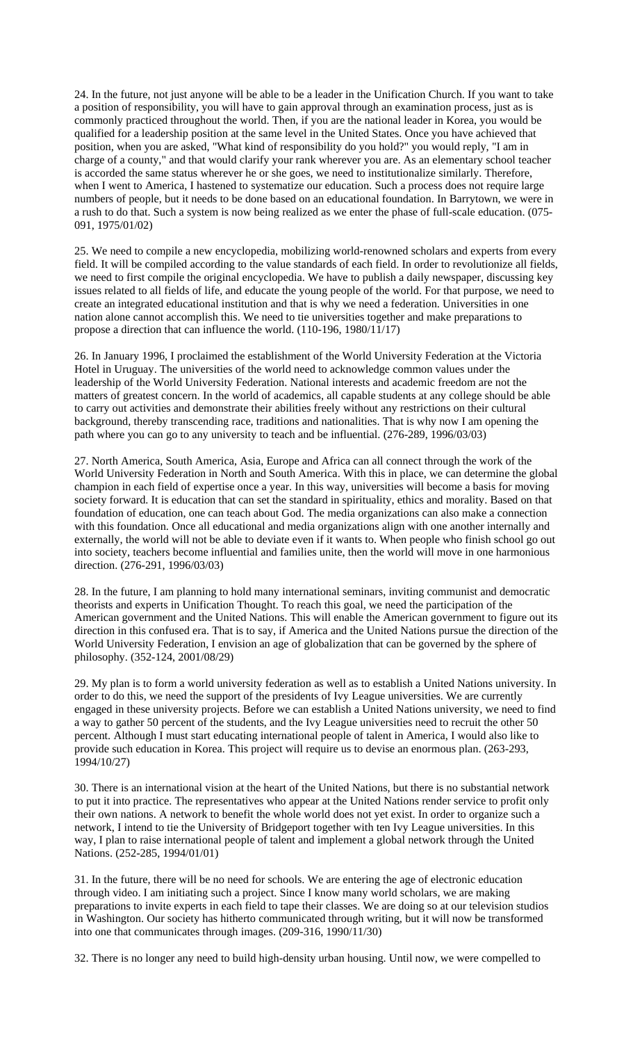24. In the future, not just anyone will be able to be a leader in the Unification Church. If you want to take a position of responsibility, you will have to gain approval through an examination process, just as is commonly practiced throughout the world. Then, if you are the national leader in Korea, you would be qualified for a leadership position at the same level in the United States. Once you have achieved that position, when you are asked, "What kind of responsibility do you hold?" you would reply, "I am in charge of a county," and that would clarify your rank wherever you are. As an elementary school teacher is accorded the same status wherever he or she goes, we need to institutionalize similarly. Therefore, when I went to America, I hastened to systematize our education. Such a process does not require large numbers of people, but it needs to be done based on an educational foundation. In Barrytown, we were in a rush to do that. Such a system is now being realized as we enter the phase of full-scale education. (075-091, 1975/01/02)

25. We need to compile a new encyclopedia, mobilizing world-renowned scholars and experts from every field. It will be compiled according to the value standards of each field. In order to revolutionize all fields, we need to first compile the original encyclopedia. We have to publish a daily newspaper, discussing key issues related to all fields of life, and educate the young people of the world. For that purpose, we need to create an integrated educational institution and that is why we need a federation. Universities in one nation alone cannot accomplish this. We need to tie universities together and make preparations to propose a direction that can influence the world. (110-196, 1980/11/17)

26. In January 1996, I proclaimed the establishment of the World University Federation at the Victoria Hotel in Uruguay. The universities of the world need to acknowledge common values under the leadership of the World University Federation. National interests and academic freedom are not the matters of greatest concern. In the world of academics, all capable students at any college should be able to carry out activities and demonstrate their abilities freely without any restrictions on their cultural background, thereby transcending race, traditions and nationalities. That is why now I am opening the path where you can go to any university to teach and be influential. (276-289, 1996/03/03)

27. North America, South America, Asia, Europe and Africa can all connect through the work of the World University Federation in North and South America. With this in place, we can determine the global champion in each field of expertise once a year. In this way, universities will become a basis for moving society forward. It is education that can set the standard in spirituality, ethics and morality. Based on that foundation of education, one can teach about God. The media organizations can also make a connection with this foundation. Once all educational and media organizations align with one another internally and externally, the world will not be able to deviate even if it wants to. When people who finish school go out into society, teachers become influential and families unite, then the world will move in one harmonious direction. (276-291, 1996/03/03)

28. In the future, I am planning to hold many international seminars, inviting communist and democratic theorists and experts in Unification Thought. To reach this goal, we need the participation of the American government and the United Nations. This will enable the American government to figure out its direction in this confused era. That is to say, if America and the United Nations pursue the direction of the World University Federation, I envision an age of globalization that can be governed by the sphere of philosophy. (352-124, 2001/08/29)

29. My plan is to form a world university federation as well as to establish a United Nations university. In order to do this, we need the support of the presidents of Ivy League universities. We are currently engaged in these university projects. Before we can establish a United Nations university, we need to find a way to gather 50 percent of the students, and the Ivy League universities need to recruit the other 50 percent. Although I must start educating international people of talent in America, I would also like to provide such education in Korea. This project will require us to devise an enormous plan. (263-293, 1994/10/27)

30. There is an international vision at the heart of the United Nations, but there is no substantial network to put it into practice. The representatives who appear at the United Nations render service to profit only their own nations. A network to benefit the whole world does not yet exist. In order to organize such a network, I intend to tie the University of Bridgeport together with ten Ivy League universities. In this way, I plan to raise international people of talent and implement a global network through the United Nations. (252-285, 1994/01/01)

31. In the future, there will be no need for schools. We are entering the age of electronic education through video. I am initiating such a project. Since I know many world scholars, we are making preparations to invite experts in each field to tape their classes. We are doing so at our television studios in Washington. Our society has hitherto communicated through writing, but it will now be transformed into one that communicates through images. (209-316, 1990/11/30)

32. There is no longer any need to build high-density urban housing. Until now, we were compelled to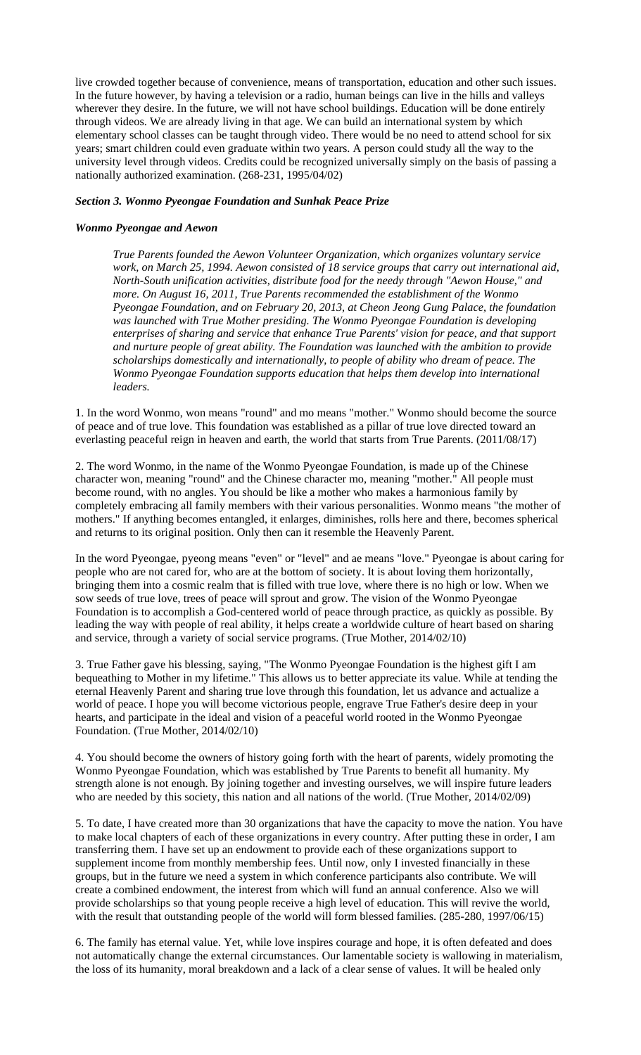live crowded together because of convenience, means of transportation, education and other such issues. In the future however, by having a television or a radio, human beings can live in the hills and valleys wherever they desire. In the future, we will not have school buildings. Education will be done entirely through videos. We are already living in that age. We can build an international system by which elementary school classes can be taught through video. There would be no need to attend school for six years; smart children could even graduate within two years. A person could study all the way to the university level through videos. Credits could be recognized universally simply on the basis of passing a nationally authorized examination. (268-231, 1995/04/02)

### *Section 3. Wonmo Pyeongae Foundation and Sunhak Peace Prize*

#### *Wonmo Pyeongae and Aewon*

> *True Parents founded the Aewon Volunteer Organization, which organizes voluntary service work, on March 25, 1994. Aewon consisted of 18 service groups that carry out international aid, North-South unification activities, distribute food for the needy through "Aewon House," and more. On August 16, 2011, True Parents recommended the establishment of the Wonmo Pyeongae Foundation, and on February 20, 2013, at Cheon Jeong Gung Palace, the foundation was launched with True Mother presiding. The Wonmo Pyeongae Foundation is developing enterprises of sharing and service that enhance True Parents' vision for peace, and that support and nurture people of great ability. The Foundation was launched with the ambition to provide scholarships domestically and internationally, to people of ability who dream of peace. The Wonmo Pyeongae Foundation supports education that helps them develop into international leaders.*

1. In the word Wonmo, won means "round" and mo means "mother." Wonmo should become the source of peace and of true love. This foundation was established as a pillar of true love directed toward an everlasting peaceful reign in heaven and earth, the world that starts from True Parents. (2011/08/17)

2. The word Wonmo, in the name of the Wonmo Pyeongae Foundation, is made up of the Chinese character won, meaning "round" and the Chinese character mo, meaning "mother." All people must become round, with no angles. You should be like a mother who makes a harmonious family by completely embracing all family members with their various personalities. Wonmo means "the mother of mothers." If anything becomes entangled, it enlarges, diminishes, rolls here and there, becomes spherical and returns to its original position. Only then can it resemble the Heavenly Parent.

In the word Pyeongae, pyeong means "even" or "level" and ae means "love." Pyeongae is about caring for people who are not cared for, who are at the bottom of society. It is about loving them horizontally, bringing them into a cosmic realm that is filled with true love, where there is no high or low. When we sow seeds of true love, trees of peace will sprout and grow. The vision of the Wonmo Pyeongae Foundation is to accomplish a God-centered world of peace through practice, as quickly as possible. By leading the way with people of real ability, it helps create a worldwide culture of heart based on sharing and service, through a variety of social service programs. (True Mother, 2014/02/10)

3. True Father gave his blessing, saying, "The Wonmo Pyeongae Foundation is the highest gift I am bequeathing to Mother in my lifetime." This allows us to better appreciate its value. While at tending the eternal Heavenly Parent and sharing true love through this foundation, let us advance and actualize a world of peace. I hope you will become victorious people, engrave True Father's desire deep in your hearts, and participate in the ideal and vision of a peaceful world rooted in the Wonmo Pyeongae Foundation. (True Mother, 2014/02/10)

4. You should become the owners of history going forth with the heart of parents, widely promoting the Wonmo Pyeongae Foundation, which was established by True Parents to benefit all humanity. My strength alone is not enough. By joining together and investing ourselves, we will inspire future leaders who are needed by this society, this nation and all nations of the world. (True Mother, 2014/02/09)

5. To date, I have created more than 30 organizations that have the capacity to move the nation. You have to make local chapters of each of these organizations in every country. After putting these in order, I am transferring them. I have set up an endowment to provide each of these organizations support to supplement income from monthly membership fees. Until now, only I invested financially in these groups, but in the future we need a system in which conference participants also contribute. We will create a combined endowment, the interest from which will fund an annual conference. Also we will provide scholarships so that young people receive a high level of education. This will revive the world, with the result that outstanding people of the world will form blessed families. (285-280, 1997/06/15)

6. The family has eternal value. Yet, while love inspires courage and hope, it is often defeated and does not automatically change the external circumstances. Our lamentable society is wallowing in materialism, the loss of its humanity, moral breakdown and a lack of a clear sense of values. It will be healed only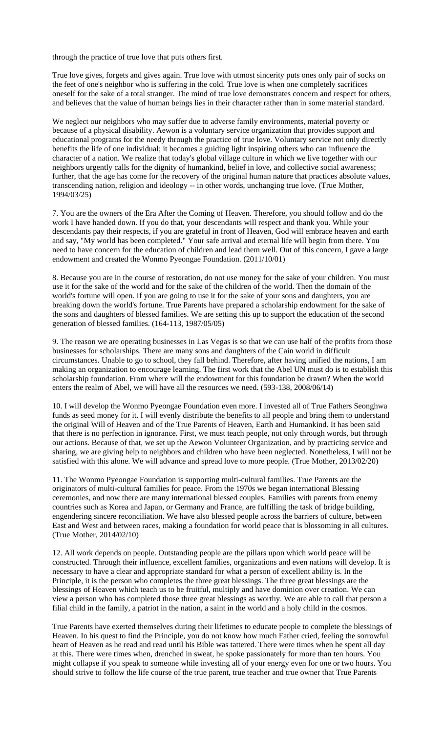through the practice of true love that puts others first.

True love gives, forgets and gives again. True love with utmost sincerity puts ones only pair of socks on the feet of one's neighbor who is suffering in the cold. True love is when one completely sacrifices oneself for the sake of a total stranger. The mind of true love demonstrates concern and respect for others, and believes that the value of human beings lies in their character rather than in some material standard.

We neglect our neighbors who may suffer due to adverse family environments, material poverty or because of a physical disability. Aewon is a voluntary service organization that provides support and educational programs for the needy through the practice of true love. Voluntary service not only directly benefits the life of one individual; it becomes a guiding light inspiring others who can influence the character of a nation. We realize that today's global village culture in which we live together with our neighbors urgently calls for the dignity of humankind, belief in love, and collective social awareness; further, that the age has come for the recovery of the original human nature that practices absolute values, transcending nation, religion and ideology -- in other words, unchanging true love. (True Mother, 1994/03/25)

7. You are the owners of the Era After the Coming of Heaven. Therefore, you should follow and do the work I have handed down. If you do that, your descendants will respect and thank you. While your descendants pay their respects, if you are grateful in front of Heaven, God will embrace heaven and earth and say, "My world has been completed." Your safe arrival and eternal life will begin from there. You need to have concern for the education of children and lead them well. Out of this concern, I gave a large endowment and created the Wonmo Pyeongae Foundation. (2011/10/01)

8. Because you are in the course of restoration, do not use money for the sake of your children. You must use it for the sake of the world and for the sake of the children of the world. Then the domain of the world's fortune will open. If you are going to use it for the sake of your sons and daughters, you are breaking down the world's fortune. True Parents have prepared a scholarship endowment for the sake of the sons and daughters of blessed families. We are setting this up to support the education of the second generation of blessed families. (164-113, 1987/05/05)

9. The reason we are operating businesses in Las Vegas is so that we can use half of the profits from those businesses for scholarships. There are many sons and daughters of the Cain world in difficult circumstances. Unable to go to school, they fall behind. Therefore, after having unified the nations, I am making an organization to encourage learning. The first work that the Abel UN must do is to establish this scholarship foundation. From where will the endowment for this foundation be drawn? When the world enters the realm of Abel, we will have all the resources we need. (593-138, 2008/06/14)

10. I will develop the Wonmo Pyeongae Foundation even more. I invested all of True Fathers Seonghwa funds as seed money for it. I will evenly distribute the benefits to all people and bring them to understand the original Will of Heaven and of the True Parents of Heaven, Earth and Humankind. It has been said that there is no perfection in ignorance. First, we must teach people, not only through words, but through our actions. Because of that, we set up the Aewon Volunteer Organization, and by practicing service and sharing, we are giving help to neighbors and children who have been neglected. Nonetheless, I will not be satisfied with this alone. We will advance and spread love to more people. (True Mother, 2013/02/20)

11. The Wonmo Pyeongae Foundation is supporting multi-cultural families. True Parents are the originators of multi-cultural families for peace. From the 1970s we began international Blessing ceremonies, and now there are many international blessed couples. Families with parents from enemy countries such as Korea and Japan, or Germany and France, are fulfilling the task of bridge building, engendering sincere reconciliation. We have also blessed people across the barriers of culture, between East and West and between races, making a foundation for world peace that is blossoming in all cultures. (True Mother, 2014/02/10)

12. All work depends on people. Outstanding people are the pillars upon which world peace will be constructed. Through their influence, excellent families, organizations and even nations will develop. It is necessary to have a clear and appropriate standard for what a person of excellent ability is. In the Principle, it is the person who completes the three great blessings. The three great blessings are the blessings of Heaven which teach us to be fruitful, multiply and have dominion over creation. We can view a person who has completed those three great blessings as worthy. We are able to call that person a filial child in the family, a patriot in the nation, a saint in the world and a holy child in the cosmos.

True Parents have exerted themselves during their lifetimes to educate people to complete the blessings of Heaven. In his quest to find the Principle, you do not know how much Father cried, feeling the sorrowful heart of Heaven as he read and read until his Bible was tattered. There were times when he spent all day at this. There were times when, drenched in sweat, he spoke passionately for more than ten hours. You might collapse if you speak to someone while investing all of your energy even for one or two hours. You should strive to follow the life course of the true parent, true teacher and true owner that True Parents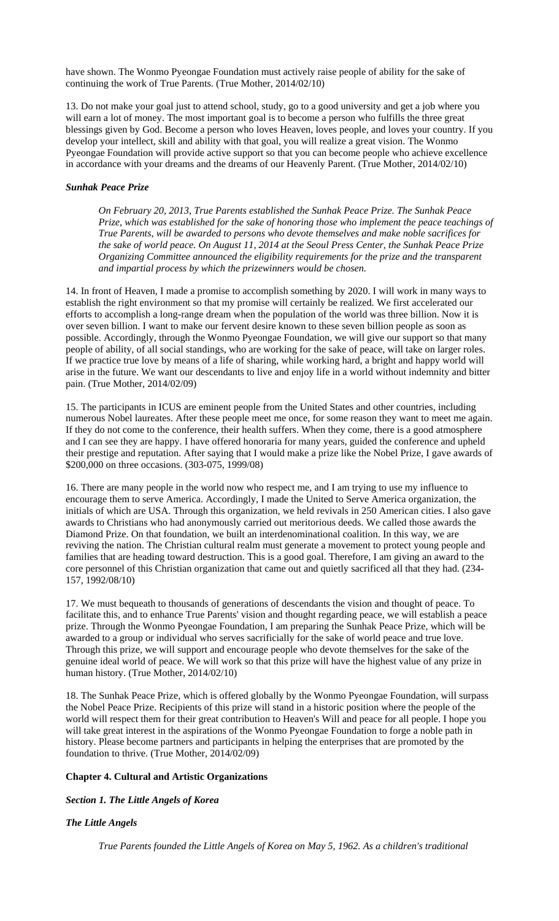have shown. The Wonmo Pyeongae Foundation must actively raise people of ability for the sake of continuing the work of True Parents. (True Mother, 2014/02/10)

13. Do not make your goal just to attend school, study, go to a good university and get a job where you will earn a lot of money. The most important goal is to become a person who fulfills the three great blessings given by God. Become a person who loves Heaven, loves people, and loves your country. If you develop your intellect, skill and ability with that goal, you will realize a great vision. The Wonmo Pyeongae Foundation will provide active support so that you can become people who achieve excellence in accordance with your dreams and the dreams of our Heavenly Parent. (True Mother, 2014/02/10)

#### *Sunhak Peace Prize*

> *On February 20, 2013, True Parents established the Sunhak Peace Prize. The Sunhak Peace Prize, which was established for the sake of honoring those who implement the peace teachings of True Parents, will be awarded to persons who devote themselves and make noble sacrifices for the sake of world peace. On August 11, 2014 at the Seoul Press Center, the Sunhak Peace Prize Organizing Committee announced the eligibility requirements for the prize and the transparent and impartial process by which the prizewinners would be chosen.*

14. In front of Heaven, I made a promise to accomplish something by 2020. I will work in many ways to establish the right environment so that my promise will certainly be realized. We first accelerated our efforts to accomplish a long-range dream when the population of the world was three billion. Now it is over seven billion. I want to make our fervent desire known to these seven billion people as soon as possible. Accordingly, through the Wonmo Pyeongae Foundation, we will give our support so that many people of ability, of all social standings, who are working for the sake of peace, will take on larger roles. If we practice true love by means of a life of sharing, while working hard, a bright and happy world will arise in the future. We want our descendants to live and enjoy life in a world without indemnity and bitter pain. (True Mother, 2014/02/09)

15. The participants in ICUS are eminent people from the United States and other countries, including numerous Nobel laureates. After these people meet me once, for some reason they want to meet me again. If they do not come to the conference, their health suffers. When they come, there is a good atmosphere and I can see they are happy. I have offered honoraria for many years, guided the conference and upheld their prestige and reputation. After saying that I would make a prize like the Nobel Prize, I gave awards of $200,000 on three occasions. (303-075, 1999/08)

16. There are many people in the world now who respect me, and I am trying to use my influence to encourage them to serve America. Accordingly, I made the United to Serve America organization, the initials of which are USA. Through this organization, we held revivals in 250 American cities. I also gave awards to Christians who had anonymously carried out meritorious deeds. We called those awards the Diamond Prize. On that foundation, we built an interdenominational coalition. In this way, we are reviving the nation. The Christian cultural realm must generate a movement to protect young people and families that are heading toward destruction. This is a good goal. Therefore, I am giving an award to the core personnel of this Christian organization that came out and quietly sacrificed all that they had. (234-157, 1992/08/10)

17. We must bequeath to thousands of generations of descendants the vision and thought of peace. To facilitate this, and to enhance True Parents' vision and thought regarding peace, we will establish a peace prize. Through the Wonmo Pyeongae Foundation, I am preparing the Sunhak Peace Prize, which will be awarded to a group or individual who serves sacrificially for the sake of world peace and true love. Through this prize, we will support and encourage people who devote themselves for the sake of the genuine ideal world of peace. We will work so that this prize will have the highest value of any prize in human history. (True Mother, 2014/02/10)

18. The Sunhak Peace Prize, which is offered globally by the Wonmo Pyeongae Foundation, will surpass the Nobel Peace Prize. Recipients of this prize will stand in a historic position where the people of the world will respect them for their great contribution to Heaven's Will and peace for all people. I hope you will take great interest in the aspirations of the Wonmo Pyeongae Foundation to forge a noble path in history. Please become partners and participants in helping the enterprises that are promoted by the foundation to thrive. (True Mother, 2014/02/09)

## Chapter 4. Cultural and Artistic Organizations

### *Section 1. The Little Angels of Korea*

#### *The Little Angels*

> *True Parents founded the Little Angels of Korea on May 5, 1962. As a children's traditional*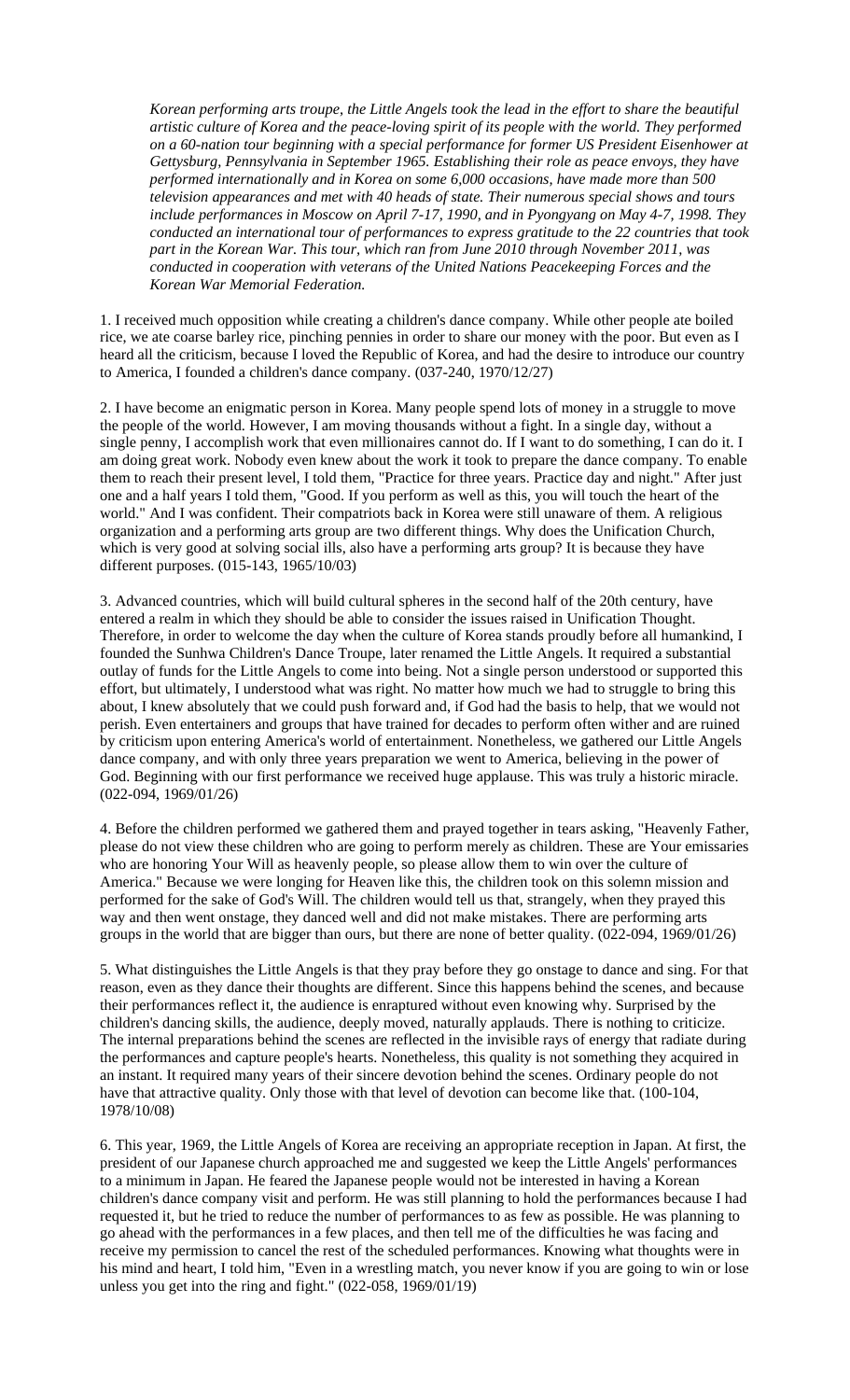*Korean performing arts troupe, the Little Angels took the lead in the effort to share the beautiful artistic culture of Korea and the peace-loving spirit of its people with the world. They performed on a 60-nation tour beginning with a special performance for former US President Eisenhower at Gettysburg, Pennsylvania in September 1965. Establishing their role as peace envoys, they have performed internationally and in Korea on some 6,000 occasions, have made more than 500 television appearances and met with 40 heads of state. Their numerous special shows and tours include performances in Moscow on April 7-17, 1990, and in Pyongyang on May 4-7, 1998. They conducted an international tour of performances to express gratitude to the 22 countries that took part in the Korean War. This tour, which ran from June 2010 through November 2011, was conducted in cooperation with veterans of the United Nations Peacekeeping Forces and the Korean War Memorial Federation.*

1. I received much opposition while creating a children's dance company. While other people ate boiled rice, we ate coarse barley rice, pinching pennies in order to share our money with the poor. But even as I heard all the criticism, because I loved the Republic of Korea, and had the desire to introduce our country to America, I founded a children's dance company. (037-240, 1970/12/27)

2. I have become an enigmatic person in Korea. Many people spend lots of money in a struggle to move the people of the world. However, I am moving thousands without a fight. In a single day, without a single penny, I accomplish work that even millionaires cannot do. If I want to do something, I can do it. I am doing great work. Nobody even knew about the work it took to prepare the dance company. To enable them to reach their present level, I told them, "Practice for three years. Practice day and night." After just one and a half years I told them, "Good. If you perform as well as this, you will touch the heart of the world." And I was confident. Their compatriots back in Korea were still unaware of them. A religious organization and a performing arts group are two different things. Why does the Unification Church, which is very good at solving social ills, also have a performing arts group? It is because they have different purposes. (015-143, 1965/10/03)

3. Advanced countries, which will build cultural spheres in the second half of the 20th century, have entered a realm in which they should be able to consider the issues raised in Unification Thought. Therefore, in order to welcome the day when the culture of Korea stands proudly before all humankind, I founded the Sunhwa Children's Dance Troupe, later renamed the Little Angels. It required a substantial outlay of funds for the Little Angels to come into being. Not a single person understood or supported this effort, but ultimately, I understood what was right. No matter how much we had to struggle to bring this about, I knew absolutely that we could push forward and, if God had the basis to help, that we would not perish. Even entertainers and groups that have trained for decades to perform often wither and are ruined by criticism upon entering America's world of entertainment. Nonetheless, we gathered our Little Angels dance company, and with only three years preparation we went to America, believing in the power of God. Beginning with our first performance we received huge applause. This was truly a historic miracle. (022-094, 1969/01/26)

4. Before the children performed we gathered them and prayed together in tears asking, "Heavenly Father, please do not view these children who are going to perform merely as children. These are Your emissaries who are honoring Your Will as heavenly people, so please allow them to win over the culture of America." Because we were longing for Heaven like this, the children took on this solemn mission and performed for the sake of God's Will. The children would tell us that, strangely, when they prayed this way and then went onstage, they danced well and did not make mistakes. There are performing arts groups in the world that are bigger than ours, but there are none of better quality. (022-094, 1969/01/26)

5. What distinguishes the Little Angels is that they pray before they go onstage to dance and sing. For that reason, even as they dance their thoughts are different. Since this happens behind the scenes, and because their performances reflect it, the audience is enraptured without even knowing why. Surprised by the children's dancing skills, the audience, deeply moved, naturally applauds. There is nothing to criticize. The internal preparations behind the scenes are reflected in the invisible rays of energy that radiate during the performances and capture people's hearts. Nonetheless, this quality is not something they acquired in an instant. It required many years of their sincere devotion behind the scenes. Ordinary people do not have that attractive quality. Only those with that level of devotion can become like that. (100-104, 1978/10/08)

6. This year, 1969, the Little Angels of Korea are receiving an appropriate reception in Japan. At first, the president of our Japanese church approached me and suggested we keep the Little Angels' performances to a minimum in Japan. He feared the Japanese people would not be interested in having a Korean children's dance company visit and perform. He was still planning to hold the performances because I had requested it, but he tried to reduce the number of performances to as few as possible. He was planning to go ahead with the performances in a few places, and then tell me of the difficulties he was facing and receive my permission to cancel the rest of the scheduled performances. Knowing what thoughts were in his mind and heart, I told him, "Even in a wrestling match, you never know if you are going to win or lose unless you get into the ring and fight." (022-058, 1969/01/19)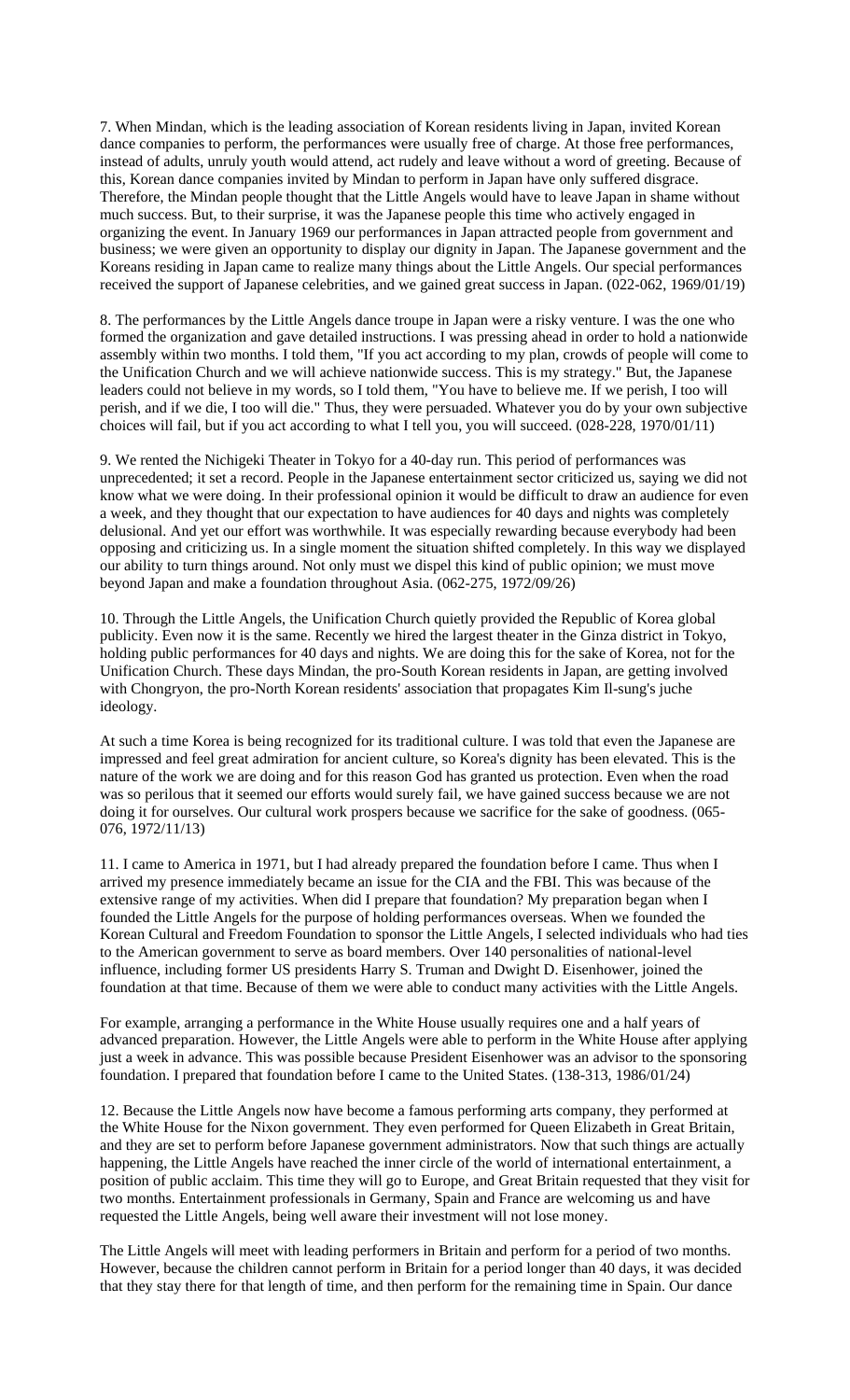7. When Mindan, which is the leading association of Korean residents living in Japan, invited Korean dance companies to perform, the performances were usually free of charge. At those free performances, instead of adults, unruly youth would attend, act rudely and leave without a word of greeting. Because of this, Korean dance companies invited by Mindan to perform in Japan have only suffered disgrace. Therefore, the Mindan people thought that the Little Angels would have to leave Japan in shame without much success. But, to their surprise, it was the Japanese people this time who actively engaged in organizing the event. In January 1969 our performances in Japan attracted people from government and business; we were given an opportunity to display our dignity in Japan. The Japanese government and the Koreans residing in Japan came to realize many things about the Little Angels. Our special performances received the support of Japanese celebrities, and we gained great success in Japan. (022-062, 1969/01/19)

8. The performances by the Little Angels dance troupe in Japan were a risky venture. I was the one who formed the organization and gave detailed instructions. I was pressing ahead in order to hold a nationwide assembly within two months. I told them, "If you act according to my plan, crowds of people will come to the Unification Church and we will achieve nationwide success. This is my strategy." But, the Japanese leaders could not believe in my words, so I told them, "You have to believe me. If we perish, I too will perish, and if we die, I too will die." Thus, they were persuaded. Whatever you do by your own subjective choices will fail, but if you act according to what I tell you, you will succeed. (028-228, 1970/01/11)

9. We rented the Nichigeki Theater in Tokyo for a 40-day run. This period of performances was unprecedented; it set a record. People in the Japanese entertainment sector criticized us, saying we did not know what we were doing. In their professional opinion it would be difficult to draw an audience for even a week, and they thought that our expectation to have audiences for 40 days and nights was completely delusional. And yet our effort was worthwhile. It was especially rewarding because everybody had been opposing and criticizing us. In a single moment the situation shifted completely. In this way we displayed our ability to turn things around. Not only must we dispel this kind of public opinion; we must move beyond Japan and make a foundation throughout Asia. (062-275, 1972/09/26)

10. Through the Little Angels, the Unification Church quietly provided the Republic of Korea global publicity. Even now it is the same. Recently we hired the largest theater in the Ginza district in Tokyo, holding public performances for 40 days and nights. We are doing this for the sake of Korea, not for the Unification Church. These days Mindan, the pro-South Korean residents in Japan, are getting involved with Chongryon, the pro-North Korean residents' association that propagates Kim Il-sung's juche ideology.

At such a time Korea is being recognized for its traditional culture. I was told that even the Japanese are impressed and feel great admiration for ancient culture, so Korea's dignity has been elevated. This is the nature of the work we are doing and for this reason God has granted us protection. Even when the road was so perilous that it seemed our efforts would surely fail, we have gained success because we are not doing it for ourselves. Our cultural work prospers because we sacrifice for the sake of goodness. (065-076, 1972/11/13)

11. I came to America in 1971, but I had already prepared the foundation before I came. Thus when I arrived my presence immediately became an issue for the CIA and the FBI. This was because of the extensive range of my activities. When did I prepare that foundation? My preparation began when I founded the Little Angels for the purpose of holding performances overseas. When we founded the Korean Cultural and Freedom Foundation to sponsor the Little Angels, I selected individuals who had ties to the American government to serve as board members. Over 140 personalities of national-level influence, including former US presidents Harry S. Truman and Dwight D. Eisenhower, joined the foundation at that time. Because of them we were able to conduct many activities with the Little Angels.

For example, arranging a performance in the White House usually requires one and a half years of advanced preparation. However, the Little Angels were able to perform in the White House after applying just a week in advance. This was possible because President Eisenhower was an advisor to the sponsoring foundation. I prepared that foundation before I came to the United States. (138-313, 1986/01/24)

12. Because the Little Angels now have become a famous performing arts company, they performed at the White House for the Nixon government. They even performed for Queen Elizabeth in Great Britain, and they are set to perform before Japanese government administrators. Now that such things are actually happening, the Little Angels have reached the inner circle of the world of international entertainment, a position of public acclaim. This time they will go to Europe, and Great Britain requested that they visit for two months. Entertainment professionals in Germany, Spain and France are welcoming us and have requested the Little Angels, being well aware their investment will not lose money.

The Little Angels will meet with leading performers in Britain and perform for a period of two months. However, because the children cannot perform in Britain for a period longer than 40 days, it was decided that they stay there for that length of time, and then perform for the remaining time in Spain. Our dance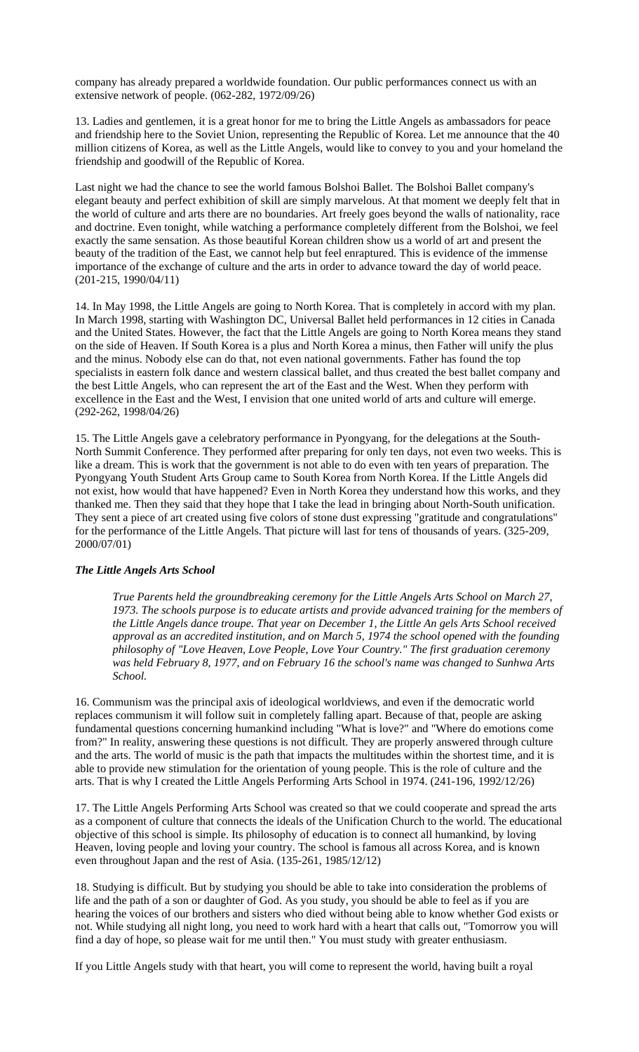company has already prepared a worldwide foundation. Our public performances connect us with an extensive network of people. (062-282, 1972/09/26)

13. Ladies and gentlemen, it is a great honor for me to bring the Little Angels as ambassadors for peace and friendship here to the Soviet Union, representing the Republic of Korea. Let me announce that the 40 million citizens of Korea, as well as the Little Angels, would like to convey to you and your homeland the friendship and goodwill of the Republic of Korea.

Last night we had the chance to see the world famous Bolshoi Ballet. The Bolshoi Ballet company's elegant beauty and perfect exhibition of skill are simply marvelous. At that moment we deeply felt that in the world of culture and arts there are no boundaries. Art freely goes beyond the walls of nationality, race and doctrine. Even tonight, while watching a performance completely different from the Bolshoi, we feel exactly the same sensation. As those beautiful Korean children show us a world of art and present the beauty of the tradition of the East, we cannot help but feel enraptured. This is evidence of the immense importance of the exchange of culture and the arts in order to advance toward the day of world peace. (201-215, 1990/04/11)

14. In May 1998, the Little Angels are going to North Korea. That is completely in accord with my plan. In March 1998, starting with Washington DC, Universal Ballet held performances in 12 cities in Canada and the United States. However, the fact that the Little Angels are going to North Korea means they stand on the side of Heaven. If South Korea is a plus and North Korea a minus, then Father will unify the plus and the minus. Nobody else can do that, not even national governments. Father has found the top specialists in eastern folk dance and western classical ballet, and thus created the best ballet company and the best Little Angels, who can represent the art of the East and the West. When they perform with excellence in the East and the West, I envision that one united world of arts and culture will emerge. (292-262, 1998/04/26)

15. The Little Angels gave a celebratory performance in Pyongyang, for the delegations at the South-North Summit Conference. They performed after preparing for only ten days, not even two weeks. This is like a dream. This is work that the government is not able to do even with ten years of preparation. The Pyongyang Youth Student Arts Group came to South Korea from North Korea. If the Little Angels did not exist, how would that have happened? Even in North Korea they understand how this works, and they thanked me. Then they said that they hope that I take the lead in bringing about North-South unification. They sent a piece of art created using five colors of stone dust expressing "gratitude and congratulations" for the performance of the Little Angels. That picture will last for tens of thousands of years. (325-209, 2000/07/01)

### *The Little Angels Arts School*

> *True Parents held the groundbreaking ceremony for the Little Angels Arts School on March 27, 1973. The schools purpose is to educate artists and provide advanced training for the members of the Little Angels dance troupe. That year on December 1, the Little An gels Arts School received approval as an accredited institution, and on March 5, 1974 the school opened with the founding philosophy of "Love Heaven, Love People, Love Your Country." The first graduation ceremony was held February 8, 1977, and on February 16 the school's name was changed to Sunhwa Arts School.*

16. Communism was the principal axis of ideological worldviews, and even if the democratic world replaces communism it will follow suit in completely falling apart. Because of that, people are asking fundamental questions concerning humankind including "What is love?" and "Where do emotions come from?" In reality, answering these questions is not difficult. They are properly answered through culture and the arts. The world of music is the path that impacts the multitudes within the shortest time, and it is able to provide new stimulation for the orientation of young people. This is the role of culture and the arts. That is why I created the Little Angels Performing Arts School in 1974. (241-196, 1992/12/26)

17. The Little Angels Performing Arts School was created so that we could cooperate and spread the arts as a component of culture that connects the ideals of the Unification Church to the world. The educational objective of this school is simple. Its philosophy of education is to connect all humankind, by loving Heaven, loving people and loving your country. The school is famous all across Korea, and is known even throughout Japan and the rest of Asia. (135-261, 1985/12/12)

18. Studying is difficult. But by studying you should be able to take into consideration the problems of life and the path of a son or daughter of God. As you study, you should be able to feel as if you are hearing the voices of our brothers and sisters who died without being able to know whether God exists or not. While studying all night long, you need to work hard with a heart that calls out, "Tomorrow you will find a day of hope, so please wait for me until then." You must study with greater enthusiasm.

If you Little Angels study with that heart, you will come to represent the world, having built a royal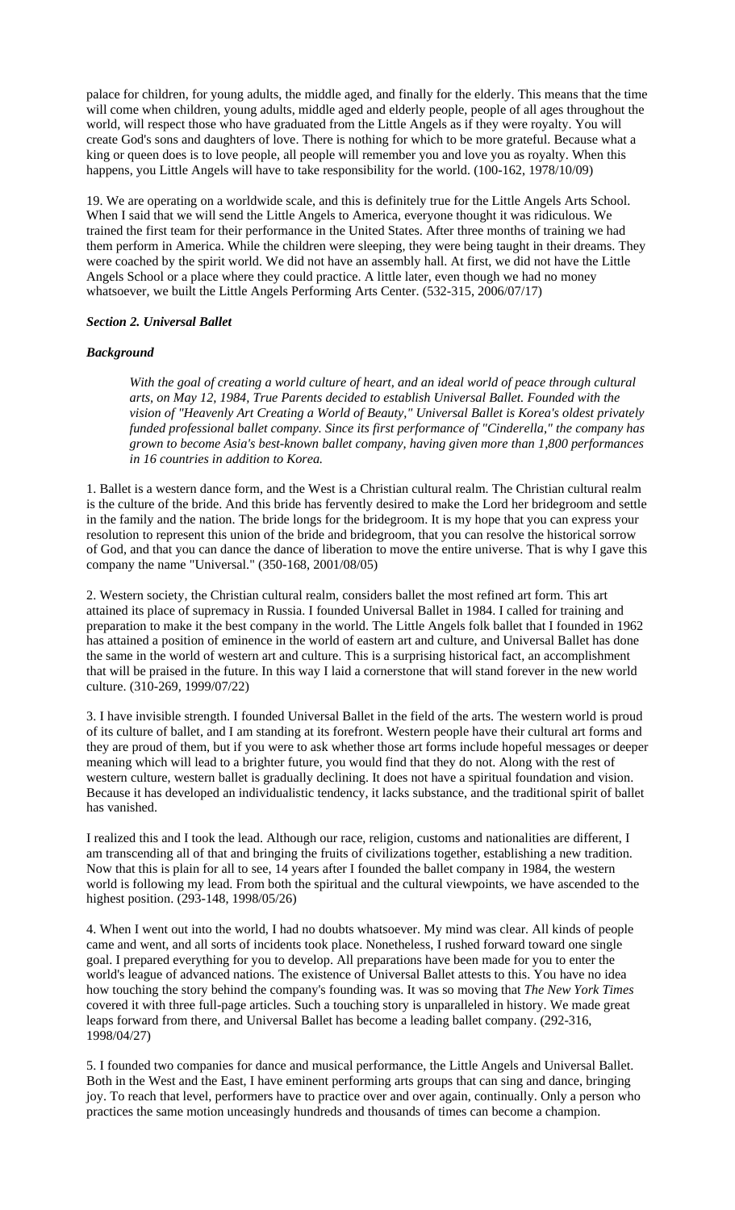palace for children, for young adults, the middle aged, and finally for the elderly. This means that the time will come when children, young adults, middle aged and elderly people, people of all ages throughout the world, will respect those who have graduated from the Little Angels as if they were royalty. You will create God's sons and daughters of love. There is nothing for which to be more grateful. Because what a king or queen does is to love people, all people will remember you and love you as royalty. When this happens, you Little Angels will have to take responsibility for the world. (100-162, 1978/10/09)

19. We are operating on a worldwide scale, and this is definitely true for the Little Angels Arts School. When I said that we will send the Little Angels to America, everyone thought it was ridiculous. We trained the first team for their performance in the United States. After three months of training we had them perform in America. While the children were sleeping, they were being taught in their dreams. They were coached by the spirit world. We did not have an assembly hall. At first, we did not have the Little Angels School or a place where they could practice. A little later, even though we had no money whatsoever, we built the Little Angels Performing Arts Center. (532-315, 2006/07/17)

***Section 2. Universal Ballet***

***Background***

> *With the goal of creating a world culture of heart, and an ideal world of peace through cultural arts, on May 12, 1984, True Parents decided to establish Universal Ballet. Founded with the vision of "Heavenly Art Creating a World of Beauty," Universal Ballet is Korea's oldest privately funded professional ballet company. Since its first performance of "Cinderella," the company has grown to become Asia's best-known ballet company, having given more than 1,800 performances in 16 countries in addition to Korea.*

1. Ballet is a western dance form, and the West is a Christian cultural realm. The Christian cultural realm is the culture of the bride. And this bride has fervently desired to make the Lord her bridegroom and settle in the family and the nation. The bride longs for the bridegroom. It is my hope that you can express your resolution to represent this union of the bride and bridegroom, that you can resolve the historical sorrow of God, and that you can dance the dance of liberation to move the entire universe. That is why I gave this company the name "Universal." (350-168, 2001/08/05)

2. Western society, the Christian cultural realm, considers ballet the most refined art form. This art attained its place of supremacy in Russia. I founded Universal Ballet in 1984. I called for training and preparation to make it the best company in the world. The Little Angels folk ballet that I founded in 1962 has attained a position of eminence in the world of eastern art and culture, and Universal Ballet has done the same in the world of western art and culture. This is a surprising historical fact, an accomplishment that will be praised in the future. In this way I laid a cornerstone that will stand forever in the new world culture. (310-269, 1999/07/22)

3. I have invisible strength. I founded Universal Ballet in the field of the arts. The western world is proud of its culture of ballet, and I am standing at its forefront. Western people have their cultural art forms and they are proud of them, but if you were to ask whether those art forms include hopeful messages or deeper meaning which will lead to a brighter future, you would find that they do not. Along with the rest of western culture, western ballet is gradually declining. It does not have a spiritual foundation and vision. Because it has developed an individualistic tendency, it lacks substance, and the traditional spirit of ballet has vanished.

I realized this and I took the lead. Although our race, religion, customs and nationalities are different, I am transcending all of that and bringing the fruits of civilizations together, establishing a new tradition. Now that this is plain for all to see, 14 years after I founded the ballet company in 1984, the western world is following my lead. From both the spiritual and the cultural viewpoints, we have ascended to the highest position. (293-148, 1998/05/26)

4. When I went out into the world, I had no doubts whatsoever. My mind was clear. All kinds of people came and went, and all sorts of incidents took place. Nonetheless, I rushed forward toward one single goal. I prepared everything for you to develop. All preparations have been made for you to enter the world's league of advanced nations. The existence of Universal Ballet attests to this. You have no idea how touching the story behind the company's founding was. It was so moving that *The New York Times* covered it with three full-page articles. Such a touching story is unparalleled in history. We made great leaps forward from there, and Universal Ballet has become a leading ballet company. (292-316, 1998/04/27)

5. I founded two companies for dance and musical performance, the Little Angels and Universal Ballet. Both in the West and the East, I have eminent performing arts groups that can sing and dance, bringing joy. To reach that level, performers have to practice over and over again, continually. Only a person who practices the same motion unceasingly hundreds and thousands of times can become a champion.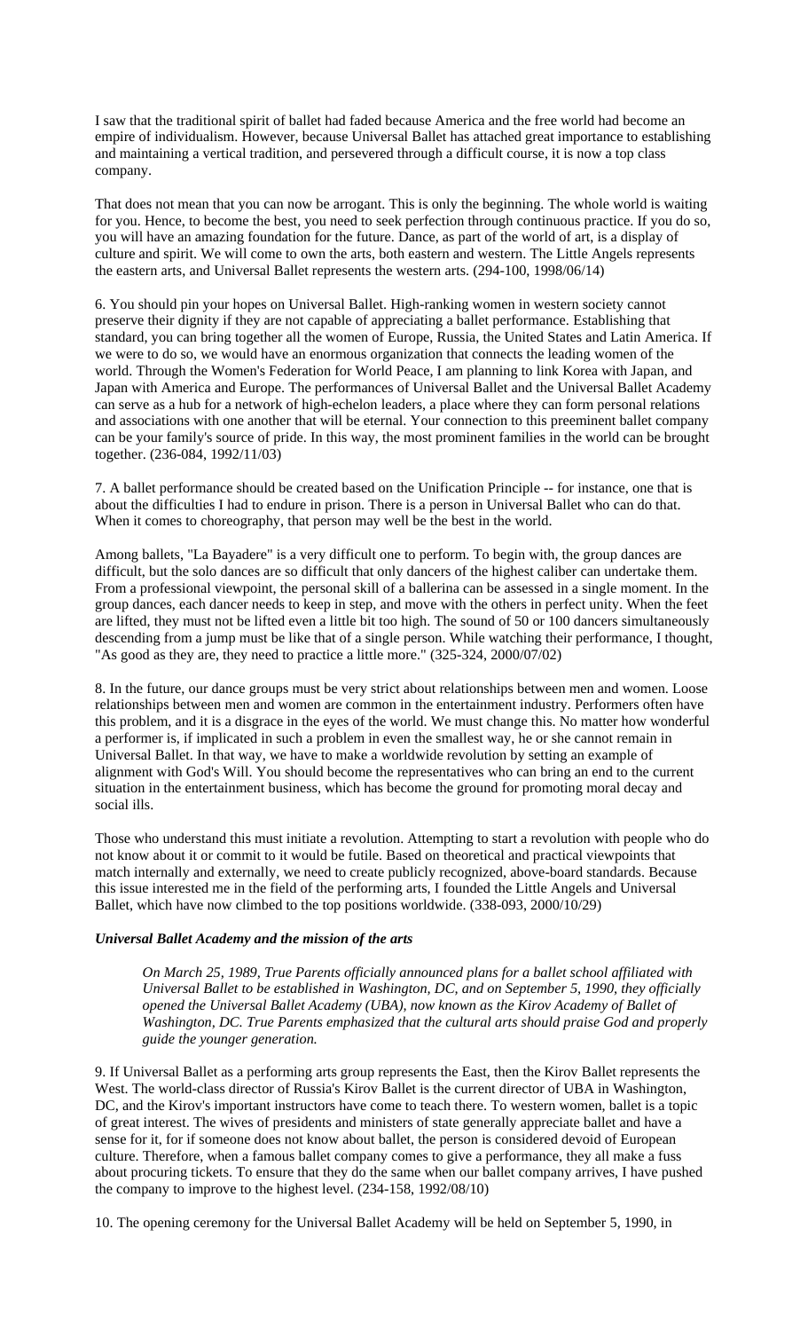I saw that the traditional spirit of ballet had faded because America and the free world had become an empire of individualism. However, because Universal Ballet has attached great importance to establishing and maintaining a vertical tradition, and persevered through a difficult course, it is now a top class company.

That does not mean that you can now be arrogant. This is only the beginning. The whole world is waiting for you. Hence, to become the best, you need to seek perfection through continuous practice. If you do so, you will have an amazing foundation for the future. Dance, as part of the world of art, is a display of culture and spirit. We will come to own the arts, both eastern and western. The Little Angels represents the eastern arts, and Universal Ballet represents the western arts. (294-100, 1998/06/14)

6. You should pin your hopes on Universal Ballet. High-ranking women in western society cannot preserve their dignity if they are not capable of appreciating a ballet performance. Establishing that standard, you can bring together all the women of Europe, Russia, the United States and Latin America. If we were to do so, we would have an enormous organization that connects the leading women of the world. Through the Women's Federation for World Peace, I am planning to link Korea with Japan, and Japan with America and Europe. The performances of Universal Ballet and the Universal Ballet Academy can serve as a hub for a network of high-echelon leaders, a place where they can form personal relations and associations with one another that will be eternal. Your connection to this preeminent ballet company can be your family's source of pride. In this way, the most prominent families in the world can be brought together. (236-084, 1992/11/03)

7. A ballet performance should be created based on the Unification Principle -- for instance, one that is about the difficulties I had to endure in prison. There is a person in Universal Ballet who can do that. When it comes to choreography, that person may well be the best in the world.

Among ballets, "La Bayadere" is a very difficult one to perform. To begin with, the group dances are difficult, but the solo dances are so difficult that only dancers of the highest caliber can undertake them. From a professional viewpoint, the personal skill of a ballerina can be assessed in a single moment. In the group dances, each dancer needs to keep in step, and move with the others in perfect unity. When the feet are lifted, they must not be lifted even a little bit too high. The sound of 50 or 100 dancers simultaneously descending from a jump must be like that of a single person. While watching their performance, I thought, "As good as they are, they need to practice a little more." (325-324, 2000/07/02)

8. In the future, our dance groups must be very strict about relationships between men and women. Loose relationships between men and women are common in the entertainment industry. Performers often have this problem, and it is a disgrace in the eyes of the world. We must change this. No matter how wonderful a performer is, if implicated in such a problem in even the smallest way, he or she cannot remain in Universal Ballet. In that way, we have to make a worldwide revolution by setting an example of alignment with God's Will. You should become the representatives who can bring an end to the current situation in the entertainment business, which has become the ground for promoting moral decay and social ills.

Those who understand this must initiate a revolution. Attempting to start a revolution with people who do not know about it or commit to it would be futile. Based on theoretical and practical viewpoints that match internally and externally, we need to create publicly recognized, above-board standards. Because this issue interested me in the field of the performing arts, I founded the Little Angels and Universal Ballet, which have now climbed to the top positions worldwide. (338-093, 2000/10/29)

### *Universal Ballet Academy and the mission of the arts*

> *On March 25, 1989, True Parents officially announced plans for a ballet school affiliated with Universal Ballet to be established in Washington, DC, and on September 5, 1990, they officially opened the Universal Ballet Academy (UBA), now known as the Kirov Academy of Ballet of Washington, DC. True Parents emphasized that the cultural arts should praise God and properly guide the younger generation.*

9. If Universal Ballet as a performing arts group represents the East, then the Kirov Ballet represents the West. The world-class director of Russia's Kirov Ballet is the current director of UBA in Washington, DC, and the Kirov's important instructors have come to teach there. To western women, ballet is a topic of great interest. The wives of presidents and ministers of state generally appreciate ballet and have a sense for it, for if someone does not know about ballet, the person is considered devoid of European culture. Therefore, when a famous ballet company comes to give a performance, they all make a fuss about procuring tickets. To ensure that they do the same when our ballet company arrives, I have pushed the company to improve to the highest level. (234-158, 1992/08/10)

10. The opening ceremony for the Universal Ballet Academy will be held on September 5, 1990, in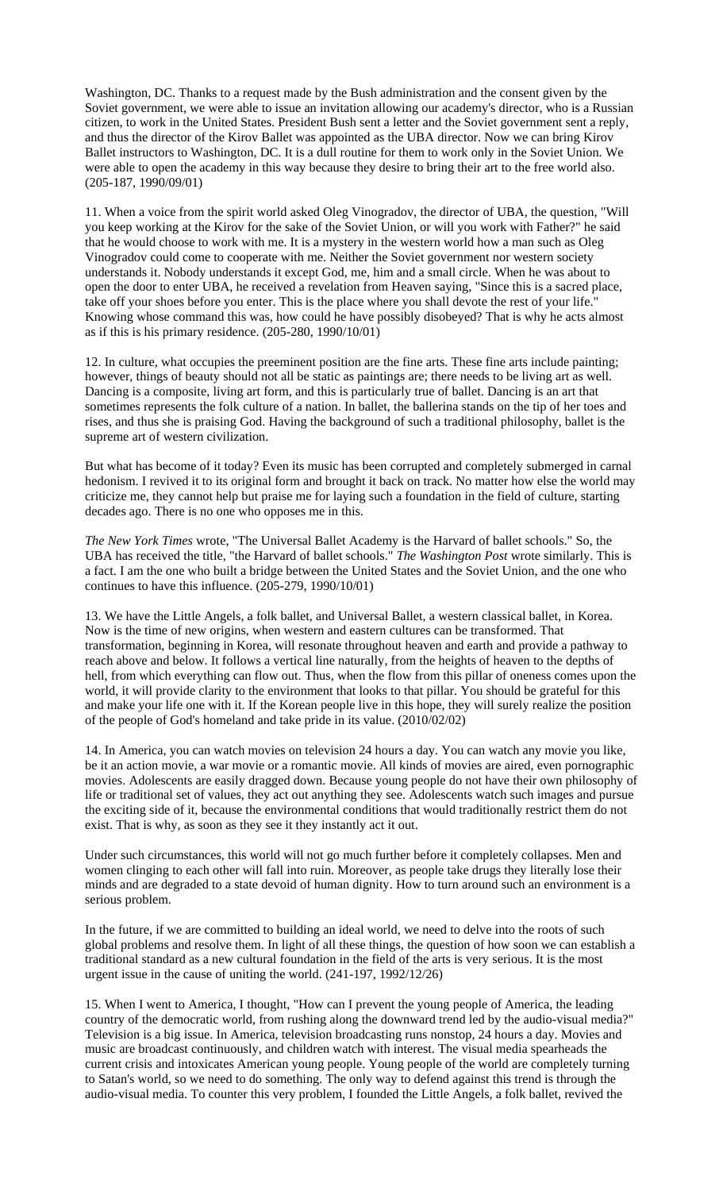Washington, DC. Thanks to a request made by the Bush administration and the consent given by the Soviet government, we were able to issue an invitation allowing our academy's director, who is a Russian citizen, to work in the United States. President Bush sent a letter and the Soviet government sent a reply, and thus the director of the Kirov Ballet was appointed as the UBA director. Now we can bring Kirov Ballet instructors to Washington, DC. It is a dull routine for them to work only in the Soviet Union. We were able to open the academy in this way because they desire to bring their art to the free world also. (205-187, 1990/09/01)

11. When a voice from the spirit world asked Oleg Vinogradov, the director of UBA, the question, "Will you keep working at the Kirov for the sake of the Soviet Union, or will you work with Father?" he said that he would choose to work with me. It is a mystery in the western world how a man such as Oleg Vinogradov could come to cooperate with me. Neither the Soviet government nor western society understands it. Nobody understands it except God, me, him and a small circle. When he was about to open the door to enter UBA, he received a revelation from Heaven saying, "Since this is a sacred place, take off your shoes before you enter. This is the place where you shall devote the rest of your life." Knowing whose command this was, how could he have possibly disobeyed? That is why he acts almost as if this is his primary residence. (205-280, 1990/10/01)

12. In culture, what occupies the preeminent position are the fine arts. These fine arts include painting; however, things of beauty should not all be static as paintings are; there needs to be living art as well. Dancing is a composite, living art form, and this is particularly true of ballet. Dancing is an art that sometimes represents the folk culture of a nation. In ballet, the ballerina stands on the tip of her toes and rises, and thus she is praising God. Having the background of such a traditional philosophy, ballet is the supreme art of western civilization.

But what has become of it today? Even its music has been corrupted and completely submerged in carnal hedonism. I revived it to its original form and brought it back on track. No matter how else the world may criticize me, they cannot help but praise me for laying such a foundation in the field of culture, starting decades ago. There is no one who opposes me in this.

*The New York Times* wrote, "The Universal Ballet Academy is the Harvard of ballet schools." So, the UBA has received the title, "the Harvard of ballet schools." *The Washington Post* wrote similarly. This is a fact. I am the one who built a bridge between the United States and the Soviet Union, and the one who continues to have this influence. (205-279, 1990/10/01)

13. We have the Little Angels, a folk ballet, and Universal Ballet, a western classical ballet, in Korea. Now is the time of new origins, when western and eastern cultures can be transformed. That transformation, beginning in Korea, will resonate throughout heaven and earth and provide a pathway to reach above and below. It follows a vertical line naturally, from the heights of heaven to the depths of hell, from which everything can flow out. Thus, when the flow from this pillar of oneness comes upon the world, it will provide clarity to the environment that looks to that pillar. You should be grateful for this and make your life one with it. If the Korean people live in this hope, they will surely realize the position of the people of God's homeland and take pride in its value. (2010/02/02)

14. In America, you can watch movies on television 24 hours a day. You can watch any movie you like, be it an action movie, a war movie or a romantic movie. All kinds of movies are aired, even pornographic movies. Adolescents are easily dragged down. Because young people do not have their own philosophy of life or traditional set of values, they act out anything they see. Adolescents watch such images and pursue the exciting side of it, because the environmental conditions that would traditionally restrict them do not exist. That is why, as soon as they see it they instantly act it out.

Under such circumstances, this world will not go much further before it completely collapses. Men and women clinging to each other will fall into ruin. Moreover, as people take drugs they literally lose their minds and are degraded to a state devoid of human dignity. How to turn around such an environment is a serious problem.

In the future, if we are committed to building an ideal world, we need to delve into the roots of such global problems and resolve them. In light of all these things, the question of how soon we can establish a traditional standard as a new cultural foundation in the field of the arts is very serious. It is the most urgent issue in the cause of uniting the world. (241-197, 1992/12/26)

15. When I went to America, I thought, "How can I prevent the young people of America, the leading country of the democratic world, from rushing along the downward trend led by the audio-visual media?" Television is a big issue. In America, television broadcasting runs nonstop, 24 hours a day. Movies and music are broadcast continuously, and children watch with interest. The visual media spearheads the current crisis and intoxicates American young people. Young people of the world are completely turning to Satan's world, so we need to do something. The only way to defend against this trend is through the audio-visual media. To counter this very problem, I founded the Little Angels, a folk ballet, revived the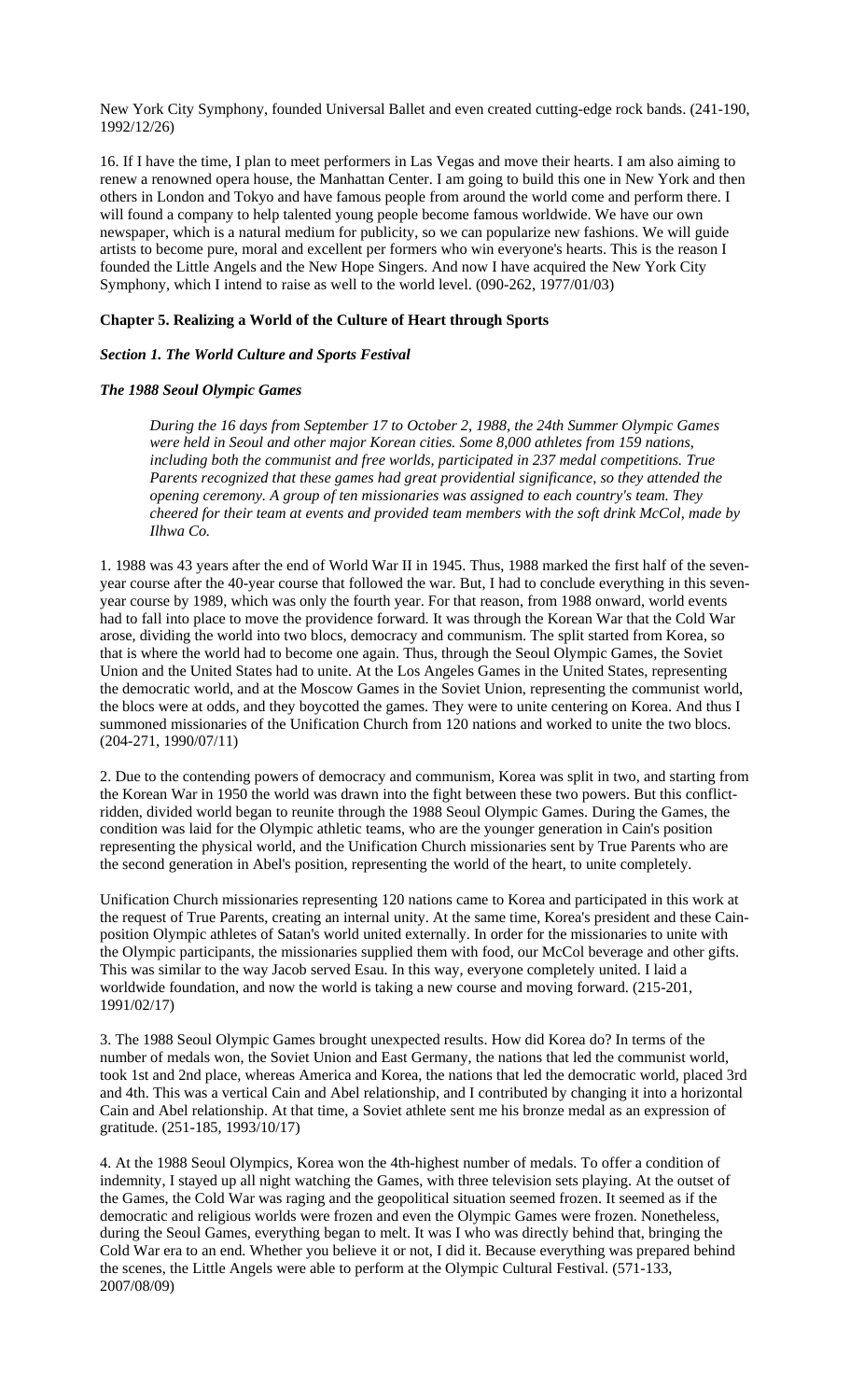New York City Symphony, founded Universal Ballet and even created cutting-edge rock bands. (241-190, 1992/12/26)

16. If I have the time, I plan to meet performers in Las Vegas and move their hearts. I am also aiming to renew a renowned opera house, the Manhattan Center. I am going to build this one in New York and then others in London and Tokyo and have famous people from around the world come and perform there. I will found a company to help talented young people become famous worldwide. We have our own newspaper, which is a natural medium for publicity, so we can popularize new fashions. We will guide artists to become pure, moral and excellent per formers who win everyone's hearts. This is the reason I founded the Little Angels and the New Hope Singers. And now I have acquired the New York City Symphony, which I intend to raise as well to the world level. (090-262, 1977/01/03)

**Chapter 5. Realizing a World of the Culture of Heart through Sports**

***Section 1. The World Culture and Sports Festival***

***The 1988 Seoul Olympic Games***

> *During the 16 days from September 17 to October 2, 1988, the 24th Summer Olympic Games were held in Seoul and other major Korean cities. Some 8,000 athletes from 159 nations, including both the communist and free worlds, participated in 237 medal competitions. True Parents recognized that these games had great providential significance, so they attended the opening ceremony. A group of ten missionaries was assigned to each country's team. They cheered for their team at events and provided team members with the soft drink McCol, made by Ilhwa Co.*

1. 1988 was 43 years after the end of World War II in 1945. Thus, 1988 marked the first half of the seven-year course after the 40-year course that followed the war. But, I had to conclude everything in this seven-year course by 1989, which was only the fourth year. For that reason, from 1988 onward, world events had to fall into place to move the providence forward. It was through the Korean War that the Cold War arose, dividing the world into two blocs, democracy and communism. The split started from Korea, so that is where the world had to become one again. Thus, through the Seoul Olympic Games, the Soviet Union and the United States had to unite. At the Los Angeles Games in the United States, representing the democratic world, and at the Moscow Games in the Soviet Union, representing the communist world, the blocs were at odds, and they boycotted the games. They were to unite centering on Korea. And thus I summoned missionaries of the Unification Church from 120 nations and worked to unite the two blocs. (204-271, 1990/07/11)

2. Due to the contending powers of democracy and communism, Korea was split in two, and starting from the Korean War in 1950 the world was drawn into the fight between these two powers. But this conflict-ridden, divided world began to reunite through the 1988 Seoul Olympic Games. During the Games, the condition was laid for the Olympic athletic teams, who are the younger generation in Cain's position representing the physical world, and the Unification Church missionaries sent by True Parents who are the second generation in Abel's position, representing the world of the heart, to unite completely.

Unification Church missionaries representing 120 nations came to Korea and participated in this work at the request of True Parents, creating an internal unity. At the same time, Korea's president and these Cain-position Olympic athletes of Satan's world united externally. In order for the missionaries to unite with the Olympic participants, the missionaries supplied them with food, our McCol beverage and other gifts. This was similar to the way Jacob served Esau. In this way, everyone completely united. I laid a worldwide foundation, and now the world is taking a new course and moving forward. (215-201, 1991/02/17)

3. The 1988 Seoul Olympic Games brought unexpected results. How did Korea do? In terms of the number of medals won, the Soviet Union and East Germany, the nations that led the communist world, took 1st and 2nd place, whereas America and Korea, the nations that led the democratic world, placed 3rd and 4th. This was a vertical Cain and Abel relationship, and I contributed by changing it into a horizontal Cain and Abel relationship. At that time, a Soviet athlete sent me his bronze medal as an expression of gratitude. (251-185, 1993/10/17)

4. At the 1988 Seoul Olympics, Korea won the 4th-highest number of medals. To offer a condition of indemnity, I stayed up all night watching the Games, with three television sets playing. At the outset of the Games, the Cold War was raging and the geopolitical situation seemed frozen. It seemed as if the democratic and religious worlds were frozen and even the Olympic Games were frozen. Nonetheless, during the Seoul Games, everything began to melt. It was I who was directly behind that, bringing the Cold War era to an end. Whether you believe it or not, I did it. Because everything was prepared behind the scenes, the Little Angels were able to perform at the Olympic Cultural Festival. (571-133, 2007/08/09)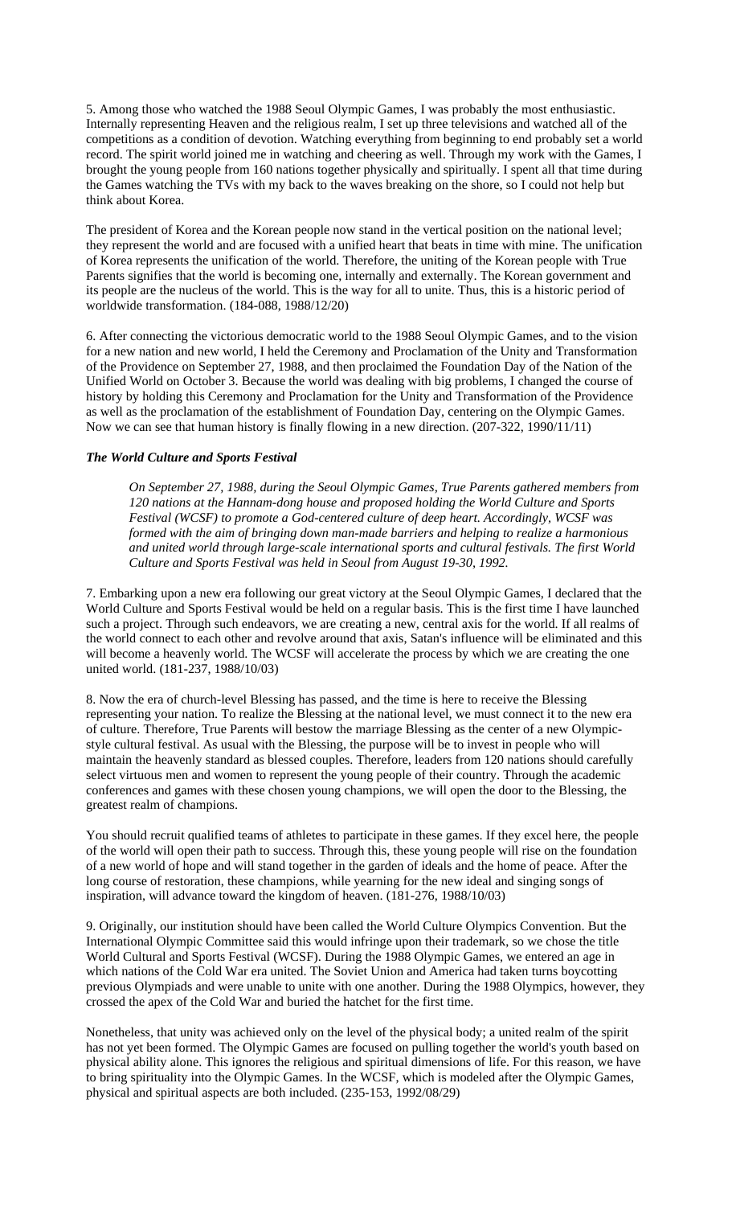5. Among those who watched the 1988 Seoul Olympic Games, I was probably the most enthusiastic. Internally representing Heaven and the religious realm, I set up three televisions and watched all of the competitions as a condition of devotion. Watching everything from beginning to end probably set a world record. The spirit world joined me in watching and cheering as well. Through my work with the Games, I brought the young people from 160 nations together physically and spiritually. I spent all that time during the Games watching the TVs with my back to the waves breaking on the shore, so I could not help but think about Korea.

The president of Korea and the Korean people now stand in the vertical position on the national level; they represent the world and are focused with a unified heart that beats in time with mine. The unification of Korea represents the unification of the world. Therefore, the uniting of the Korean people with True Parents signifies that the world is becoming one, internally and externally. The Korean government and its people are the nucleus of the world. This is the way for all to unite. Thus, this is a historic period of worldwide transformation. (184-088, 1988/12/20)

6. After connecting the victorious democratic world to the 1988 Seoul Olympic Games, and to the vision for a new nation and new world, I held the Ceremony and Proclamation of the Unity and Transformation of the Providence on September 27, 1988, and then proclaimed the Foundation Day of the Nation of the Unified World on October 3. Because the world was dealing with big problems, I changed the course of history by holding this Ceremony and Proclamation for the Unity and Transformation of the Providence as well as the proclamation of the establishment of Foundation Day, centering on the Olympic Games. Now we can see that human history is finally flowing in a new direction. (207-322, 1990/11/11)

***The World Culture and Sports Festival***

> *On September 27, 1988, during the Seoul Olympic Games, True Parents gathered members from 120 nations at the Hannam-dong house and proposed holding the World Culture and Sports Festival (WCSF) to promote a God-centered culture of deep heart. Accordingly, WCSF was formed with the aim of bringing down man-made barriers and helping to realize a harmonious and united world through large-scale international sports and cultural festivals. The first World Culture and Sports Festival was held in Seoul from August 19-30, 1992.*

7. Embarking upon a new era following our great victory at the Seoul Olympic Games, I declared that the World Culture and Sports Festival would be held on a regular basis. This is the first time I have launched such a project. Through such endeavors, we are creating a new, central axis for the world. If all realms of the world connect to each other and revolve around that axis, Satan's influence will be eliminated and this will become a heavenly world. The WCSF will accelerate the process by which we are creating the one united world. (181-237, 1988/10/03)

8. Now the era of church-level Blessing has passed, and the time is here to receive the Blessing representing your nation. To realize the Blessing at the national level, we must connect it to the new era of culture. Therefore, True Parents will bestow the marriage Blessing as the center of a new Olympic-style cultural festival. As usual with the Blessing, the purpose will be to invest in people who will maintain the heavenly standard as blessed couples. Therefore, leaders from 120 nations should carefully select virtuous men and women to represent the young people of their country. Through the academic conferences and games with these chosen young champions, we will open the door to the Blessing, the greatest realm of champions.

You should recruit qualified teams of athletes to participate in these games. If they excel here, the people of the world will open their path to success. Through this, these young people will rise on the foundation of a new world of hope and will stand together in the garden of ideals and the home of peace. After the long course of restoration, these champions, while yearning for the new ideal and singing songs of inspiration, will advance toward the kingdom of heaven. (181-276, 1988/10/03)

9. Originally, our institution should have been called the World Culture Olympics Convention. But the International Olympic Committee said this would infringe upon their trademark, so we chose the title World Cultural and Sports Festival (WCSF). During the 1988 Olympic Games, we entered an age in which nations of the Cold War era united. The Soviet Union and America had taken turns boycotting previous Olympiads and were unable to unite with one another. During the 1988 Olympics, however, they crossed the apex of the Cold War and buried the hatchet for the first time.

Nonetheless, that unity was achieved only on the level of the physical body; a united realm of the spirit has not yet been formed. The Olympic Games are focused on pulling together the world's youth based on physical ability alone. This ignores the religious and spiritual dimensions of life. For this reason, we have to bring spirituality into the Olympic Games. In the WCSF, which is modeled after the Olympic Games, physical and spiritual aspects are both included. (235-153, 1992/08/29)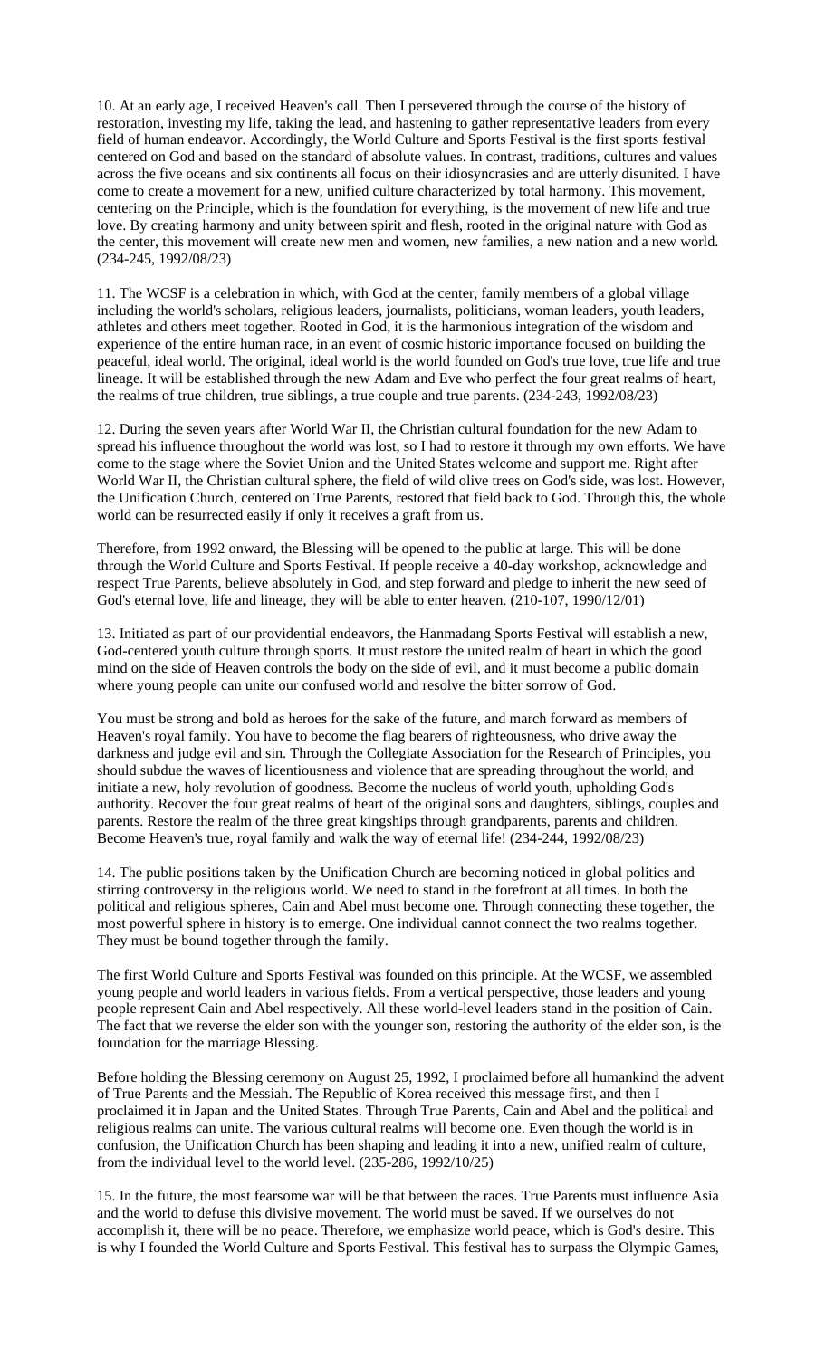10. At an early age, I received Heaven's call. Then I persevered through the course of the history of restoration, investing my life, taking the lead, and hastening to gather representative leaders from every field of human endeavor. Accordingly, the World Culture and Sports Festival is the first sports festival centered on God and based on the standard of absolute values. In contrast, traditions, cultures and values across the five oceans and six continents all focus on their idiosyncrasies and are utterly disunited. I have come to create a movement for a new, unified culture characterized by total harmony. This movement, centering on the Principle, which is the foundation for everything, is the movement of new life and true love. By creating harmony and unity between spirit and flesh, rooted in the original nature with God as the center, this movement will create new men and women, new families, a new nation and a new world. (234-245, 1992/08/23)

11. The WCSF is a celebration in which, with God at the center, family members of a global village including the world's scholars, religious leaders, journalists, politicians, woman leaders, youth leaders, athletes and others meet together. Rooted in God, it is the harmonious integration of the wisdom and experience of the entire human race, in an event of cosmic historic importance focused on building the peaceful, ideal world. The original, ideal world is the world founded on God's true love, true life and true lineage. It will be established through the new Adam and Eve who perfect the four great realms of heart, the realms of true children, true siblings, a true couple and true parents. (234-243, 1992/08/23)

12. During the seven years after World War II, the Christian cultural foundation for the new Adam to spread his influence throughout the world was lost, so I had to restore it through my own efforts. We have come to the stage where the Soviet Union and the United States welcome and support me. Right after World War II, the Christian cultural sphere, the field of wild olive trees on God's side, was lost. However, the Unification Church, centered on True Parents, restored that field back to God. Through this, the whole world can be resurrected easily if only it receives a graft from us.

Therefore, from 1992 onward, the Blessing will be opened to the public at large. This will be done through the World Culture and Sports Festival. If people receive a 40-day workshop, acknowledge and respect True Parents, believe absolutely in God, and step forward and pledge to inherit the new seed of God's eternal love, life and lineage, they will be able to enter heaven. (210-107, 1990/12/01)

13. Initiated as part of our providential endeavors, the Hanmadang Sports Festival will establish a new, God-centered youth culture through sports. It must restore the united realm of heart in which the good mind on the side of Heaven controls the body on the side of evil, and it must become a public domain where young people can unite our confused world and resolve the bitter sorrow of God.

You must be strong and bold as heroes for the sake of the future, and march forward as members of Heaven's royal family. You have to become the flag bearers of righteousness, who drive away the darkness and judge evil and sin. Through the Collegiate Association for the Research of Principles, you should subdue the waves of licentiousness and violence that are spreading throughout the world, and initiate a new, holy revolution of goodness. Become the nucleus of world youth, upholding God's authority. Recover the four great realms of heart of the original sons and daughters, siblings, couples and parents. Restore the realm of the three great kingships through grandparents, parents and children. Become Heaven's true, royal family and walk the way of eternal life! (234-244, 1992/08/23)

14. The public positions taken by the Unification Church are becoming noticed in global politics and stirring controversy in the religious world. We need to stand in the forefront at all times. In both the political and religious spheres, Cain and Abel must become one. Through connecting these together, the most powerful sphere in history is to emerge. One individual cannot connect the two realms together. They must be bound together through the family.

The first World Culture and Sports Festival was founded on this principle. At the WCSF, we assembled young people and world leaders in various fields. From a vertical perspective, those leaders and young people represent Cain and Abel respectively. All these world-level leaders stand in the position of Cain. The fact that we reverse the elder son with the younger son, restoring the authority of the elder son, is the foundation for the marriage Blessing.

Before holding the Blessing ceremony on August 25, 1992, I proclaimed before all humankind the advent of True Parents and the Messiah. The Republic of Korea received this message first, and then I proclaimed it in Japan and the United States. Through True Parents, Cain and Abel and the political and religious realms can unite. The various cultural realms will become one. Even though the world is in confusion, the Unification Church has been shaping and leading it into a new, unified realm of culture, from the individual level to the world level. (235-286, 1992/10/25)

15. In the future, the most fearsome war will be that between the races. True Parents must influence Asia and the world to defuse this divisive movement. The world must be saved. If we ourselves do not accomplish it, there will be no peace. Therefore, we emphasize world peace, which is God's desire. This is why I founded the World Culture and Sports Festival. This festival has to surpass the Olympic Games,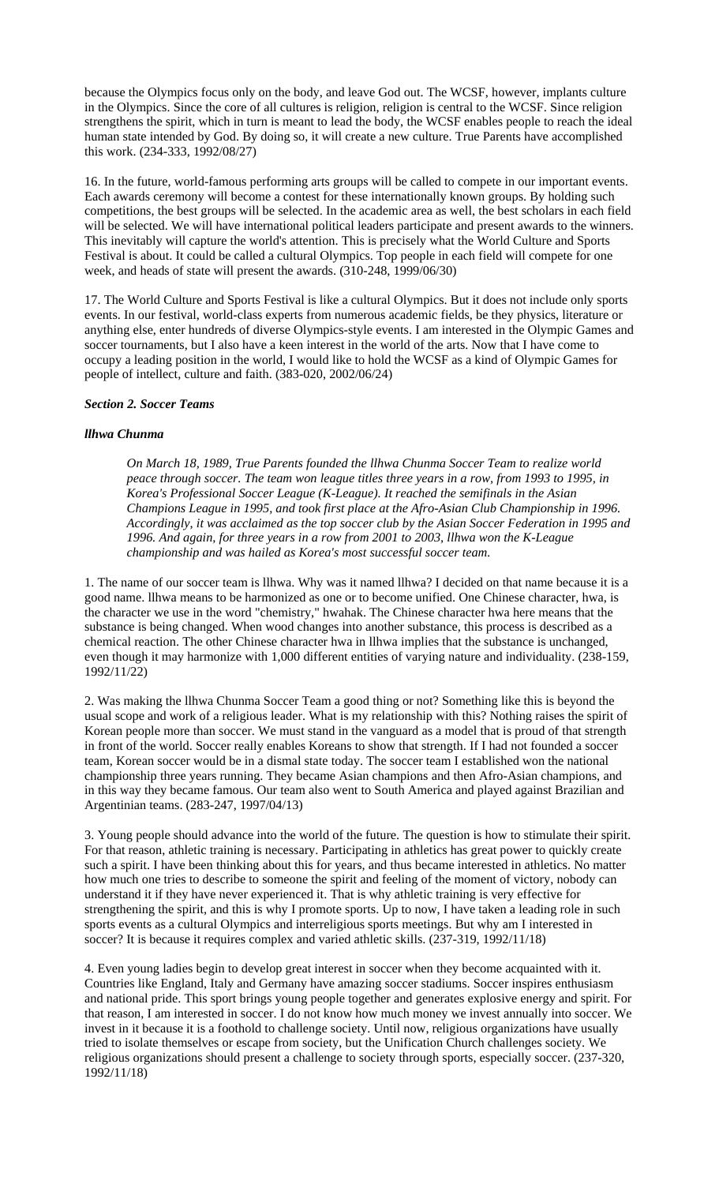because the Olympics focus only on the body, and leave God out. The WCSF, however, implants culture in the Olympics. Since the core of all cultures is religion, religion is central to the WCSF. Since religion strengthens the spirit, which in turn is meant to lead the body, the WCSF enables people to reach the ideal human state intended by God. By doing so, it will create a new culture. True Parents have accomplished this work. (234-333, 1992/08/27)

16. In the future, world-famous performing arts groups will be called to compete in our important events. Each awards ceremony will become a contest for these internationally known groups. By holding such competitions, the best groups will be selected. In the academic area as well, the best scholars in each field will be selected. We will have international political leaders participate and present awards to the winners. This inevitably will capture the world's attention. This is precisely what the World Culture and Sports Festival is about. It could be called a cultural Olympics. Top people in each field will compete for one week, and heads of state will present the awards. (310-248, 1999/06/30)

17. The World Culture and Sports Festival is like a cultural Olympics. But it does not include only sports events. In our festival, world-class experts from numerous academic fields, be they physics, literature or anything else, enter hundreds of diverse Olympics-style events. I am interested in the Olympic Games and soccer tournaments, but I also have a keen interest in the world of the arts. Now that I have come to occupy a leading position in the world, I would like to hold the WCSF as a kind of Olympic Games for people of intellect, culture and faith. (383-020, 2002/06/24)

***Section 2. Soccer Teams***

***Ilhwa Chunma***

> *On March 18, 1989, True Parents founded the Ilhwa Chunma Soccer Team to realize world peace through soccer. The team won league titles three years in a row, from 1993 to 1995, in Korea's Professional Soccer League (K-League). It reached the semifinals in the Asian Champions League in 1995, and took first place at the Afro-Asian Club Championship in 1996. Accordingly, it was acclaimed as the top soccer club by the Asian Soccer Federation in 1995 and 1996. And again, for three years in a row from 2001 to 2003, Ilhwa won the K-League championship and was hailed as Korea's most successful soccer team.*

1. The name of our soccer team is Ilhwa. Why was it named Ilhwa? I decided on that name because it is a good name. Ilhwa means to be harmonized as one or to become unified. One Chinese character, hwa, is the character we use in the word "chemistry," hwahak. The Chinese character hwa here means that the substance is being changed. When wood changes into another substance, this process is described as a chemical reaction. The other Chinese character hwa in Ilhwa implies that the substance is unchanged, even though it may harmonize with 1,000 different entities of varying nature and individuality. (238-159, 1992/11/22)

2. Was making the Ilhwa Chunma Soccer Team a good thing or not? Something like this is beyond the usual scope and work of a religious leader. What is my relationship with this? Nothing raises the spirit of Korean people more than soccer. We must stand in the vanguard as a model that is proud of that strength in front of the world. Soccer really enables Koreans to show that strength. If I had not founded a soccer team, Korean soccer would be in a dismal state today. The soccer team I established won the national championship three years running. They became Asian champions and then Afro-Asian champions, and in this way they became famous. Our team also went to South America and played against Brazilian and Argentinian teams. (283-247, 1997/04/13)

3. Young people should advance into the world of the future. The question is how to stimulate their spirit. For that reason, athletic training is necessary. Participating in athletics has great power to quickly create such a spirit. I have been thinking about this for years, and thus became interested in athletics. No matter how much one tries to describe to someone the spirit and feeling of the moment of victory, nobody can understand it if they have never experienced it. That is why athletic training is very effective for strengthening the spirit, and this is why I promote sports. Up to now, I have taken a leading role in such sports events as a cultural Olympics and interreligious sports meetings. But why am I interested in soccer? It is because it requires complex and varied athletic skills. (237-319, 1992/11/18)

4. Even young ladies begin to develop great interest in soccer when they become acquainted with it. Countries like England, Italy and Germany have amazing soccer stadiums. Soccer inspires enthusiasm and national pride. This sport brings young people together and generates explosive energy and spirit. For that reason, I am interested in soccer. I do not know how much money we invest annually into soccer. We invest in it because it is a foothold to challenge society. Until now, religious organizations have usually tried to isolate themselves or escape from society, but the Unification Church challenges society. We religious organizations should present a challenge to society through sports, especially soccer. (237-320, 1992/11/18)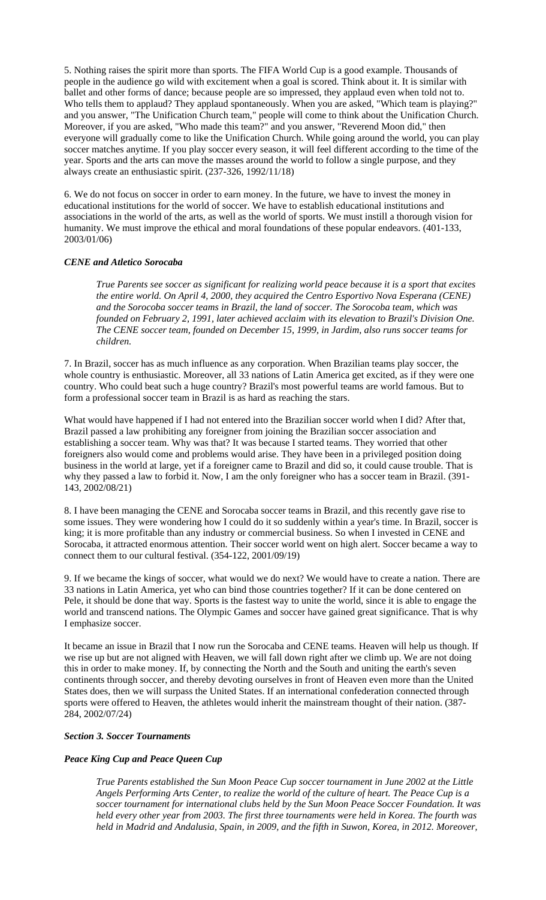5. Nothing raises the spirit more than sports. The FIFA World Cup is a good example. Thousands of people in the audience go wild with excitement when a goal is scored. Think about it. It is similar with ballet and other forms of dance; because people are so impressed, they applaud even when told not to. Who tells them to applaud? They applaud spontaneously. When you are asked, "Which team is playing?" and you answer, "The Unification Church team," people will come to think about the Unification Church. Moreover, if you are asked, "Who made this team?" and you answer, "Reverend Moon did," then everyone will gradually come to like the Unification Church. While going around the world, you can play soccer matches anytime. If you play soccer every season, it will feel different according to the time of the year. Sports and the arts can move the masses around the world to follow a single purpose, and they always create an enthusiastic spirit. (237-326, 1992/11/18)

6. We do not focus on soccer in order to earn money. In the future, we have to invest the money in educational institutions for the world of soccer. We have to establish educational institutions and associations in the world of the arts, as well as the world of sports. We must instill a thorough vision for humanity. We must improve the ethical and moral foundations of these popular endeavors. (401-133, 2003/01/06)

***CENE and Atletico Sorocaba***

> *True Parents see soccer as significant for realizing world peace because it is a sport that excites the entire world. On April 4, 2000, they acquired the Centro Esportivo Nova Esperana (CENE) and the Sorocoba soccer teams in Brazil, the land of soccer. The Sorocoba team, which was founded on February 2, 1991, later achieved acclaim with its elevation to Brazil's Division One. The CENE soccer team, founded on December 15, 1999, in Jardim, also runs soccer teams for children.*

7. In Brazil, soccer has as much influence as any corporation. When Brazilian teams play soccer, the whole country is enthusiastic. Moreover, all 33 nations of Latin America get excited, as if they were one country. Who could beat such a huge country? Brazil's most powerful teams are world famous. But to form a professional soccer team in Brazil is as hard as reaching the stars.

What would have happened if I had not entered into the Brazilian soccer world when I did? After that, Brazil passed a law prohibiting any foreigner from joining the Brazilian soccer association and establishing a soccer team. Why was that? It was because I started teams. They worried that other foreigners also would come and problems would arise. They have been in a privileged position doing business in the world at large, yet if a foreigner came to Brazil and did so, it could cause trouble. That is why they passed a law to forbid it. Now, I am the only foreigner who has a soccer team in Brazil. (391-143, 2002/08/21)

8. I have been managing the CENE and Sorocaba soccer teams in Brazil, and this recently gave rise to some issues. They were wondering how I could do it so suddenly within a year's time. In Brazil, soccer is king; it is more profitable than any industry or commercial business. So when I invested in CENE and Sorocaba, it attracted enormous attention. Their soccer world went on high alert. Soccer became a way to connect them to our cultural festival. (354-122, 2001/09/19)

9. If we became the kings of soccer, what would we do next? We would have to create a nation. There are 33 nations in Latin America, yet who can bind those countries together? If it can be done centered on Pele, it should be done that way. Sports is the fastest way to unite the world, since it is able to engage the world and transcend nations. The Olympic Games and soccer have gained great significance. That is why I emphasize soccer.

It became an issue in Brazil that I now run the Sorocaba and CENE teams. Heaven will help us though. If we rise up but are not aligned with Heaven, we will fall down right after we climb up. We are not doing this in order to make money. If, by connecting the North and the South and uniting the earth's seven continents through soccer, and thereby devoting ourselves in front of Heaven even more than the United States does, then we will surpass the United States. If an international confederation connected through sports were offered to Heaven, the athletes would inherit the mainstream thought of their nation. (387-284, 2002/07/24)

***Section 3. Soccer Tournaments***

***Peace King Cup and Peace Queen Cup***

> *True Parents established the Sun Moon Peace Cup soccer tournament in June 2002 at the Little Angels Performing Arts Center, to realize the world of the culture of heart. The Peace Cup is a soccer tournament for international clubs held by the Sun Moon Peace Soccer Foundation. It was held every other year from 2003. The first three tournaments were held in Korea. The fourth was held in Madrid and Andalusia, Spain, in 2009, and the fifth in Suwon, Korea, in 2012. Moreover,*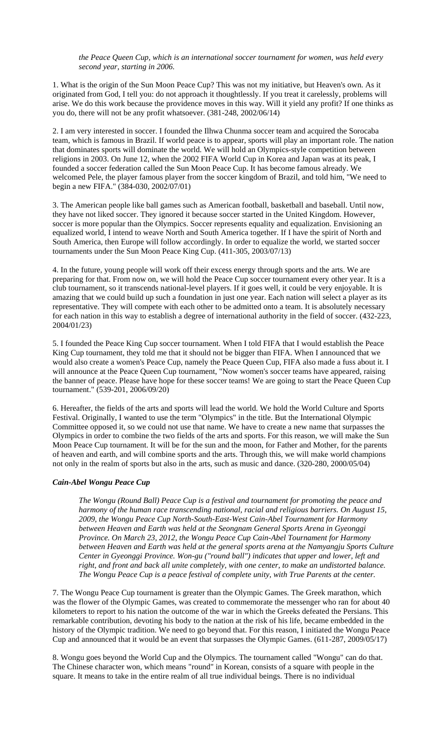*the Peace Queen Cup, which is an international soccer tournament for women, was held every second year, starting in 2006.*

1. What is the origin of the Sun Moon Peace Cup? This was not my initiative, but Heaven's own. As it originated from God, I tell you: do not approach it thoughtlessly. If you treat it carelessly, problems will arise. We do this work because the providence moves in this way. Will it yield any profit? If one thinks as you do, there will not be any profit whatsoever. (381-248, 2002/06/14)

2. I am very interested in soccer. I founded the Ilhwa Chunma soccer team and acquired the Sorocaba team, which is famous in Brazil. If world peace is to appear, sports will play an important role. The nation that dominates sports will dominate the world. We will hold an Olympics-style competition between religions in 2003. On June 12, when the 2002 FIFA World Cup in Korea and Japan was at its peak, I founded a soccer federation called the Sun Moon Peace Cup. It has become famous already. We welcomed Pele, the player famous player from the soccer kingdom of Brazil, and told him, "We need to begin a new FIFA." (384-030, 2002/07/01)

3. The American people like ball games such as American football, basketball and baseball. Until now, they have not liked soccer. They ignored it because soccer started in the United Kingdom. However, soccer is more popular than the Olympics. Soccer represents equality and equalization. Envisioning an equalized world, I intend to weave North and South America together. If I have the spirit of North and South America, then Europe will follow accordingly. In order to equalize the world, we started soccer tournaments under the Sun Moon Peace King Cup. (411-305, 2003/07/13)

4. In the future, young people will work off their excess energy through sports and the arts. We are preparing for that. From now on, we will hold the Peace Cup soccer tournament every other year. It is a club tournament, so it transcends national-level players. If it goes well, it could be very enjoyable. It is amazing that we could build up such a foundation in just one year. Each nation will select a player as its representative. They will compete with each other to be admitted onto a team. It is absolutely necessary for each nation in this way to establish a degree of international authority in the field of soccer. (432-223, 2004/01/23)

5. I founded the Peace King Cup soccer tournament. When I told FIFA that I would establish the Peace King Cup tournament, they told me that it should not be bigger than FIFA. When I announced that we would also create a women's Peace Cup, namely the Peace Queen Cup, FIFA also made a fuss about it. I will announce at the Peace Queen Cup tournament, "Now women's soccer teams have appeared, raising the banner of peace. Please have hope for these soccer teams! We are going to start the Peace Queen Cup tournament." (539-201, 2006/09/20)

6. Hereafter, the fields of the arts and sports will lead the world. We hold the World Culture and Sports Festival. Originally, I wanted to use the term "Olympics" in the title. But the International Olympic Committee opposed it, so we could not use that name. We have to create a new name that surpasses the Olympics in order to combine the two fields of the arts and sports. For this reason, we will make the Sun Moon Peace Cup tournament. It will be for the sun and the moon, for Father and Mother, for the parents of heaven and earth, and will combine sports and the arts. Through this, we will make world champions not only in the realm of sports but also in the arts, such as music and dance. (320-280, 2000/05/04)

### *Cain-Abel Wongu Peace Cup*

*The Wongu (Round Ball) Peace Cup is a festival and tournament for promoting the peace and harmony of the human race transcending national, racial and religious barriers. On August 15, 2009, the Wongu Peace Cup North-South-East-West Cain-Abel Tournament for Harmony between Heaven and Earth was held at the Seongnam General Sports Arena in Gyeonggi Province. On March 23, 2012, the Wongu Peace Cup Cain-Abel Tournament for Harmony between Heaven and Earth was held at the general sports arena at the Namyangju Sports Culture Center in Gyeonggi Province. Won-gu ("round ball") indicates that upper and lower, left and right, and front and back all unite completely, with one center, to make an undistorted balance. The Wongu Peace Cup is a peace festival of complete unity, with True Parents at the center.*

7. The Wongu Peace Cup tournament is greater than the Olympic Games. The Greek marathon, which was the flower of the Olympic Games, was created to commemorate the messenger who ran for about 40 kilometers to report to his nation the outcome of the war in which the Greeks defeated the Persians. This remarkable contribution, devoting his body to the nation at the risk of his life, became embedded in the history of the Olympic tradition. We need to go beyond that. For this reason, I initiated the Wongu Peace Cup and announced that it would be an event that surpasses the Olympic Games. (611-287, 2009/05/17)

8. Wongu goes beyond the World Cup and the Olympics. The tournament called "Wongu" can do that. The Chinese character won, which means "round" in Korean, consists of a square with people in the square. It means to take in the entire realm of all true individual beings. There is no individual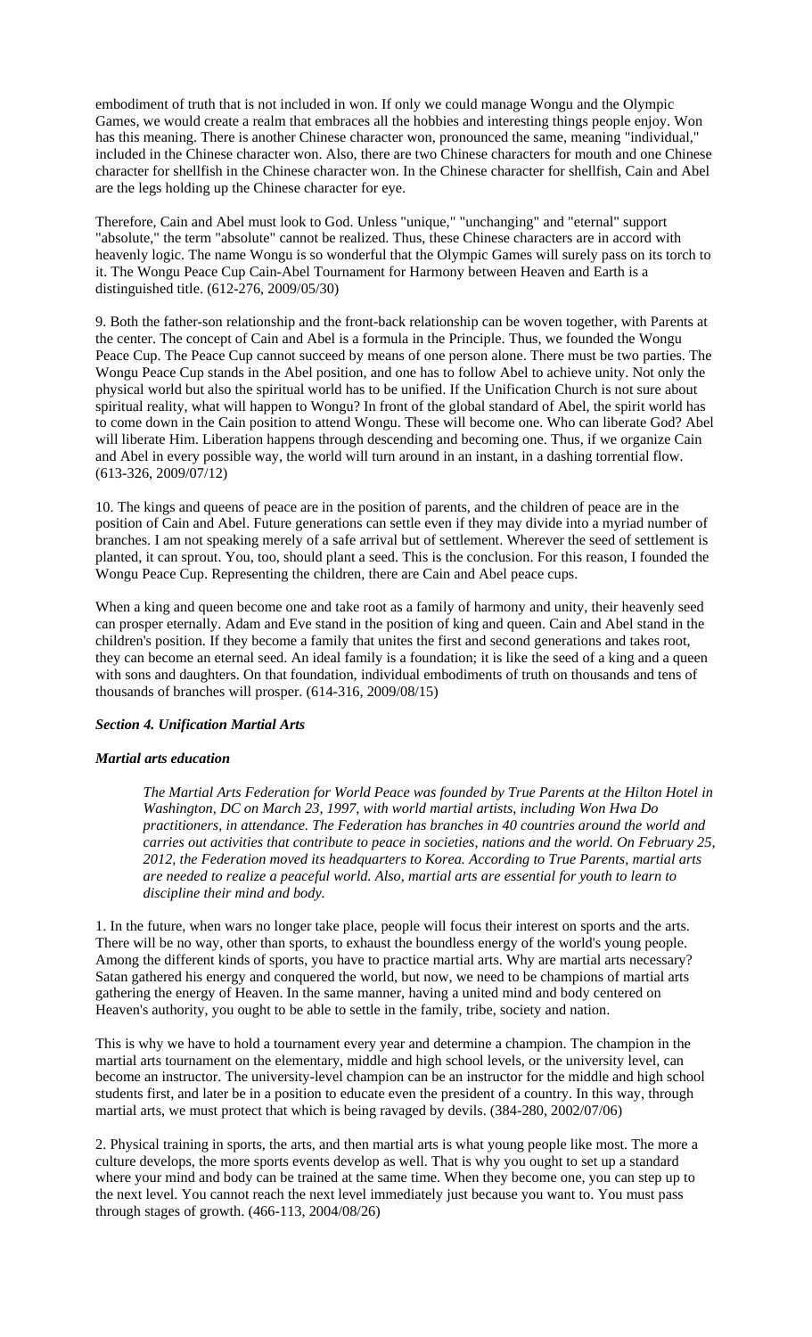embodiment of truth that is not included in won. If only we could manage Wongu and the Olympic Games, we would create a realm that embraces all the hobbies and interesting things people enjoy. Won has this meaning. There is another Chinese character won, pronounced the same, meaning "individual," included in the Chinese character won. Also, there are two Chinese characters for mouth and one Chinese character for shellfish in the Chinese character won. In the Chinese character for shellfish, Cain and Abel are the legs holding up the Chinese character for eye.

Therefore, Cain and Abel must look to God. Unless "unique," "unchanging" and "eternal" support "absolute," the term "absolute" cannot be realized. Thus, these Chinese characters are in accord with heavenly logic. The name Wongu is so wonderful that the Olympic Games will surely pass on its torch to it. The Wongu Peace Cup Cain-Abel Tournament for Harmony between Heaven and Earth is a distinguished title. (612-276, 2009/05/30)

9. Both the father-son relationship and the front-back relationship can be woven together, with Parents at the center. The concept of Cain and Abel is a formula in the Principle. Thus, we founded the Wongu Peace Cup. The Peace Cup cannot succeed by means of one person alone. There must be two parties. The Wongu Peace Cup stands in the Abel position, and one has to follow Abel to achieve unity. Not only the physical world but also the spiritual world has to be unified. If the Unification Church is not sure about spiritual reality, what will happen to Wongu? In front of the global standard of Abel, the spirit world has to come down in the Cain position to attend Wongu. These will become one. Who can liberate God? Abel will liberate Him. Liberation happens through descending and becoming one. Thus, if we organize Cain and Abel in every possible way, the world will turn around in an instant, in a dashing torrential flow. (613-326, 2009/07/12)

10. The kings and queens of peace are in the position of parents, and the children of peace are in the position of Cain and Abel. Future generations can settle even if they may divide into a myriad number of branches. I am not speaking merely of a safe arrival but of settlement. Wherever the seed of settlement is planted, it can sprout. You, too, should plant a seed. This is the conclusion. For this reason, I founded the Wongu Peace Cup. Representing the children, there are Cain and Abel peace cups.

When a king and queen become one and take root as a family of harmony and unity, their heavenly seed can prosper eternally. Adam and Eve stand in the position of king and queen. Cain and Abel stand in the children's position. If they become a family that unites the first and second generations and takes root, they can become an eternal seed. An ideal family is a foundation; it is like the seed of a king and a queen with sons and daughters. On that foundation, individual embodiments of truth on thousands and tens of thousands of branches will prosper. (614-316, 2009/08/15)

### *Section 4. Unification Martial Arts*

#### *Martial arts education*

> *The Martial Arts Federation for World Peace was founded by True Parents at the Hilton Hotel in Washington, DC on March 23, 1997, with world martial artists, including Won Hwa Do practitioners, in attendance. The Federation has branches in 40 countries around the world and carries out activities that contribute to peace in societies, nations and the world. On February 25, 2012, the Federation moved its headquarters to Korea. According to True Parents, martial arts are needed to realize a peaceful world. Also, martial arts are essential for youth to learn to discipline their mind and body.*

1. In the future, when wars no longer take place, people will focus their interest on sports and the arts. There will be no way, other than sports, to exhaust the boundless energy of the world's young people. Among the different kinds of sports, you have to practice martial arts. Why are martial arts necessary? Satan gathered his energy and conquered the world, but now, we need to be champions of martial arts gathering the energy of Heaven. In the same manner, having a united mind and body centered on Heaven's authority, you ought to be able to settle in the family, tribe, society and nation.

This is why we have to hold a tournament every year and determine a champion. The champion in the martial arts tournament on the elementary, middle and high school levels, or the university level, can become an instructor. The university-level champion can be an instructor for the middle and high school students first, and later be in a position to educate even the president of a country. In this way, through martial arts, we must protect that which is being ravaged by devils. (384-280, 2002/07/06)

2. Physical training in sports, the arts, and then martial arts is what young people like most. The more a culture develops, the more sports events develop as well. That is why you ought to set up a standard where your mind and body can be trained at the same time. When they become one, you can step up to the next level. You cannot reach the next level immediately just because you want to. You must pass through stages of growth. (466-113, 2004/08/26)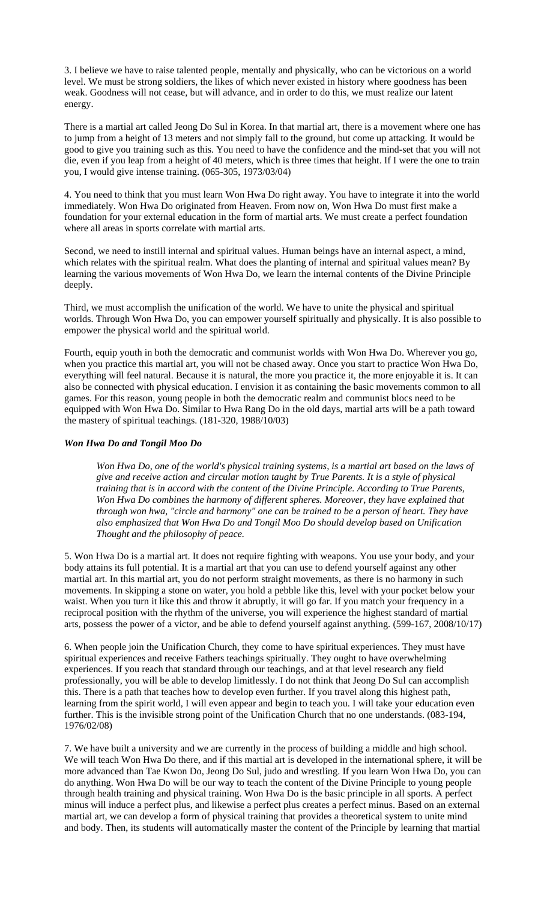3. I believe we have to raise talented people, mentally and physically, who can be victorious on a world level. We must be strong soldiers, the likes of which never existed in history where goodness has been weak. Goodness will not cease, but will advance, and in order to do this, we must realize our latent energy.

There is a martial art called Jeong Do Sul in Korea. In that martial art, there is a movement where one has to jump from a height of 13 meters and not simply fall to the ground, but come up attacking. It would be good to give you training such as this. You need to have the confidence and the mind-set that you will not die, even if you leap from a height of 40 meters, which is three times that height. If I were the one to train you, I would give intense training. (065-305, 1973/03/04)

4. You need to think that you must learn Won Hwa Do right away. You have to integrate it into the world immediately. Won Hwa Do originated from Heaven. From now on, Won Hwa Do must first make a foundation for your external education in the form of martial arts. We must create a perfect foundation where all areas in sports correlate with martial arts.

Second, we need to instill internal and spiritual values. Human beings have an internal aspect, a mind, which relates with the spiritual realm. What does the planting of internal and spiritual values mean? By learning the various movements of Won Hwa Do, we learn the internal contents of the Divine Principle deeply.

Third, we must accomplish the unification of the world. We have to unite the physical and spiritual worlds. Through Won Hwa Do, you can empower yourself spiritually and physically. It is also possible to empower the physical world and the spiritual world.

Fourth, equip youth in both the democratic and communist worlds with Won Hwa Do. Wherever you go, when you practice this martial art, you will not be chased away. Once you start to practice Won Hwa Do, everything will feel natural. Because it is natural, the more you practice it, the more enjoyable it is. It can also be connected with physical education. I envision it as containing the basic movements common to all games. For this reason, young people in both the democratic realm and communist blocs need to be equipped with Won Hwa Do. Similar to Hwa Rang Do in the old days, martial arts will be a path toward the mastery of spiritual teachings. (181-320, 1988/10/03)

***Won Hwa Do and Tongil Moo Do***

> *Won Hwa Do, one of the world's physical training systems, is a martial art based on the laws of give and receive action and circular motion taught by True Parents. It is a style of physical training that is in accord with the content of the Divine Principle. According to True Parents, Won Hwa Do combines the harmony of different spheres. Moreover, they have explained that through won hwa, "circle and harmony" one can be trained to be a person of heart. They have also emphasized that Won Hwa Do and Tongil Moo Do should develop based on Unification Thought and the philosophy of peace.*

5. Won Hwa Do is a martial art. It does not require fighting with weapons. You use your body, and your body attains its full potential. It is a martial art that you can use to defend yourself against any other martial art. In this martial art, you do not perform straight movements, as there is no harmony in such movements. In skipping a stone on water, you hold a pebble like this, level with your pocket below your waist. When you turn it like this and throw it abruptly, it will go far. If you match your frequency in a reciprocal position with the rhythm of the universe, you will experience the highest standard of martial arts, possess the power of a victor, and be able to defend yourself against anything. (599-167, 2008/10/17)

6. When people join the Unification Church, they come to have spiritual experiences. They must have spiritual experiences and receive Fathers teachings spiritually. They ought to have overwhelming experiences. If you reach that standard through our teachings, and at that level research any field professionally, you will be able to develop limitlessly. I do not think that Jeong Do Sul can accomplish this. There is a path that teaches how to develop even further. If you travel along this highest path, learning from the spirit world, I will even appear and begin to teach you. I will take your education even further. This is the invisible strong point of the Unification Church that no one understands. (083-194, 1976/02/08)

7. We have built a university and we are currently in the process of building a middle and high school. We will teach Won Hwa Do there, and if this martial art is developed in the international sphere, it will be more advanced than Tae Kwon Do, Jeong Do Sul, judo and wrestling. If you learn Won Hwa Do, you can do anything. Won Hwa Do will be our way to teach the content of the Divine Principle to young people through health training and physical training. Won Hwa Do is the basic principle in all sports. A perfect minus will induce a perfect plus, and likewise a perfect plus creates a perfect minus. Based on an external martial art, we can develop a form of physical training that provides a theoretical system to unite mind and body. Then, its students will automatically master the content of the Principle by learning that martial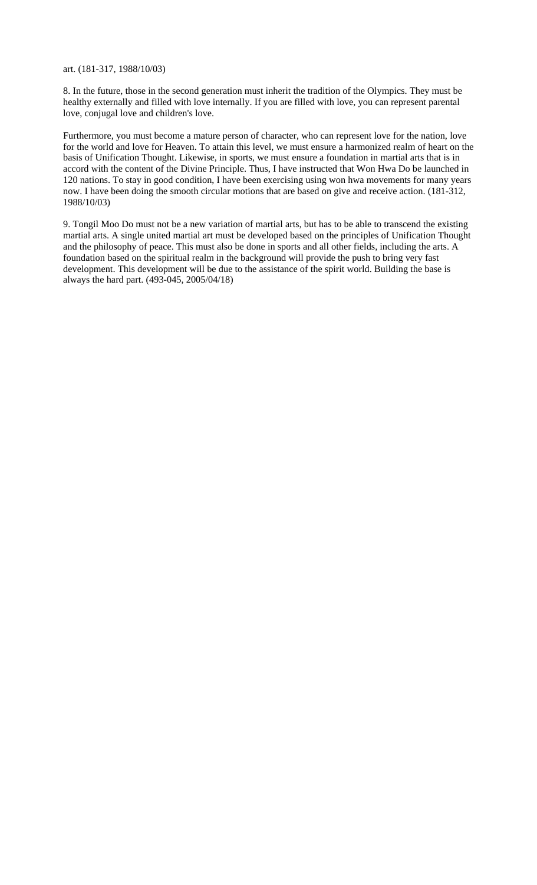art. (181-317, 1988/10/03)

8. In the future, those in the second generation must inherit the tradition of the Olympics. They must be healthy externally and filled with love internally. If you are filled with love, you can represent parental love, conjugal love and children's love.

Furthermore, you must become a mature person of character, who can represent love for the nation, love for the world and love for Heaven. To attain this level, we must ensure a harmonized realm of heart on the basis of Unification Thought. Likewise, in sports, we must ensure a foundation in martial arts that is in accord with the content of the Divine Principle. Thus, I have instructed that Won Hwa Do be launched in 120 nations. To stay in good condition, I have been exercising using won hwa movements for many years now. I have been doing the smooth circular motions that are based on give and receive action. (181-312, 1988/10/03)

9. Tongil Moo Do must not be a new variation of martial arts, but has to be able to transcend the existing martial arts. A single united martial art must be developed based on the principles of Unification Thought and the philosophy of peace. This must also be done in sports and all other fields, including the arts. A foundation based on the spiritual realm in the background will provide the push to bring very fast development. This development will be due to the assistance of the spirit world. Building the base is always the hard part. (493-045, 2005/04/18)